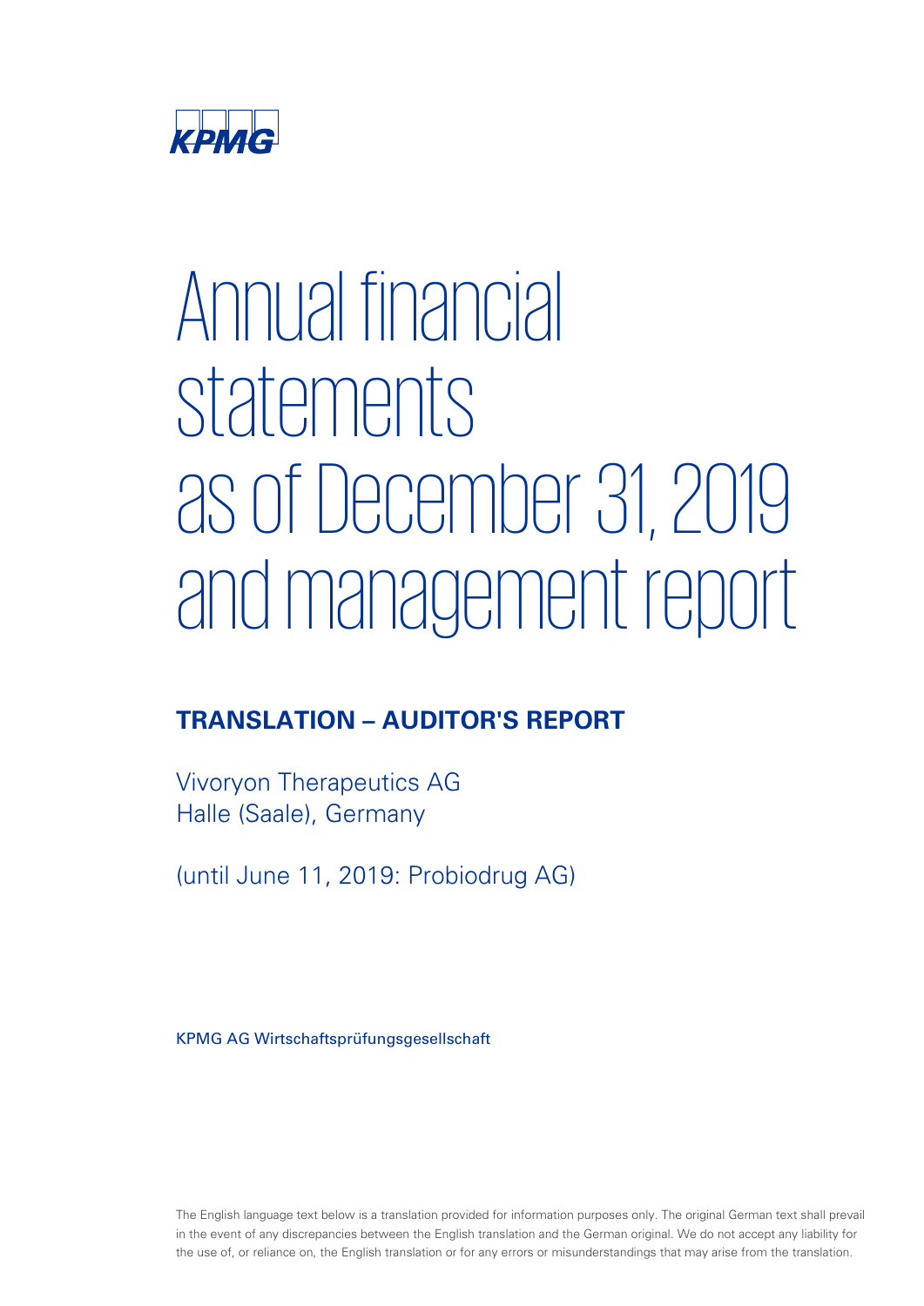KPMG

# Annual financial statements as of December 31, 2019 and management report

## TRANSLATION – AUDITOR'S REPORT

Vivoryon Therapeutics AG
Halle (Saale), Germany

(until June 11, 2019: Probiodrug AG)

KPMG AG Wirtschaftsprüfungsgesellschaft

The English language text below is a translation provided for information purposes only. The original German text shall prevail in the event of any discrepancies between the English translation and the German original. We do not accept any liability for the use of, or reliance on, the English translation or for any errors or misunderstandings that may arise from the translation.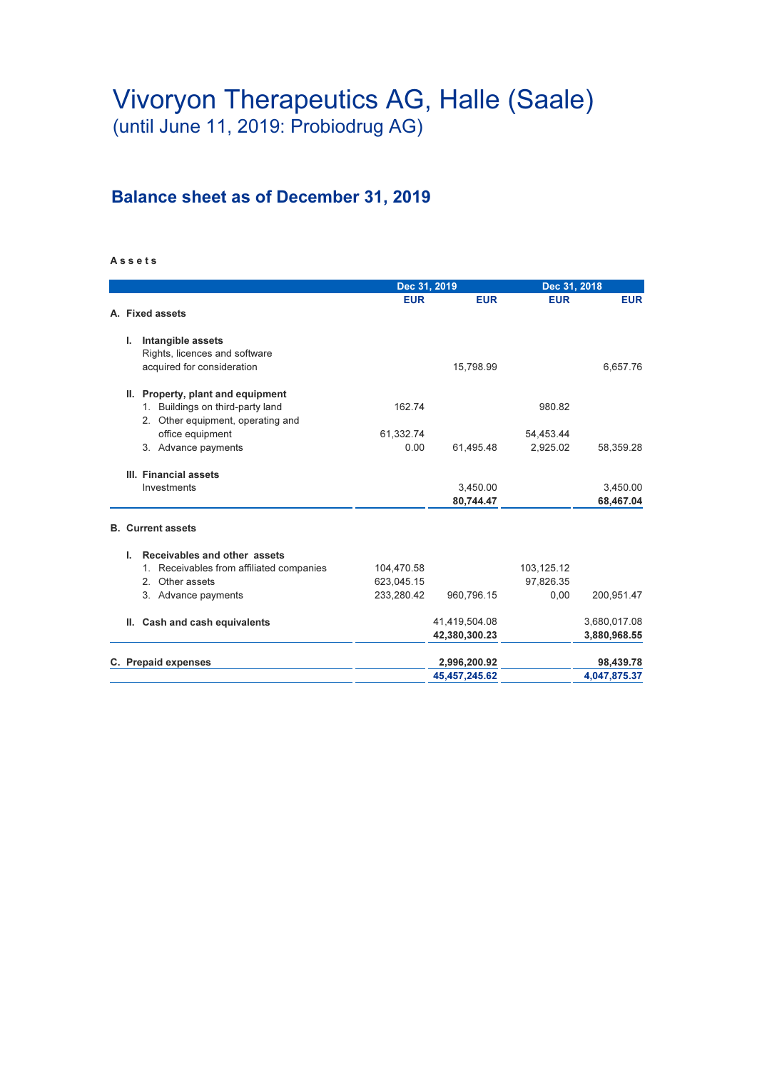# Vivoryon Therapeutics AG, Halle (Saale)
(until June 11, 2019: Probiodrug AG)

## Balance sheet as of December 31, 2019

**A s s e t s**

| | Dec 31, 2019 | | Dec 31, 2018 | |
|---|---|---|---|---|
| | EUR | EUR | EUR | EUR |
| **A. Fixed assets** | | | | |
| **I. Intangible assets** | | | | |
| Rights, licences and software acquired for consideration | | 15,798.99 | | 6,657.76 |
| **II. Property, plant and equipment** | | | | |
| 1. Buildings on third-party land | 162.74 | | 980.82 | |
| 2. Other equipment, operating and office equipment | 61,332.74 | | 54,453.44 | |
| 3. Advance payments | 0.00 | 61,495.48 | 2,925.02 | 58,359.28 |
| **III. Financial assets** | | | | |
| Investments | | 3,450.00 | | 3,450.00 |
| | | **80,744.47** | | **68,467.04** |
| **B. Current assets** | | | | |
| **I. Receivables and other assets** | | | | |
| 1. Receivables from affiliated companies | 104,470.58 | | 103,125.12 | |
| 2. Other assets | 623,045.15 | | 97,826.35 | |
| 3. Advance payments | 233,280.42 | 960,796.15 | 0,00 | 200,951.47 |
| **II. Cash and cash equivalents** | | 41,419,504.08 | | 3,680,017.08 |
| | | **42,380,300.23** | | **3,880,968.55** |
| **C. Prepaid expenses** | | **2,996,200.92** | | **98,439.78** |
| | | **45,457,245.62** | | **4,047,875.37** |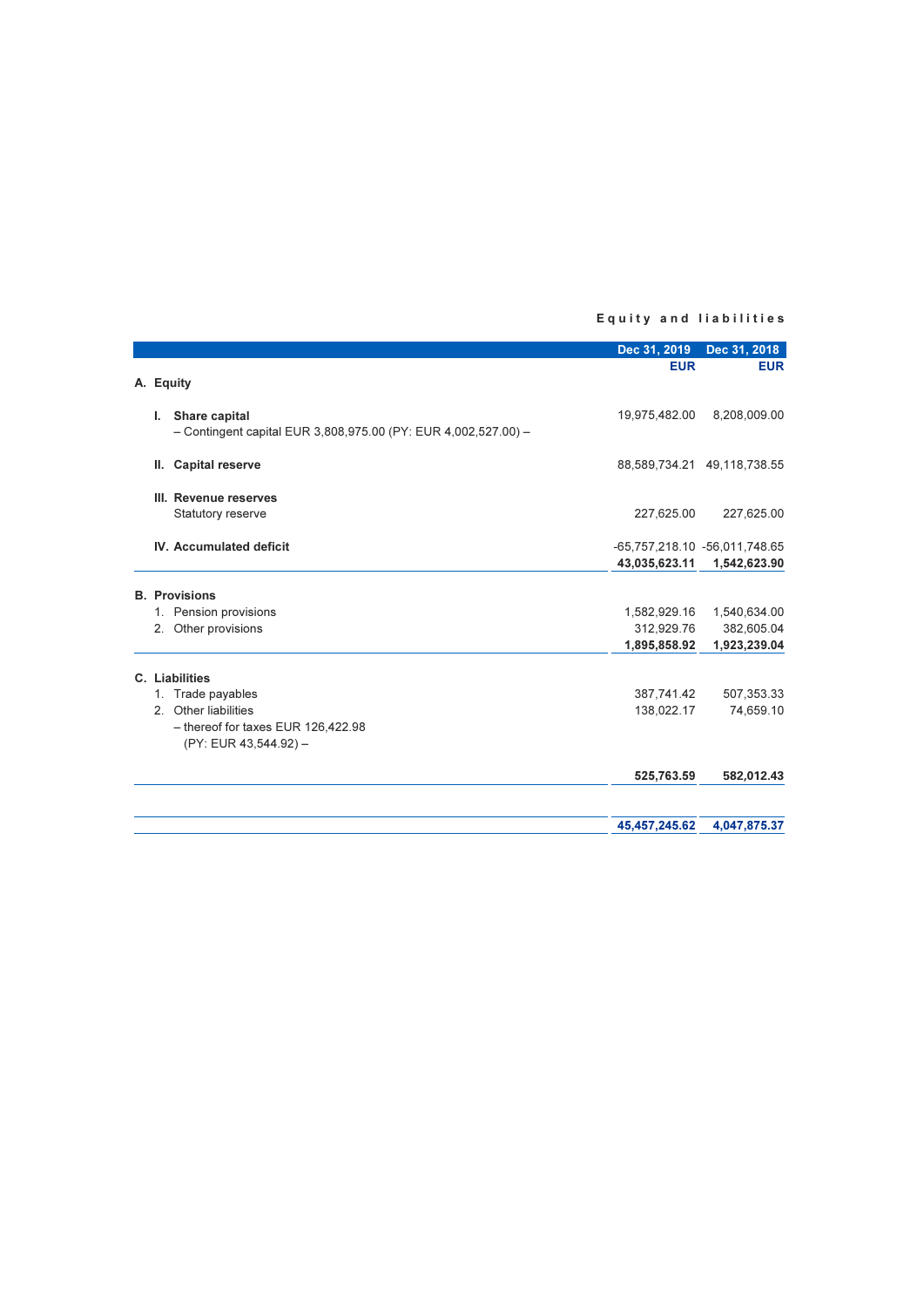**Equity and liabilities**

| | Dec 31, 2019 EUR | Dec 31, 2018 EUR |
|---|---|---|
| **A. Equity** | | |
| **I. Share capital** | 19,975,482.00 | 8,208,009.00 |
| – Contingent capital EUR 3,808,975.00 (PY: EUR 4,002,527.00) – | | |
| **II. Capital reserve** | 88,589,734.21 | 49,118,738.55 |
| **III. Revenue reserves** | | |
| Statutory reserve | 227,625.00 | 227,625.00 |
| **IV. Accumulated deficit** | -65,757,218.10 | -56,011,748.65 |
| | **43,035,623.11** | **1,542,623.90** |
| **B. Provisions** | | |
| 1. Pension provisions | 1,582,929.16 | 1,540,634.00 |
| 2. Other provisions | 312,929.76 | 382,605.04 |
| | **1,895,858.92** | **1,923,239.04** |
| **C. Liabilities** | | |
| 1. Trade payables | 387,741.42 | 507,353.33 |
| 2. Other liabilities | 138,022.17 | 74,659.10 |
| – thereof for taxes EUR 126,422.98 (PY: EUR 43,544.92) – | | |
| | **525,763.59** | **582,012.43** |
| | **45,457,245.62** | **4,047,875.37** |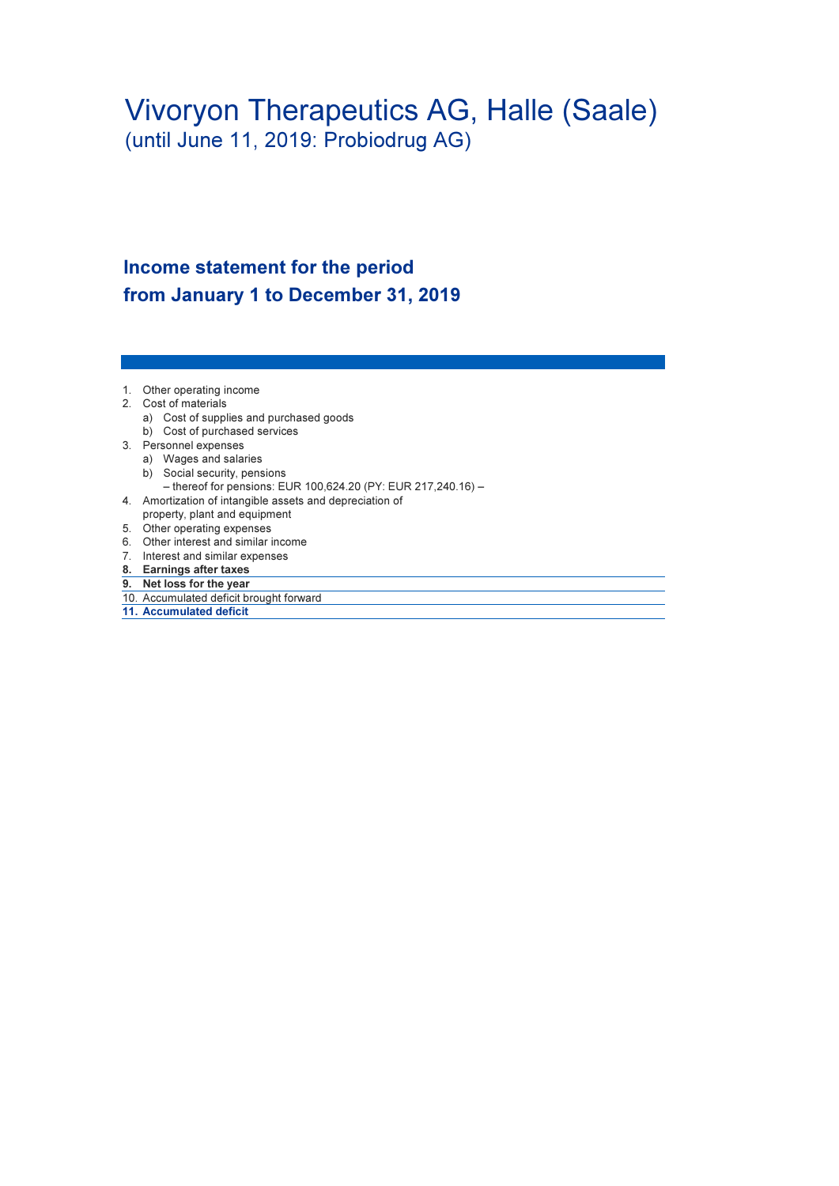# Vivoryon Therapeutics AG, Halle (Saale)

(until June 11, 2019: Probiodrug AG)

## Income statement for the period from January 1 to December 31, 2019

1. Other operating income
2. Cost of materials
   a) Cost of supplies and purchased goods
   b) Cost of purchased services
3. Personnel expenses
   a) Wages and salaries
   b) Social security, pensions
      – thereof for pensions: EUR 100,624.20 (PY: EUR 217,240.16) –
4. Amortization of intangible assets and depreciation of property, plant and equipment
5. Other operating expenses
6. Other interest and similar income
7. Interest and similar expenses
8. **Earnings after taxes**
9. **Net loss for the year**
10. Accumulated deficit brought forward
11. **Accumulated deficit**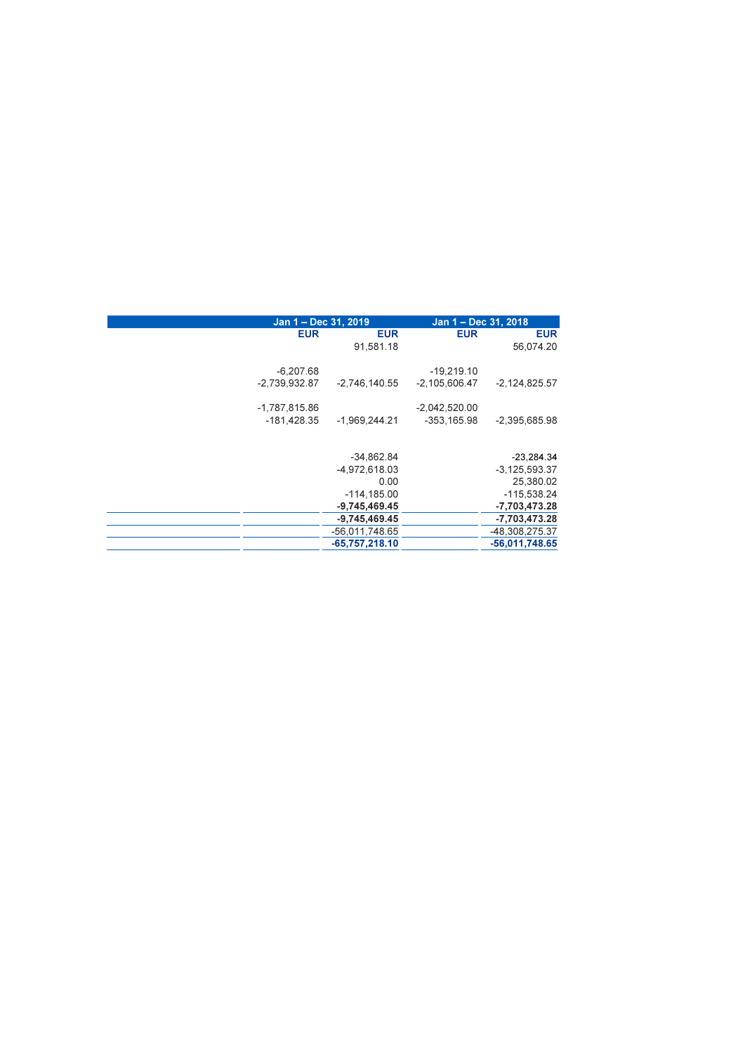| | Jan 1 – Dec 31, 2019 | | Jan 1 – Dec 31, 2018 | |
|---|---|---|---|---|
| | EUR | EUR | EUR | EUR |
| | | 91,581.18 | | 56,074.20 |
| | -6,207.68 | | -19,219.10 | |
| | -2,739,932.87 | -2,746,140.55 | -2,105,606.47 | -2,124,825.57 |
| | -1,787,815.86 | | -2,042,520.00 | |
| | -181,428.35 | -1,969,244.21 | -353,165.98 | -2,395,685.98 |
| | | -34,862.84 | | -23,284.34 |
| | | -4,972,618.03 | | -3,125,593.37 |
| | | 0.00 | | 25,380.02 |
| | | -114,185.00 | | -115,538.24 |
| | | **-9,745,469.45** | | **-7,703,473.28** |
| | | **-9,745,469.45** | | **-7,703,473.28** |
| | | -56,011,748.65 | | -48,308,275.37 |
| | | **-65,757,218.10** | | **-56,011,748.65** |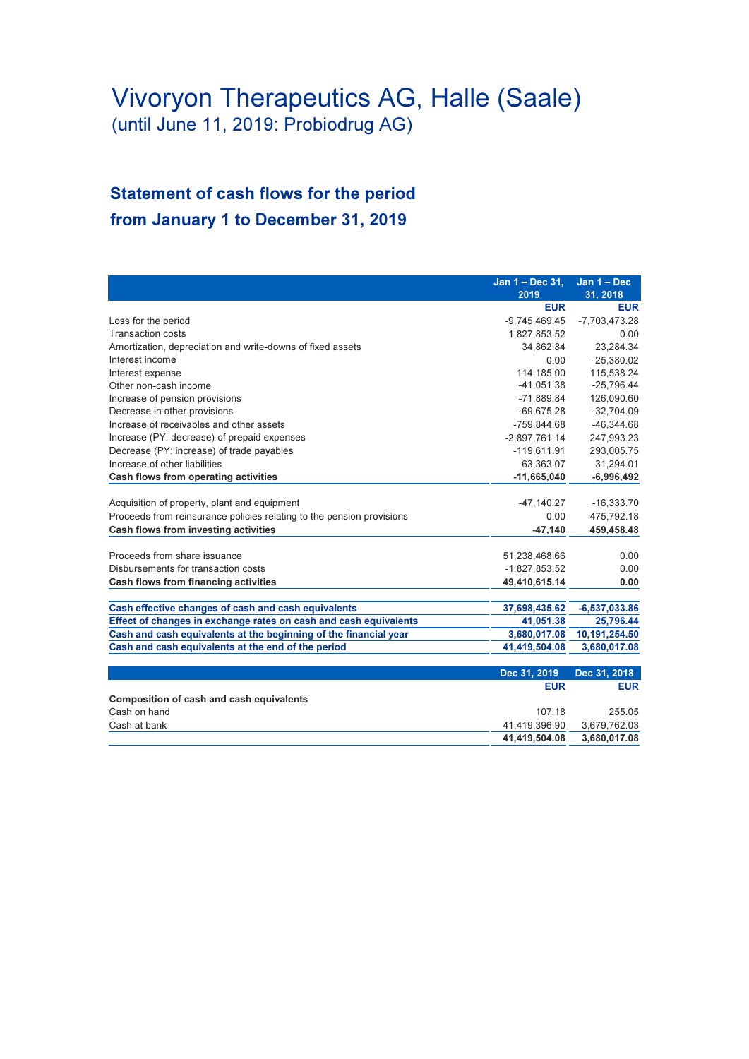# Vivoryon Therapeutics AG, Halle (Saale)

(until June 11, 2019: Probiodrug AG)

## Statement of cash flows for the period from January 1 to December 31, 2019

| | Jan 1 – Dec 31, 2019 | Jan 1 – Dec 31, 2018 |
|---|---|---|
| | EUR | EUR |
| Loss for the period | -9,745,469.45 | -7,703,473.28 |
| Transaction costs | 1,827,853.52 | 0.00 |
| Amortization, depreciation and write-downs of fixed assets | 34,862.84 | 23,284.34 |
| Interest income | 0.00 | -25,380.02 |
| Interest expense | 114,185.00 | 115,538.24 |
| Other non-cash income | -41,051.38 | -25,796.44 |
| Increase of pension provisions | -71,889.84 | 126,090.60 |
| Decrease in other provisions | -69,675.28 | -32,704.09 |
| Increase of receivables and other assets | -759,844.68 | -46,344.68 |
| Increase (PY: decrease) of prepaid expenses | -2,897,761.14 | 247,993.23 |
| Decrease (PY: increase) of trade payables | -119,611.91 | 293,005.75 |
| Increase of other liabilities | 63,363.07 | 31,294.01 |
| **Cash flows from operating activities** | **-11,665,040** | **-6,996,492** |
| | | |
| Acquisition of property, plant and equipment | -47,140.27 | -16,333.70 |
| Proceeds from reinsurance policies relating to the pension provisions | 0.00 | 475,792.18 |
| **Cash flows from investing activities** | **-47,140** | **459,458.48** |
| | | |
| Proceeds from share issuance | 51,238,468.66 | 0.00 |
| Disbursements for transaction costs | -1,827,853.52 | 0.00 |
| **Cash flows from financing activities** | **49,410,615.14** | **0.00** |
| | | |
| **Cash effective changes of cash and cash equivalents** | **37,698,435.62** | **-6,537,033.86** |
| **Effect of changes in exchange rates on cash and cash equivalents** | **41,051.38** | **25,796.44** |
| **Cash and cash equivalents at the beginning of the financial year** | **3,680,017.08** | **10,191,254.50** |
| **Cash and cash equivalents at the end of the period** | **41,419,504.08** | **3,680,017.08** |

| | Dec 31, 2019 | Dec 31, 2018 |
|---|---|---|
| | EUR | EUR |
| **Composition of cash and cash equivalents** | | |
| Cash on hand | 107.18 | 255.05 |
| Cash at bank | 41,419,396.90 | 3,679,762.03 |
| | **41,419,504.08** | **3,680,017.08** |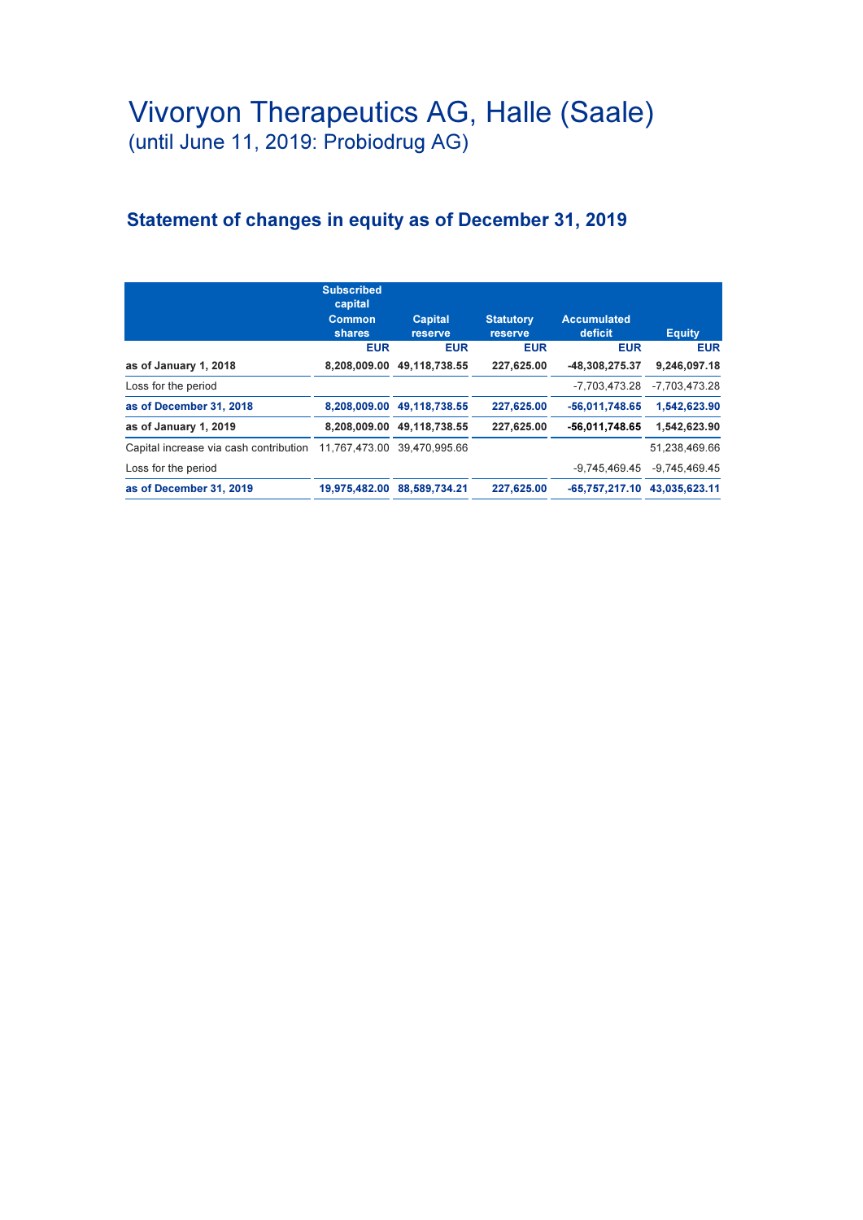# Vivoryon Therapeutics AG, Halle (Saale)
(until June 11, 2019: Probiodrug AG)

## Statement of changes in equity as of December 31, 2019

| | Subscribed capital Common shares | Capital reserve | Statutory reserve | Accumulated deficit | Equity |
|---|---|---|---|---|---|
| | EUR | EUR | EUR | EUR | EUR |
| **as of January 1, 2018** | **8,208,009.00** | **49,118,738.55** | **227,625.00** | **-48,308,275.37** | **9,246,097.18** |
| Loss for the period | | | | -7,703,473.28 | -7,703,473.28 |
| **as of December 31, 2018** | **8,208,009.00** | **49,118,738.55** | **227,625.00** | **-56,011,748.65** | **1,542,623.90** |
| **as of January 1, 2019** | **8,208,009.00** | **49,118,738.55** | **227,625.00** | **-56,011,748.65** | **1,542,623.90** |
| Capital increase via cash contribution | 11,767,473.00 | 39,470,995.66 | | | 51,238,469.66 |
| Loss for the period | | | | -9,745,469.45 | -9,745,469.45 |
| **as of December 31, 2019** | **19,975,482.00** | **88,589,734.21** | **227,625.00** | **-65,757,217.10** | **43,035,623.11** |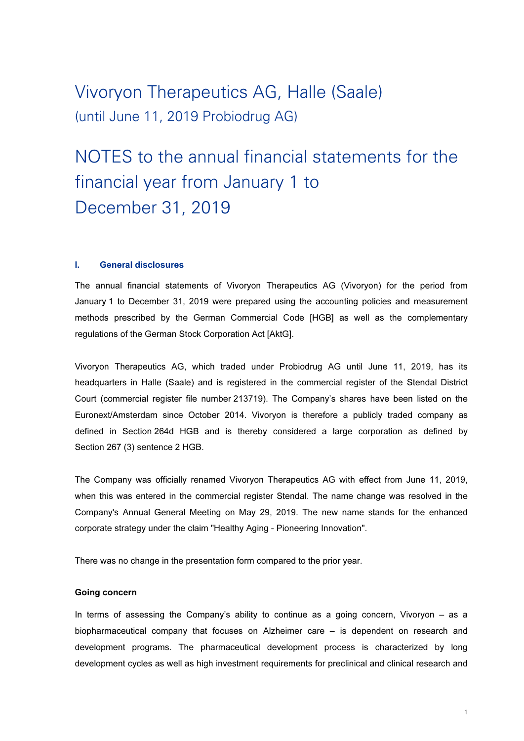# Vivoryon Therapeutics AG, Halle (Saale)

(until June 11, 2019 Probiodrug AG)

# NOTES to the annual financial statements for the financial year from January 1 to December 31, 2019

## I. General disclosures

The annual financial statements of Vivoryon Therapeutics AG (Vivoryon) for the period from January 1 to December 31, 2019 were prepared using the accounting policies and measurement methods prescribed by the German Commercial Code [HGB] as well as the complementary regulations of the German Stock Corporation Act [AktG].

Vivoryon Therapeutics AG, which traded under Probiodrug AG until June 11, 2019, has its headquarters in Halle (Saale) and is registered in the commercial register of the Stendal District Court (commercial register file number 213719). The Company's shares have been listed on the Euronext/Amsterdam since October 2014. Vivoryon is therefore a publicly traded company as defined in Section 264d HGB and is thereby considered a large corporation as defined by Section 267 (3) sentence 2 HGB.

The Company was officially renamed Vivoryon Therapeutics AG with effect from June 11, 2019, when this was entered in the commercial register Stendal. The name change was resolved in the Company's Annual General Meeting on May 29, 2019. The new name stands for the enhanced corporate strategy under the claim "Healthy Aging - Pioneering Innovation".

There was no change in the presentation form compared to the prior year.

### Going concern

In terms of assessing the Company's ability to continue as a going concern, Vivoryon – as a biopharmaceutical company that focuses on Alzheimer care – is dependent on research and development programs. The pharmaceutical development process is characterized by long development cycles as well as high investment requirements for preclinical and clinical research and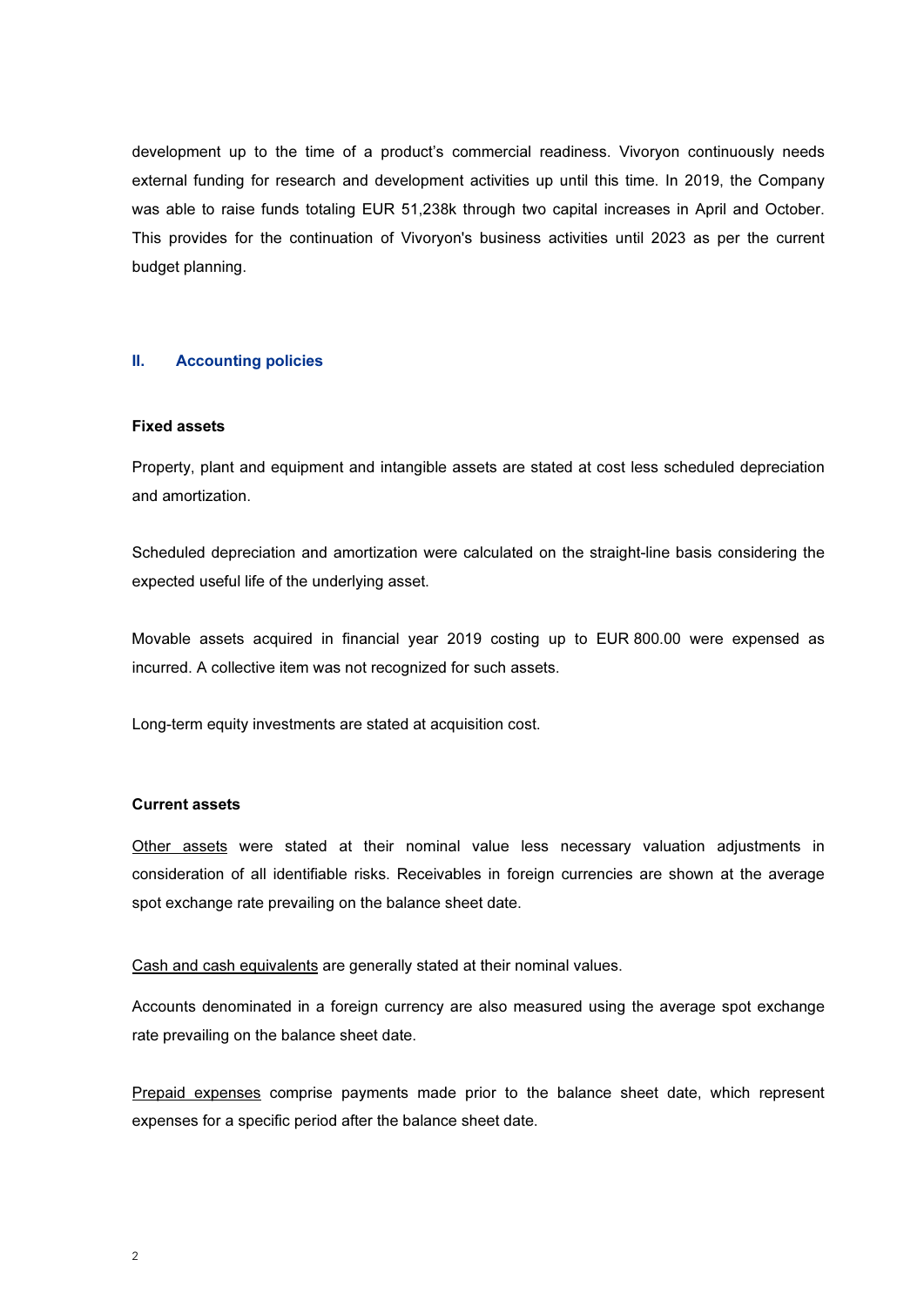development up to the time of a product's commercial readiness. Vivoryon continuously needs external funding for research and development activities up until this time. In 2019, the Company was able to raise funds totaling EUR 51,238k through two capital increases in April and October. This provides for the continuation of Vivoryon's business activities until 2023 as per the current budget planning.

## II. Accounting policies

### Fixed assets

Property, plant and equipment and intangible assets are stated at cost less scheduled depreciation and amortization.

Scheduled depreciation and amortization were calculated on the straight-line basis considering the expected useful life of the underlying asset.

Movable assets acquired in financial year 2019 costing up to EUR 800.00 were expensed as incurred. A collective item was not recognized for such assets.

Long-term equity investments are stated at acquisition cost.

### Current assets

Other assets were stated at their nominal value less necessary valuation adjustments in consideration of all identifiable risks. Receivables in foreign currencies are shown at the average spot exchange rate prevailing on the balance sheet date.

Cash and cash equivalents are generally stated at their nominal values.

Accounts denominated in a foreign currency are also measured using the average spot exchange rate prevailing on the balance sheet date.

Prepaid expenses comprise payments made prior to the balance sheet date, which represent expenses for a specific period after the balance sheet date.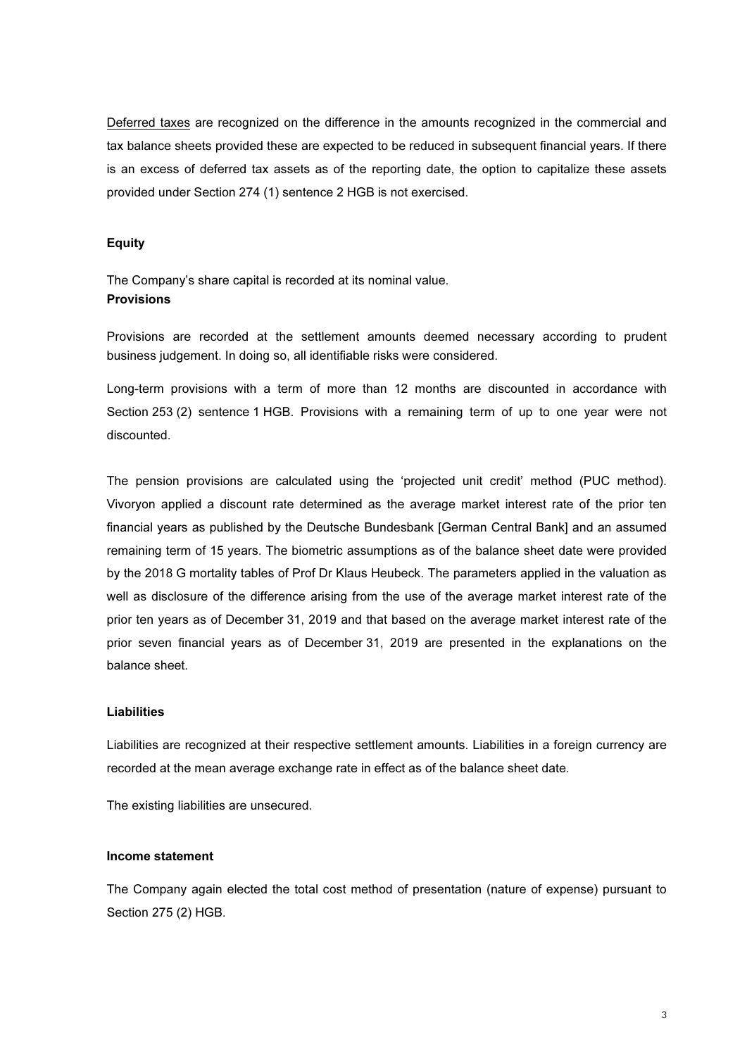Deferred taxes are recognized on the difference in the amounts recognized in the commercial and tax balance sheets provided these are expected to be reduced in subsequent financial years. If there is an excess of deferred tax assets as of the reporting date, the option to capitalize these assets provided under Section 274 (1) sentence 2 HGB is not exercised.

**Equity**

The Company's share capital is recorded at its nominal value.

**Provisions**

Provisions are recorded at the settlement amounts deemed necessary according to prudent business judgement. In doing so, all identifiable risks were considered.

Long-term provisions with a term of more than 12 months are discounted in accordance with Section 253 (2) sentence 1 HGB. Provisions with a remaining term of up to one year were not discounted.

The pension provisions are calculated using the 'projected unit credit' method (PUC method). Vivoryon applied a discount rate determined as the average market interest rate of the prior ten financial years as published by the Deutsche Bundesbank [German Central Bank] and an assumed remaining term of 15 years. The biometric assumptions as of the balance sheet date were provided by the 2018 G mortality tables of Prof Dr Klaus Heubeck. The parameters applied in the valuation as well as disclosure of the difference arising from the use of the average market interest rate of the prior ten years as of December 31, 2019 and that based on the average market interest rate of the prior seven financial years as of December 31, 2019 are presented in the explanations on the balance sheet.

**Liabilities**

Liabilities are recognized at their respective settlement amounts. Liabilities in a foreign currency are recorded at the mean average exchange rate in effect as of the balance sheet date.

The existing liabilities are unsecured.

**Income statement**

The Company again elected the total cost method of presentation (nature of expense) pursuant to Section 275 (2) HGB.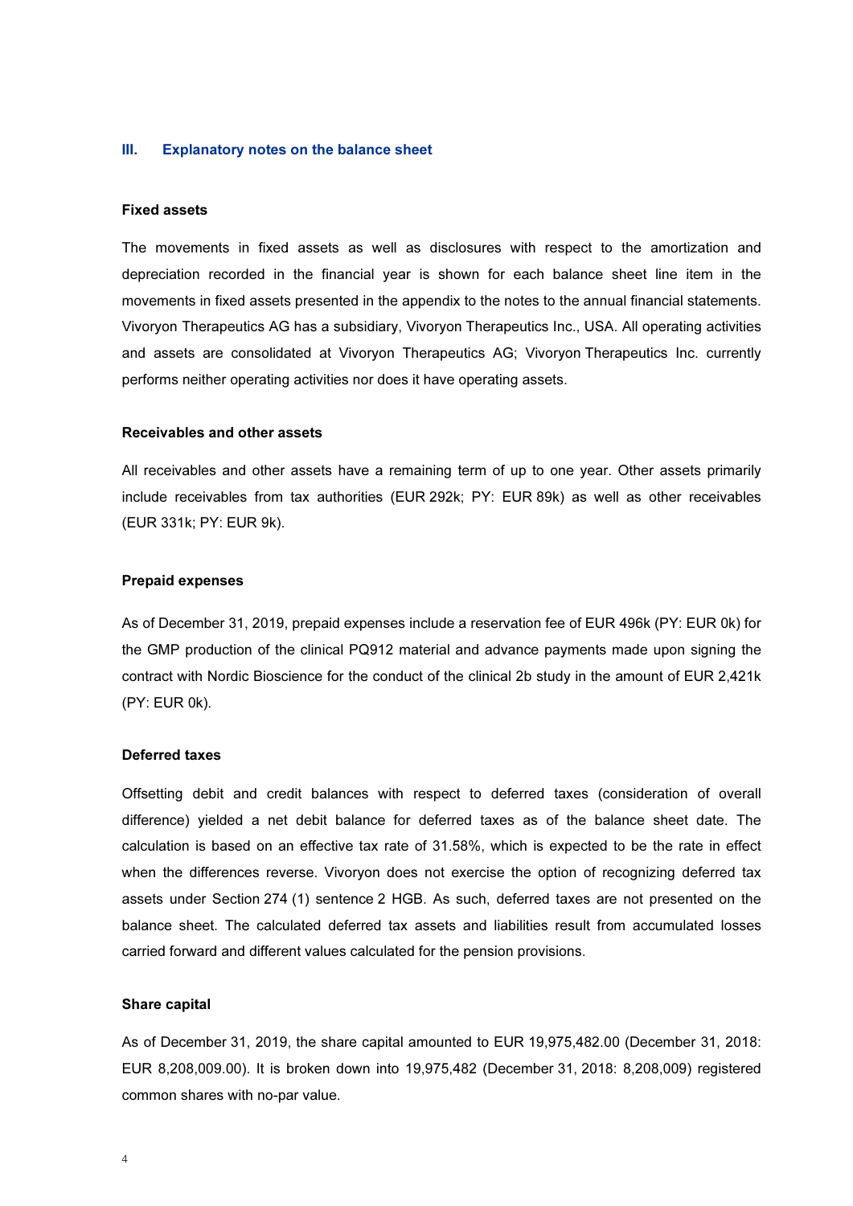## III. Explanatory notes on the balance sheet

### Fixed assets

The movements in fixed assets as well as disclosures with respect to the amortization and depreciation recorded in the financial year is shown for each balance sheet line item in the movements in fixed assets presented in the appendix to the notes to the annual financial statements. Vivoryon Therapeutics AG has a subsidiary, Vivoryon Therapeutics Inc., USA. All operating activities and assets are consolidated at Vivoryon Therapeutics AG; Vivoryon Therapeutics Inc. currently performs neither operating activities nor does it have operating assets.

### Receivables and other assets

All receivables and other assets have a remaining term of up to one year. Other assets primarily include receivables from tax authorities (EUR 292k; PY: EUR 89k) as well as other receivables (EUR 331k; PY: EUR 9k).

### Prepaid expenses

As of December 31, 2019, prepaid expenses include a reservation fee of EUR 496k (PY: EUR 0k) for the GMP production of the clinical PQ912 material and advance payments made upon signing the contract with Nordic Bioscience for the conduct of the clinical 2b study in the amount of EUR 2,421k (PY: EUR 0k).

### Deferred taxes

Offsetting debit and credit balances with respect to deferred taxes (consideration of overall difference) yielded a net debit balance for deferred taxes as of the balance sheet date. The calculation is based on an effective tax rate of 31.58%, which is expected to be the rate in effect when the differences reverse. Vivoryon does not exercise the option of recognizing deferred tax assets under Section 274 (1) sentence 2 HGB. As such, deferred taxes are not presented on the balance sheet. The calculated deferred tax assets and liabilities result from accumulated losses carried forward and different values calculated for the pension provisions.

### Share capital

As of December 31, 2019, the share capital amounted to EUR 19,975,482.00 (December 31, 2018: EUR 8,208,009.00). It is broken down into 19,975,482 (December 31, 2018: 8,208,009) registered common shares with no-par value.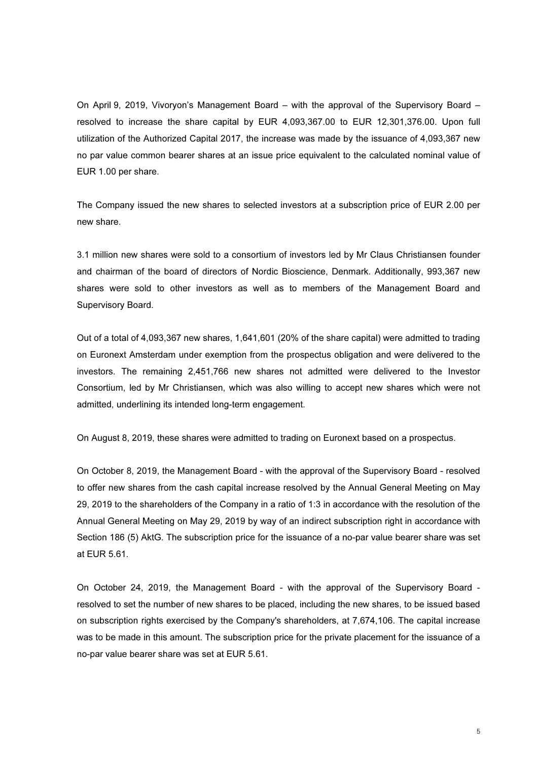On April 9, 2019, Vivoryon's Management Board – with the approval of the Supervisory Board – resolved to increase the share capital by EUR 4,093,367.00 to EUR 12,301,376.00. Upon full utilization of the Authorized Capital 2017, the increase was made by the issuance of 4,093,367 new no par value common bearer shares at an issue price equivalent to the calculated nominal value of EUR 1.00 per share.

The Company issued the new shares to selected investors at a subscription price of EUR 2.00 per new share.

3.1 million new shares were sold to a consortium of investors led by Mr Claus Christiansen founder and chairman of the board of directors of Nordic Bioscience, Denmark. Additionally, 993,367 new shares were sold to other investors as well as to members of the Management Board and Supervisory Board.

Out of a total of 4,093,367 new shares, 1,641,601 (20% of the share capital) were admitted to trading on Euronext Amsterdam under exemption from the prospectus obligation and were delivered to the investors. The remaining 2,451,766 new shares not admitted were delivered to the Investor Consortium, led by Mr Christiansen, which was also willing to accept new shares which were not admitted, underlining its intended long-term engagement.

On August 8, 2019, these shares were admitted to trading on Euronext based on a prospectus.

On October 8, 2019, the Management Board - with the approval of the Supervisory Board - resolved to offer new shares from the cash capital increase resolved by the Annual General Meeting on May 29, 2019 to the shareholders of the Company in a ratio of 1:3 in accordance with the resolution of the Annual General Meeting on May 29, 2019 by way of an indirect subscription right in accordance with Section 186 (5) AktG. The subscription price for the issuance of a no-par value bearer share was set at EUR 5.61.

On October 24, 2019, the Management Board - with the approval of the Supervisory Board - resolved to set the number of new shares to be placed, including the new shares, to be issued based on subscription rights exercised by the Company's shareholders, at 7,674,106. The capital increase was to be made in this amount. The subscription price for the private placement for the issuance of a no-par value bearer share was set at EUR 5.61.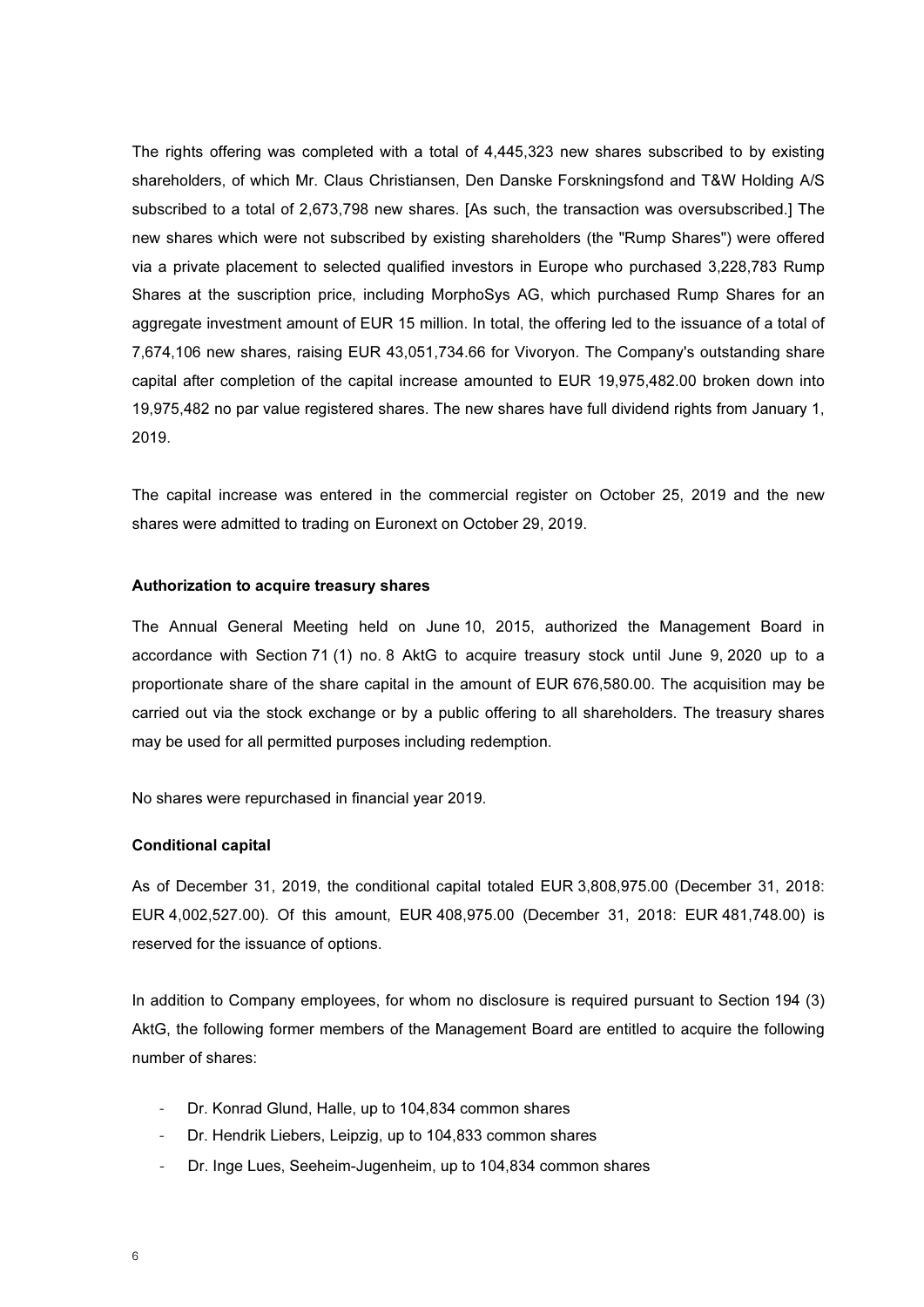The rights offering was completed with a total of 4,445,323 new shares subscribed to by existing shareholders, of which Mr. Claus Christiansen, Den Danske Forskningsfond and T&W Holding A/S subscribed to a total of 2,673,798 new shares. [As such, the transaction was oversubscribed.] The new shares which were not subscribed by existing shareholders (the "Rump Shares") were offered via a private placement to selected qualified investors in Europe who purchased 3,228,783 Rump Shares at the suscription price, including MorphoSys AG, which purchased Rump Shares for an aggregate investment amount of EUR 15 million. In total, the offering led to the issuance of a total of 7,674,106 new shares, raising EUR 43,051,734.66 for Vivoryon. The Company's outstanding share capital after completion of the capital increase amounted to EUR 19,975,482.00 broken down into 19,975,482 no par value registered shares. The new shares have full dividend rights from January 1, 2019.

The capital increase was entered in the commercial register on October 25, 2019 and the new shares were admitted to trading on Euronext on October 29, 2019.

**Authorization to acquire treasury shares**

The Annual General Meeting held on June 10, 2015, authorized the Management Board in accordance with Section 71 (1) no. 8 AktG to acquire treasury stock until June 9, 2020 up to a proportionate share of the share capital in the amount of EUR 676,580.00. The acquisition may be carried out via the stock exchange or by a public offering to all shareholders. The treasury shares may be used for all permitted purposes including redemption.

No shares were repurchased in financial year 2019.

**Conditional capital**

As of December 31, 2019, the conditional capital totaled EUR 3,808,975.00 (December 31, 2018: EUR 4,002,527.00). Of this amount, EUR 408,975.00 (December 31, 2018: EUR 481,748.00) is reserved for the issuance of options.

In addition to Company employees, for whom no disclosure is required pursuant to Section 194 (3) AktG, the following former members of the Management Board are entitled to acquire the following number of shares:

- Dr. Konrad Glund, Halle, up to 104,834 common shares
- Dr. Hendrik Liebers, Leipzig, up to 104,833 common shares
- Dr. Inge Lues, Seeheim-Jugenheim, up to 104,834 common shares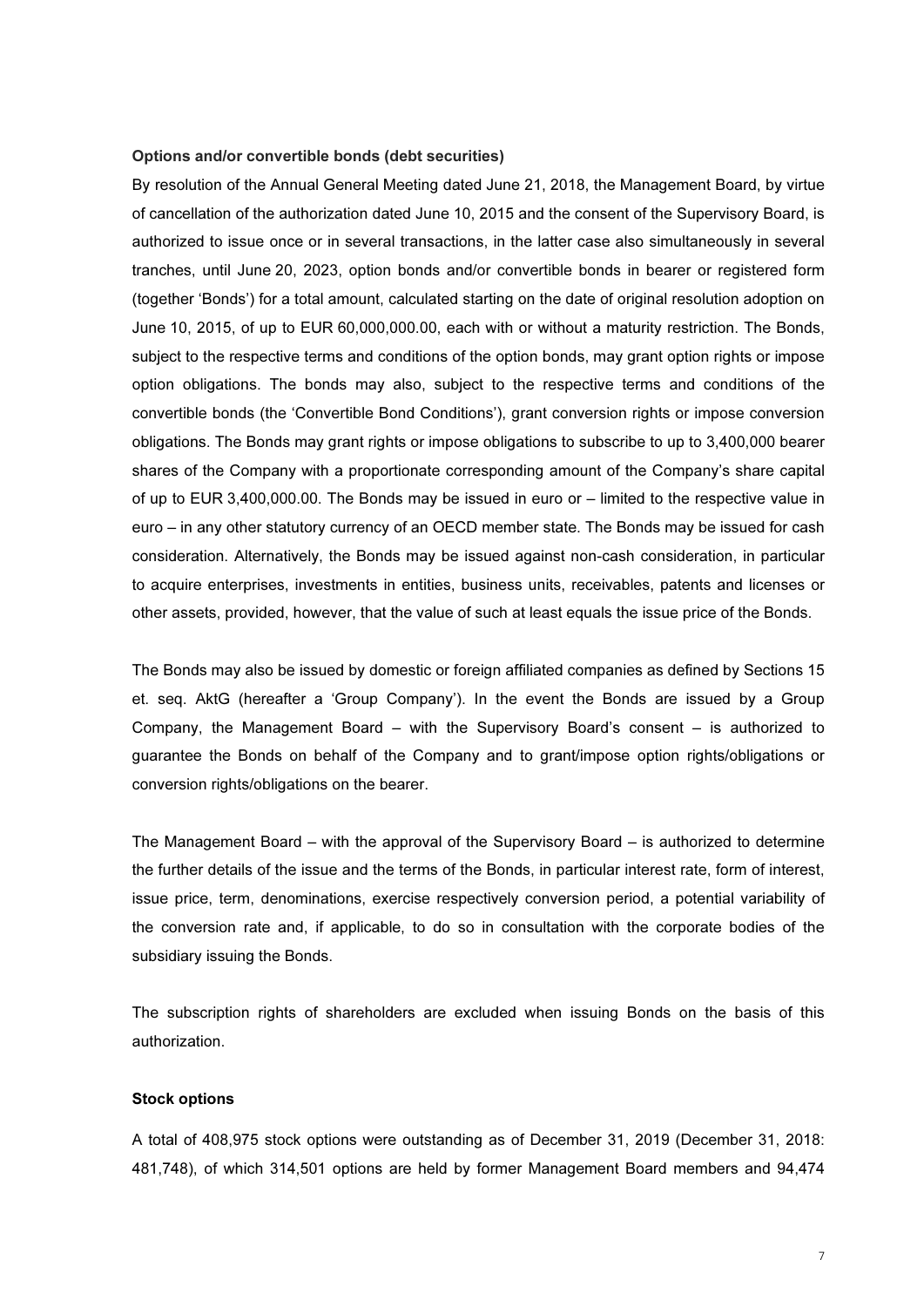**Options and/or convertible bonds (debt securities)**

By resolution of the Annual General Meeting dated June 21, 2018, the Management Board, by virtue of cancellation of the authorization dated June 10, 2015 and the consent of the Supervisory Board, is authorized to issue once or in several transactions, in the latter case also simultaneously in several tranches, until June 20, 2023, option bonds and/or convertible bonds in bearer or registered form (together 'Bonds') for a total amount, calculated starting on the date of original resolution adoption on June 10, 2015, of up to EUR 60,000,000.00, each with or without a maturity restriction. The Bonds, subject to the respective terms and conditions of the option bonds, may grant option rights or impose option obligations. The bonds may also, subject to the respective terms and conditions of the convertible bonds (the 'Convertible Bond Conditions'), grant conversion rights or impose conversion obligations. The Bonds may grant rights or impose obligations to subscribe to up to 3,400,000 bearer shares of the Company with a proportionate corresponding amount of the Company's share capital of up to EUR 3,400,000.00. The Bonds may be issued in euro or – limited to the respective value in euro – in any other statutory currency of an OECD member state. The Bonds may be issued for cash consideration. Alternatively, the Bonds may be issued against non-cash consideration, in particular to acquire enterprises, investments in entities, business units, receivables, patents and licenses or other assets, provided, however, that the value of such at least equals the issue price of the Bonds.

The Bonds may also be issued by domestic or foreign affiliated companies as defined by Sections 15 et. seq. AktG (hereafter a 'Group Company'). In the event the Bonds are issued by a Group Company, the Management Board – with the Supervisory Board's consent – is authorized to guarantee the Bonds on behalf of the Company and to grant/impose option rights/obligations or conversion rights/obligations on the bearer.

The Management Board – with the approval of the Supervisory Board – is authorized to determine the further details of the issue and the terms of the Bonds, in particular interest rate, form of interest, issue price, term, denominations, exercise respectively conversion period, a potential variability of the conversion rate and, if applicable, to do so in consultation with the corporate bodies of the subsidiary issuing the Bonds.

The subscription rights of shareholders are excluded when issuing Bonds on the basis of this authorization.

**Stock options**

A total of 408,975 stock options were outstanding as of December 31, 2019 (December 31, 2018: 481,748), of which 314,501 options are held by former Management Board members and 94,474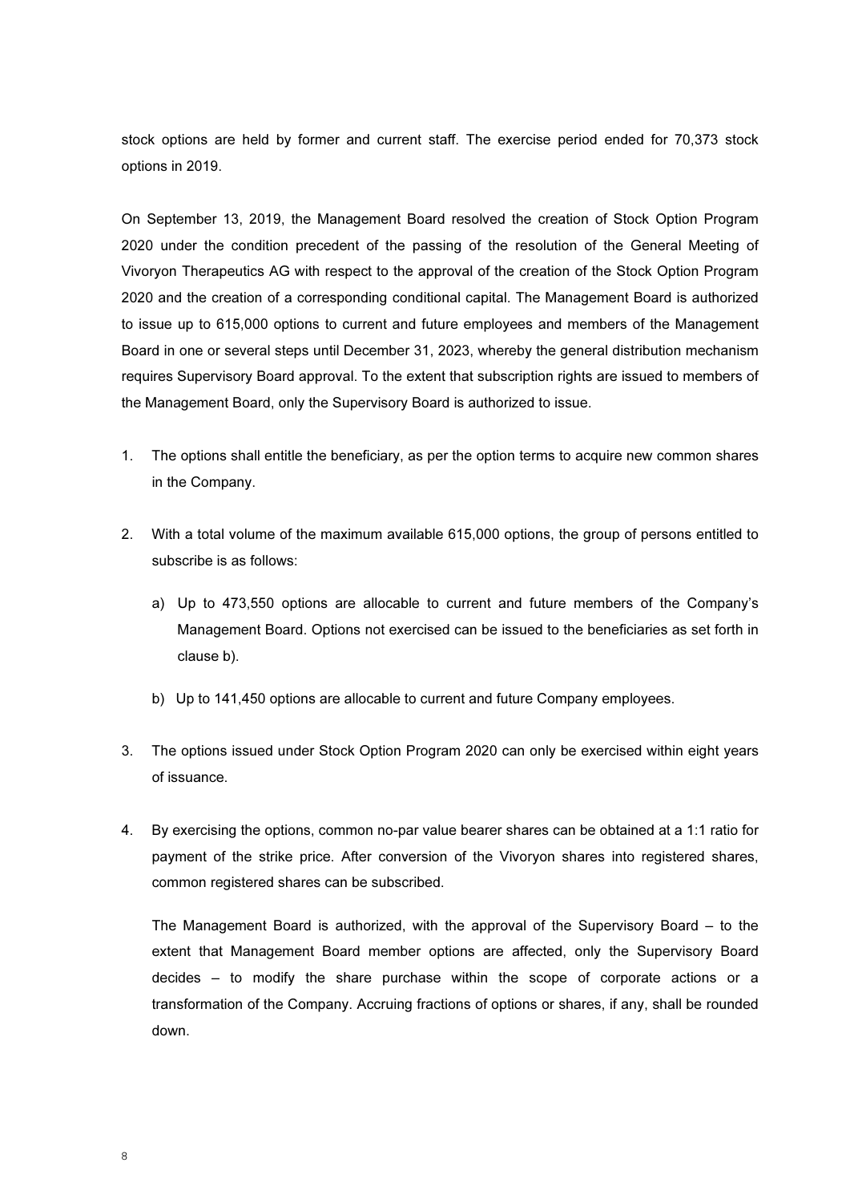stock options are held by former and current staff. The exercise period ended for 70,373 stock options in 2019.

On September 13, 2019, the Management Board resolved the creation of Stock Option Program 2020 under the condition precedent of the passing of the resolution of the General Meeting of Vivoryon Therapeutics AG with respect to the approval of the creation of the Stock Option Program 2020 and the creation of a corresponding conditional capital. The Management Board is authorized to issue up to 615,000 options to current and future employees and members of the Management Board in one or several steps until December 31, 2023, whereby the general distribution mechanism requires Supervisory Board approval. To the extent that subscription rights are issued to members of the Management Board, only the Supervisory Board is authorized to issue.

1. The options shall entitle the beneficiary, as per the option terms to acquire new common shares in the Company.

2. With a total volume of the maximum available 615,000 options, the group of persons entitled to subscribe is as follows:

   a) Up to 473,550 options are allocable to current and future members of the Company's Management Board. Options not exercised can be issued to the beneficiaries as set forth in clause b).

   b) Up to 141,450 options are allocable to current and future Company employees.

3. The options issued under Stock Option Program 2020 can only be exercised within eight years of issuance.

4. By exercising the options, common no-par value bearer shares can be obtained at a 1:1 ratio for payment of the strike price. After conversion of the Vivoryon shares into registered shares, common registered shares can be subscribed.

   The Management Board is authorized, with the approval of the Supervisory Board – to the extent that Management Board member options are affected, only the Supervisory Board decides – to modify the share purchase within the scope of corporate actions or a transformation of the Company. Accruing fractions of options or shares, if any, shall be rounded down.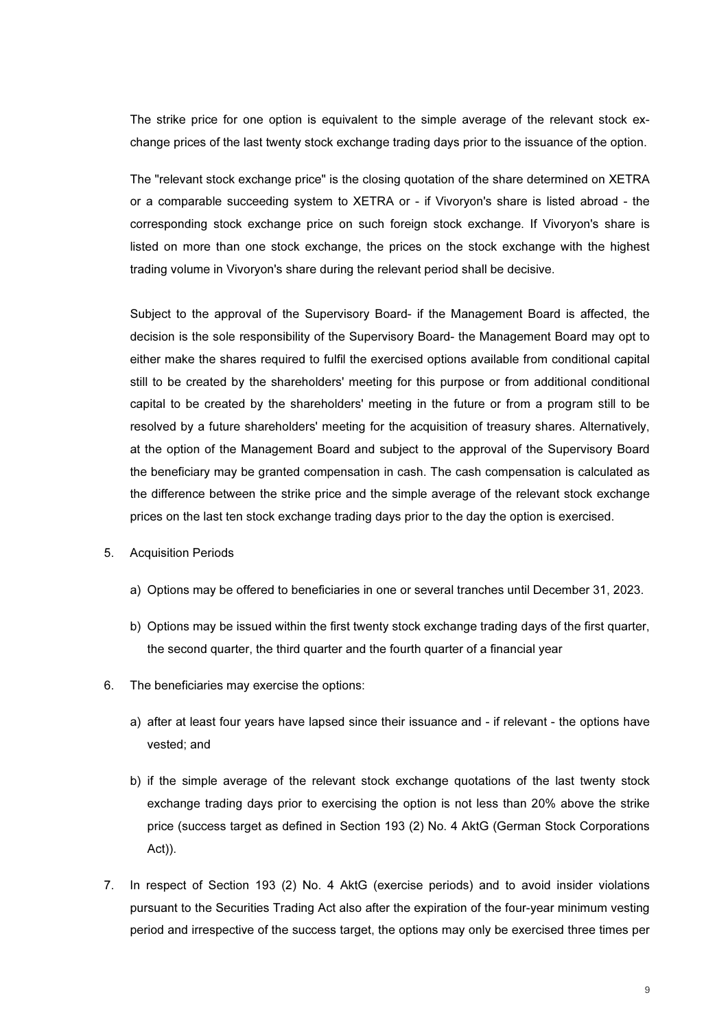The strike price for one option is equivalent to the simple average of the relevant stock exchange prices of the last twenty stock exchange trading days prior to the issuance of the option.

The "relevant stock exchange price" is the closing quotation of the share determined on XETRA or a comparable succeeding system to XETRA or - if Vivoryon's share is listed abroad - the corresponding stock exchange price on such foreign stock exchange. If Vivoryon's share is listed on more than one stock exchange, the prices on the stock exchange with the highest trading volume in Vivoryon's share during the relevant period shall be decisive.

Subject to the approval of the Supervisory Board- if the Management Board is affected, the decision is the sole responsibility of the Supervisory Board- the Management Board may opt to either make the shares required to fulfil the exercised options available from conditional capital still to be created by the shareholders' meeting for this purpose or from additional conditional capital to be created by the shareholders' meeting in the future or from a program still to be resolved by a future shareholders' meeting for the acquisition of treasury shares. Alternatively, at the option of the Management Board and subject to the approval of the Supervisory Board the beneficiary may be granted compensation in cash. The cash compensation is calculated as the difference between the strike price and the simple average of the relevant stock exchange prices on the last ten stock exchange trading days prior to the day the option is exercised.

5. Acquisition Periods

   a) Options may be offered to beneficiaries in one or several tranches until December 31, 2023.

   b) Options may be issued within the first twenty stock exchange trading days of the first quarter, the second quarter, the third quarter and the fourth quarter of a financial year

6. The beneficiaries may exercise the options:

   a) after at least four years have lapsed since their issuance and - if relevant - the options have vested; and

   b) if the simple average of the relevant stock exchange quotations of the last twenty stock exchange trading days prior to exercising the option is not less than 20% above the strike price (success target as defined in Section 193 (2) No. 4 AktG (German Stock Corporations Act)).

7. In respect of Section 193 (2) No. 4 AktG (exercise periods) and to avoid insider violations pursuant to the Securities Trading Act also after the expiration of the four-year minimum vesting period and irrespective of the success target, the options may only be exercised three times per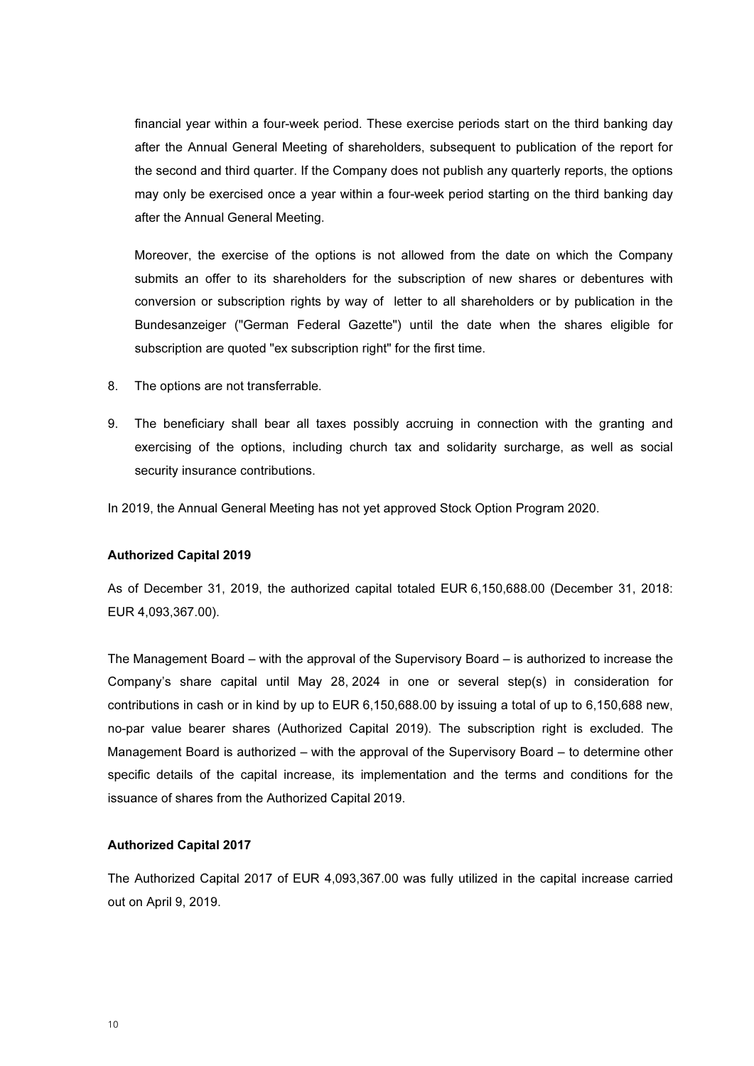financial year within a four-week period. These exercise periods start on the third banking day after the Annual General Meeting of shareholders, subsequent to publication of the report for the second and third quarter. If the Company does not publish any quarterly reports, the options may only be exercised once a year within a four-week period starting on the third banking day after the Annual General Meeting.

Moreover, the exercise of the options is not allowed from the date on which the Company submits an offer to its shareholders for the subscription of new shares or debentures with conversion or subscription rights by way of letter to all shareholders or by publication in the Bundesanzeiger ("German Federal Gazette") until the date when the shares eligible for subscription are quoted "ex subscription right" for the first time.

8. The options are not transferrable.

9. The beneficiary shall bear all taxes possibly accruing in connection with the granting and exercising of the options, including church tax and solidarity surcharge, as well as social security insurance contributions.

In 2019, the Annual General Meeting has not yet approved Stock Option Program 2020.

**Authorized Capital 2019**

As of December 31, 2019, the authorized capital totaled EUR 6,150,688.00 (December 31, 2018: EUR 4,093,367.00).

The Management Board – with the approval of the Supervisory Board – is authorized to increase the Company's share capital until May 28, 2024 in one or several step(s) in consideration for contributions in cash or in kind by up to EUR 6,150,688.00 by issuing a total of up to 6,150,688 new, no-par value bearer shares (Authorized Capital 2019). The subscription right is excluded. The Management Board is authorized – with the approval of the Supervisory Board – to determine other specific details of the capital increase, its implementation and the terms and conditions for the issuance of shares from the Authorized Capital 2019.

**Authorized Capital 2017**

The Authorized Capital 2017 of EUR 4,093,367.00 was fully utilized in the capital increase carried out on April 9, 2019.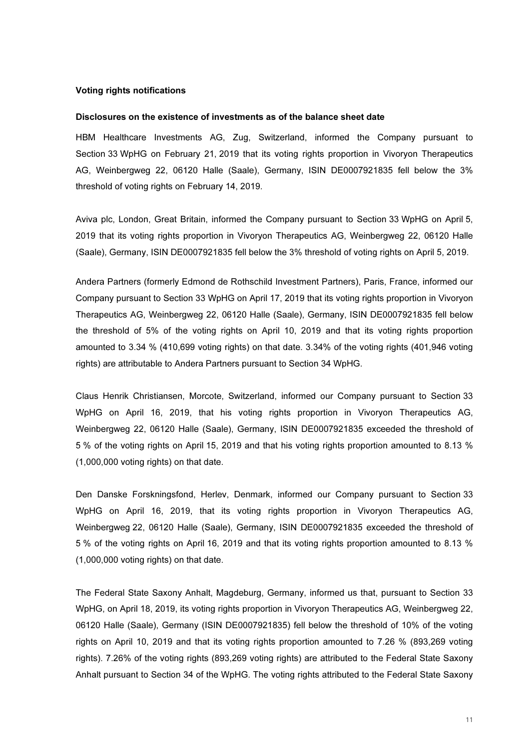**Voting rights notifications**

**Disclosures on the existence of investments as of the balance sheet date**

HBM Healthcare Investments AG, Zug, Switzerland, informed the Company pursuant to Section 33 WpHG on February 21, 2019 that its voting rights proportion in Vivoryon Therapeutics AG, Weinbergweg 22, 06120 Halle (Saale), Germany, ISIN DE0007921835 fell below the 3% threshold of voting rights on February 14, 2019.

Aviva plc, London, Great Britain, informed the Company pursuant to Section 33 WpHG on April 5, 2019 that its voting rights proportion in Vivoryon Therapeutics AG, Weinbergweg 22, 06120 Halle (Saale), Germany, ISIN DE0007921835 fell below the 3% threshold of voting rights on April 5, 2019.

Andera Partners (formerly Edmond de Rothschild Investment Partners), Paris, France, informed our Company pursuant to Section 33 WpHG on April 17, 2019 that its voting rights proportion in Vivoryon Therapeutics AG, Weinbergweg 22, 06120 Halle (Saale), Germany, ISIN DE0007921835 fell below the threshold of 5% of the voting rights on April 10, 2019 and that its voting rights proportion amounted to 3.34 % (410,699 voting rights) on that date. 3.34% of the voting rights (401,946 voting rights) are attributable to Andera Partners pursuant to Section 34 WpHG.

Claus Henrik Christiansen, Morcote, Switzerland, informed our Company pursuant to Section 33 WpHG on April 16, 2019, that his voting rights proportion in Vivoryon Therapeutics AG, Weinbergweg 22, 06120 Halle (Saale), Germany, ISIN DE0007921835 exceeded the threshold of 5 % of the voting rights on April 15, 2019 and that his voting rights proportion amounted to 8.13 % (1,000,000 voting rights) on that date.

Den Danske Forskningsfond, Herlev, Denmark, informed our Company pursuant to Section 33 WpHG on April 16, 2019, that its voting rights proportion in Vivoryon Therapeutics AG, Weinbergweg 22, 06120 Halle (Saale), Germany, ISIN DE0007921835 exceeded the threshold of 5 % of the voting rights on April 16, 2019 and that its voting rights proportion amounted to 8.13 % (1,000,000 voting rights) on that date.

The Federal State Saxony Anhalt, Magdeburg, Germany, informed us that, pursuant to Section 33 WpHG, on April 18, 2019, its voting rights proportion in Vivoryon Therapeutics AG, Weinbergweg 22, 06120 Halle (Saale), Germany (ISIN DE0007921835) fell below the threshold of 10% of the voting rights on April 10, 2019 and that its voting rights proportion amounted to 7.26 % (893,269 voting rights). 7.26% of the voting rights (893,269 voting rights) are attributed to the Federal State Saxony Anhalt pursuant to Section 34 of the WpHG. The voting rights attributed to the Federal State Saxony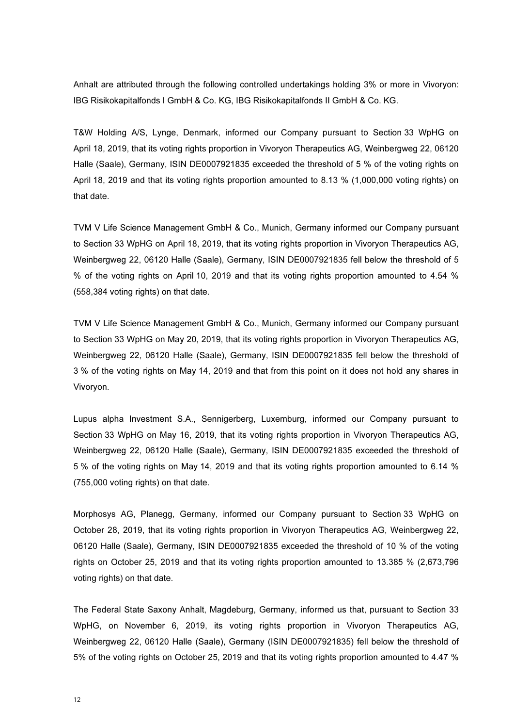Anhalt are attributed through the following controlled undertakings holding 3% or more in Vivoryon: IBG Risikokapitalfonds I GmbH & Co. KG, IBG Risikokapitalfonds II GmbH & Co. KG.

T&W Holding A/S, Lynge, Denmark, informed our Company pursuant to Section 33 WpHG on April 18, 2019, that its voting rights proportion in Vivoryon Therapeutics AG, Weinbergweg 22, 06120 Halle (Saale), Germany, ISIN DE0007921835 exceeded the threshold of 5 % of the voting rights on April 18, 2019 and that its voting rights proportion amounted to 8.13 % (1,000,000 voting rights) on that date.

TVM V Life Science Management GmbH & Co., Munich, Germany informed our Company pursuant to Section 33 WpHG on April 18, 2019, that its voting rights proportion in Vivoryon Therapeutics AG, Weinbergweg 22, 06120 Halle (Saale), Germany, ISIN DE0007921835 fell below the threshold of 5 % of the voting rights on April 10, 2019 and that its voting rights proportion amounted to 4.54 % (558,384 voting rights) on that date.

TVM V Life Science Management GmbH & Co., Munich, Germany informed our Company pursuant to Section 33 WpHG on May 20, 2019, that its voting rights proportion in Vivoryon Therapeutics AG, Weinbergweg 22, 06120 Halle (Saale), Germany, ISIN DE0007921835 fell below the threshold of 3 % of the voting rights on May 14, 2019 and that from this point on it does not hold any shares in Vivoryon.

Lupus alpha Investment S.A., Sennigerberg, Luxemburg, informed our Company pursuant to Section 33 WpHG on May 16, 2019, that its voting rights proportion in Vivoryon Therapeutics AG, Weinbergweg 22, 06120 Halle (Saale), Germany, ISIN DE0007921835 exceeded the threshold of 5 % of the voting rights on May 14, 2019 and that its voting rights proportion amounted to 6.14 % (755,000 voting rights) on that date.

Morphosys AG, Planegg, Germany, informed our Company pursuant to Section 33 WpHG on October 28, 2019, that its voting rights proportion in Vivoryon Therapeutics AG, Weinbergweg 22, 06120 Halle (Saale), Germany, ISIN DE0007921835 exceeded the threshold of 10 % of the voting rights on October 25, 2019 and that its voting rights proportion amounted to 13.385 % (2,673,796 voting rights) on that date.

The Federal State Saxony Anhalt, Magdeburg, Germany, informed us that, pursuant to Section 33 WpHG, on November 6, 2019, its voting rights proportion in Vivoryon Therapeutics AG, Weinbergweg 22, 06120 Halle (Saale), Germany (ISIN DE0007921835) fell below the threshold of 5% of the voting rights on October 25, 2019 and that its voting rights proportion amounted to 4.47 %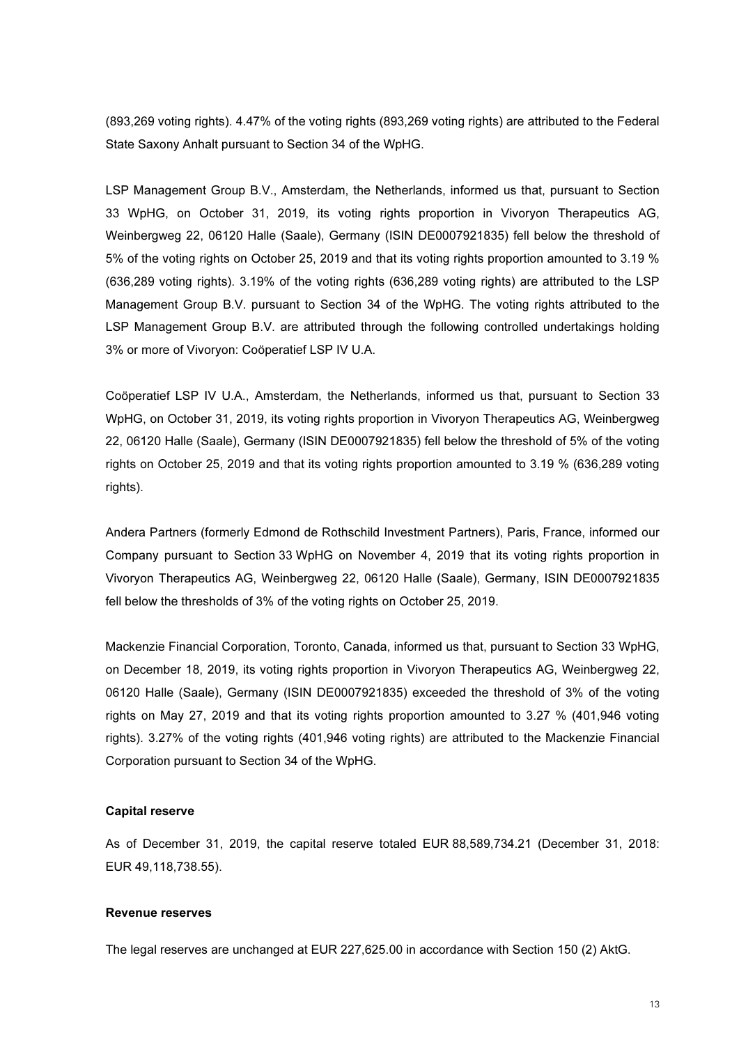(893,269 voting rights). 4.47% of the voting rights (893,269 voting rights) are attributed to the Federal State Saxony Anhalt pursuant to Section 34 of the WpHG.

LSP Management Group B.V., Amsterdam, the Netherlands, informed us that, pursuant to Section 33 WpHG, on October 31, 2019, its voting rights proportion in Vivoryon Therapeutics AG, Weinbergweg 22, 06120 Halle (Saale), Germany (ISIN DE0007921835) fell below the threshold of 5% of the voting rights on October 25, 2019 and that its voting rights proportion amounted to 3.19 % (636,289 voting rights). 3.19% of the voting rights (636,289 voting rights) are attributed to the LSP Management Group B.V. pursuant to Section 34 of the WpHG. The voting rights attributed to the LSP Management Group B.V. are attributed through the following controlled undertakings holding 3% or more of Vivoryon: Coöperatief LSP IV U.A.

Coöperatief LSP IV U.A., Amsterdam, the Netherlands, informed us that, pursuant to Section 33 WpHG, on October 31, 2019, its voting rights proportion in Vivoryon Therapeutics AG, Weinbergweg 22, 06120 Halle (Saale), Germany (ISIN DE0007921835) fell below the threshold of 5% of the voting rights on October 25, 2019 and that its voting rights proportion amounted to 3.19 % (636,289 voting rights).

Andera Partners (formerly Edmond de Rothschild Investment Partners), Paris, France, informed our Company pursuant to Section 33 WpHG on November 4, 2019 that its voting rights proportion in Vivoryon Therapeutics AG, Weinbergweg 22, 06120 Halle (Saale), Germany, ISIN DE0007921835 fell below the thresholds of 3% of the voting rights on October 25, 2019.

Mackenzie Financial Corporation, Toronto, Canada, informed us that, pursuant to Section 33 WpHG, on December 18, 2019, its voting rights proportion in Vivoryon Therapeutics AG, Weinbergweg 22, 06120 Halle (Saale), Germany (ISIN DE0007921835) exceeded the threshold of 3% of the voting rights on May 27, 2019 and that its voting rights proportion amounted to 3.27 % (401,946 voting rights). 3.27% of the voting rights (401,946 voting rights) are attributed to the Mackenzie Financial Corporation pursuant to Section 34 of the WpHG.

**Capital reserve**

As of December 31, 2019, the capital reserve totaled EUR 88,589,734.21 (December 31, 2018: EUR 49,118,738.55).

**Revenue reserves**

The legal reserves are unchanged at EUR 227,625.00 in accordance with Section 150 (2) AktG.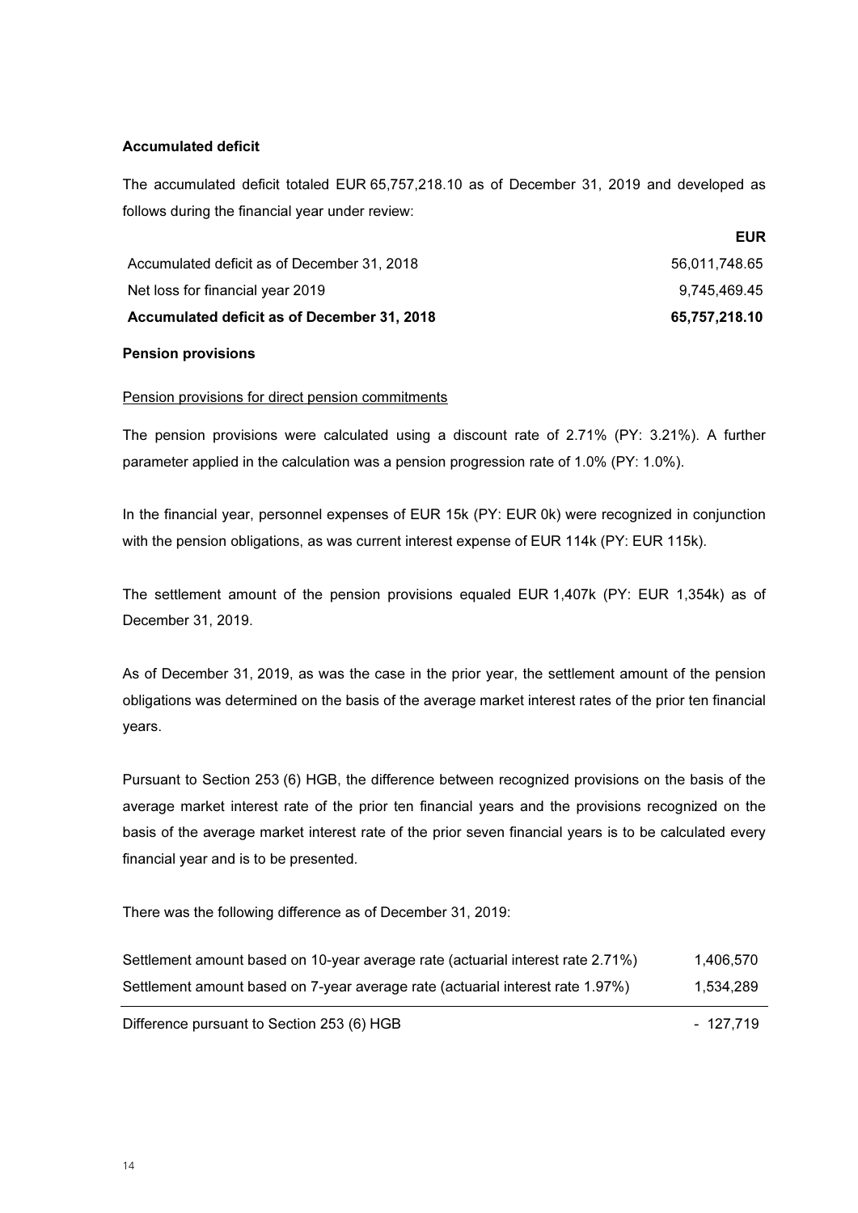**Accumulated deficit**

The accumulated deficit totaled EUR 65,757,218.10 as of December 31, 2019 and developed as follows during the financial year under review:

| | EUR |
|---|---|
| Accumulated deficit as of December 31, 2018 | 56,011,748.65 |
| Net loss for financial year 2019 | 9,745,469.45 |
| **Accumulated deficit as of December 31, 2018** | **65,757,218.10** |

**Pension provisions**

Pension provisions for direct pension commitments

The pension provisions were calculated using a discount rate of 2.71% (PY: 3.21%). A further parameter applied in the calculation was a pension progression rate of 1.0% (PY: 1.0%).

In the financial year, personnel expenses of EUR 15k (PY: EUR 0k) were recognized in conjunction with the pension obligations, as was current interest expense of EUR 114k (PY: EUR 115k).

The settlement amount of the pension provisions equaled EUR 1,407k (PY: EUR 1,354k) as of December 31, 2019.

As of December 31, 2019, as was the case in the prior year, the settlement amount of the pension obligations was determined on the basis of the average market interest rates of the prior ten financial years.

Pursuant to Section 253 (6) HGB, the difference between recognized provisions on the basis of the average market interest rate of the prior ten financial years and the provisions recognized on the basis of the average market interest rate of the prior seven financial years is to be calculated every financial year and is to be presented.

There was the following difference as of December 31, 2019:

| | |
|---|---|
| Settlement amount based on 10-year average rate (actuarial interest rate 2.71%) | 1,406,570 |
| Settlement amount based on 7-year average rate (actuarial interest rate 1.97%) | 1,534,289 |
| Difference pursuant to Section 253 (6) HGB | - 127,719 |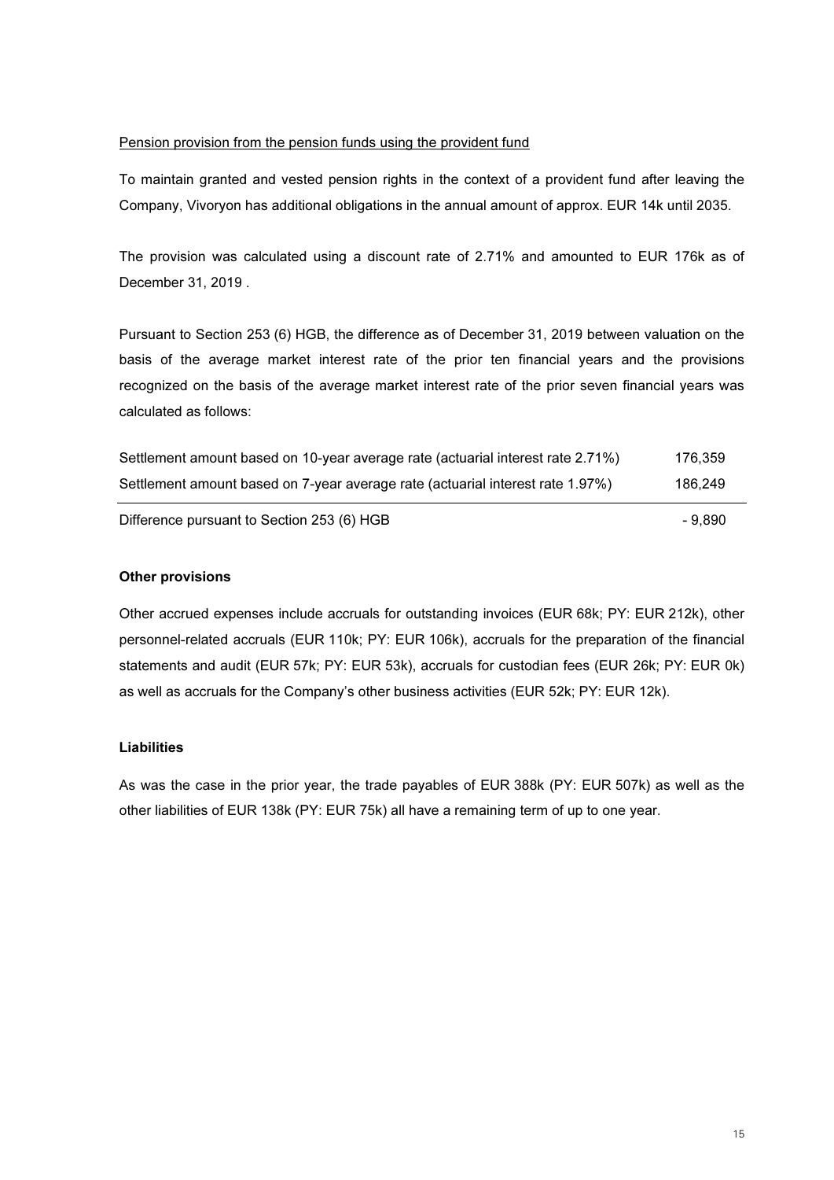Pension provision from the pension funds using the provident fund

To maintain granted and vested pension rights in the context of a provident fund after leaving the Company, Vivoryon has additional obligations in the annual amount of approx. EUR 14k until 2035.

The provision was calculated using a discount rate of 2.71% and amounted to EUR 176k as of December 31, 2019 .

Pursuant to Section 253 (6) HGB, the difference as of December 31, 2019 between valuation on the basis of the average market interest rate of the prior ten financial years and the provisions recognized on the basis of the average market interest rate of the prior seven financial years was calculated as follows:

| | |
|---|---|
| Settlement amount based on 10-year average rate (actuarial interest rate 2.71%) | 176,359 |
| Settlement amount based on 7-year average rate (actuarial interest rate 1.97%) | 186,249 |
| Difference pursuant to Section 253 (6) HGB | - 9,890 |

**Other provisions**

Other accrued expenses include accruals for outstanding invoices (EUR 68k; PY: EUR 212k), other personnel-related accruals (EUR 110k; PY: EUR 106k), accruals for the preparation of the financial statements and audit (EUR 57k; PY: EUR 53k), accruals for custodian fees (EUR 26k; PY: EUR 0k) as well as accruals for the Company's other business activities (EUR 52k; PY: EUR 12k).

**Liabilities**

As was the case in the prior year, the trade payables of EUR 388k (PY: EUR 507k) as well as the other liabilities of EUR 138k (PY: EUR 75k) all have a remaining term of up to one year.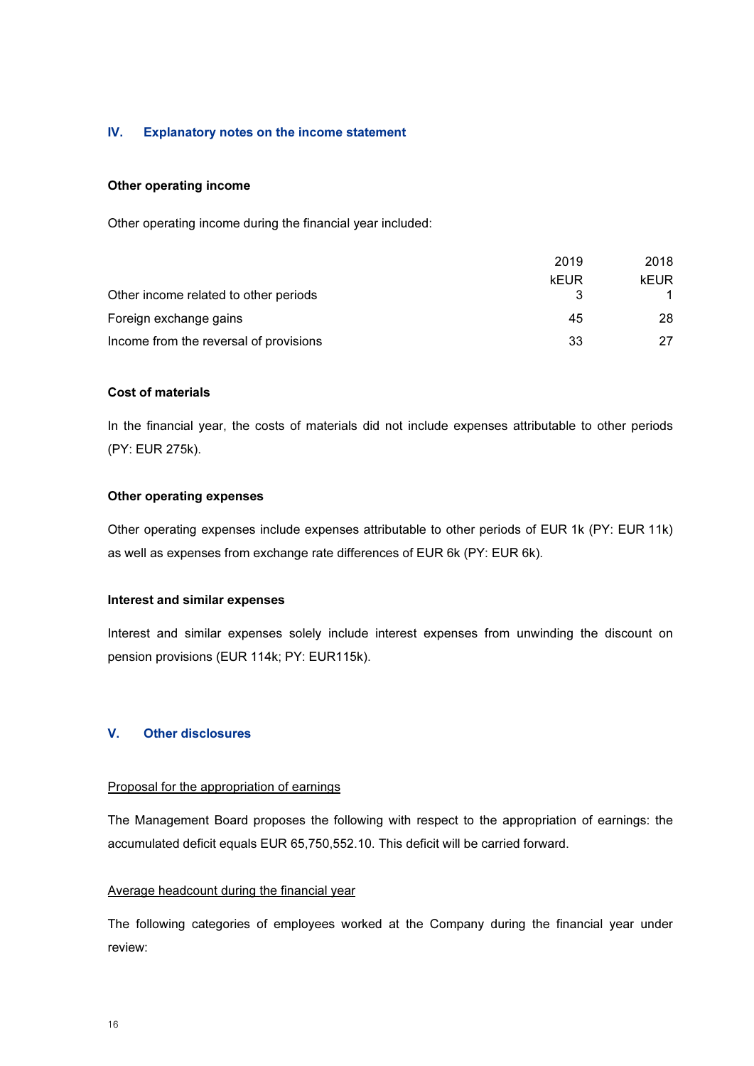## IV. Explanatory notes on the income statement

### Other operating income

Other operating income during the financial year included:

| | 2019 | 2018 |
|---|---|---|
| | kEUR | kEUR |
| Other income related to other periods | 3 | 1 |
| Foreign exchange gains | 45 | 28 |
| Income from the reversal of provisions | 33 | 27 |

### Cost of materials

In the financial year, the costs of materials did not include expenses attributable to other periods (PY: EUR 275k).

### Other operating expenses

Other operating expenses include expenses attributable to other periods of EUR 1k (PY: EUR 11k) as well as expenses from exchange rate differences of EUR 6k (PY: EUR 6k).

### Interest and similar expenses

Interest and similar expenses solely include interest expenses from unwinding the discount on pension provisions (EUR 114k; PY: EUR115k).

## V. Other disclosures

<u>Proposal for the appropriation of earnings</u>

The Management Board proposes the following with respect to the appropriation of earnings: the accumulated deficit equals EUR 65,750,552.10. This deficit will be carried forward.

<u>Average headcount during the financial year</u>

The following categories of employees worked at the Company during the financial year under review: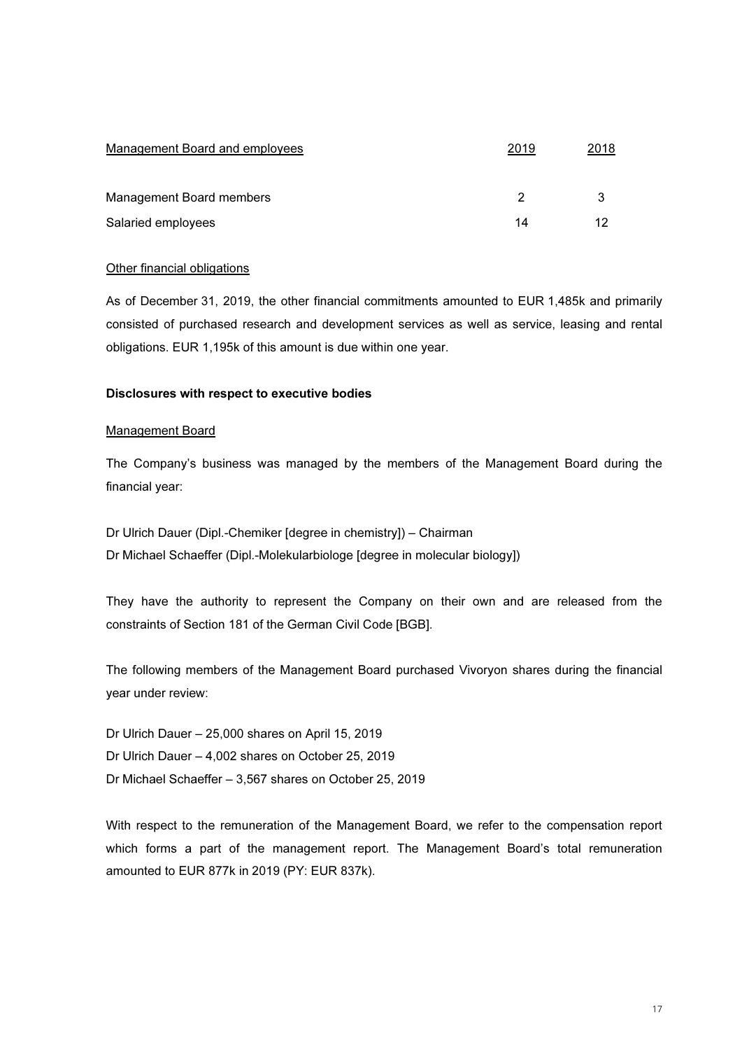| Management Board and employees | 2019 | 2018 |
|---|---|---|
| Management Board members | 2 | 3 |
| Salaried employees | 14 | 12 |

Other financial obligations

As of December 31, 2019, the other financial commitments amounted to EUR 1,485k and primarily consisted of purchased research and development services as well as service, leasing and rental obligations. EUR 1,195k of this amount is due within one year.

**Disclosures with respect to executive bodies**

Management Board

The Company's business was managed by the members of the Management Board during the financial year:

Dr Ulrich Dauer (Dipl.-Chemiker [degree in chemistry]) – Chairman
Dr Michael Schaeffer (Dipl.-Molekularbiologe [degree in molecular biology])

They have the authority to represent the Company on their own and are released from the constraints of Section 181 of the German Civil Code [BGB].

The following members of the Management Board purchased Vivoryon shares during the financial year under review:

Dr Ulrich Dauer – 25,000 shares on April 15, 2019
Dr Ulrich Dauer – 4,002 shares on October 25, 2019
Dr Michael Schaeffer – 3,567 shares on October 25, 2019

With respect to the remuneration of the Management Board, we refer to the compensation report which forms a part of the management report. The Management Board's total remuneration amounted to EUR 877k in 2019 (PY: EUR 837k).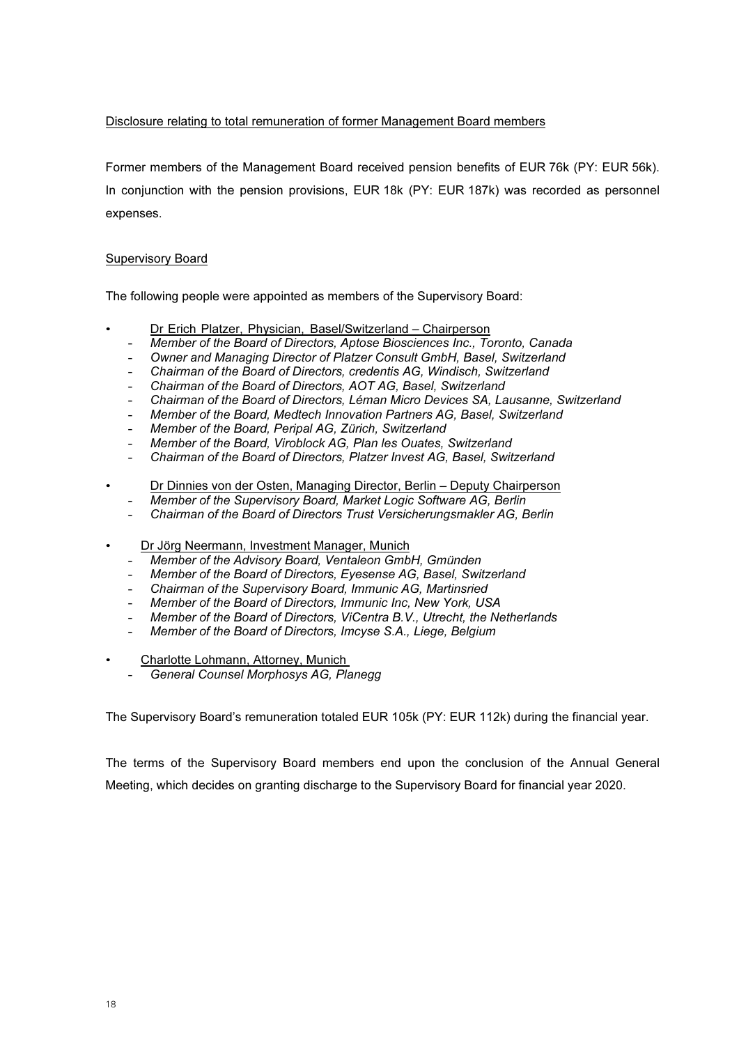Disclosure relating to total remuneration of former Management Board members

Former members of the Management Board received pension benefits of EUR 76k (PY: EUR 56k). In conjunction with the pension provisions, EUR 18k (PY: EUR 187k) was recorded as personnel expenses.

Supervisory Board

The following people were appointed as members of the Supervisory Board:

- Dr Erich Platzer, Physician, Basel/Switzerland – Chairperson
  - *Member of the Board of Directors, Aptose Biosciences Inc., Toronto, Canada*
  - *Owner and Managing Director of Platzer Consult GmbH, Basel, Switzerland*
  - *Chairman of the Board of Directors, credentis AG, Windisch, Switzerland*
  - *Chairman of the Board of Directors, AOT AG, Basel, Switzerland*
  - *Chairman of the Board of Directors, Léman Micro Devices SA, Lausanne, Switzerland*
  - *Member of the Board, Medtech Innovation Partners AG, Basel, Switzerland*
  - *Member of the Board, Peripal AG, Zürich, Switzerland*
  - *Member of the Board, Viroblock AG, Plan les Ouates, Switzerland*
  - *Chairman of the Board of Directors, Platzer Invest AG, Basel, Switzerland*

- Dr Dinnies von der Osten, Managing Director, Berlin – Deputy Chairperson
  - *Member of the Supervisory Board, Market Logic Software AG, Berlin*
  - *Chairman of the Board of Directors Trust Versicherungsmakler AG, Berlin*

- Dr Jörg Neermann, Investment Manager, Munich
  - *Member of the Advisory Board, Ventaleon GmbH, Gmünden*
  - *Member of the Board of Directors, Eyesense AG, Basel, Switzerland*
  - *Chairman of the Supervisory Board, Immunic AG, Martinsried*
  - *Member of the Board of Directors, Immunic Inc, New York, USA*
  - *Member of the Board of Directors, ViCentra B.V., Utrecht, the Netherlands*
  - *Member of the Board of Directors, Imcyse S.A., Liege, Belgium*

- Charlotte Lohmann, Attorney, Munich
  - *General Counsel Morphosys AG, Planegg*

The Supervisory Board's remuneration totaled EUR 105k (PY: EUR 112k) during the financial year.

The terms of the Supervisory Board members end upon the conclusion of the Annual General Meeting, which decides on granting discharge to the Supervisory Board for financial year 2020.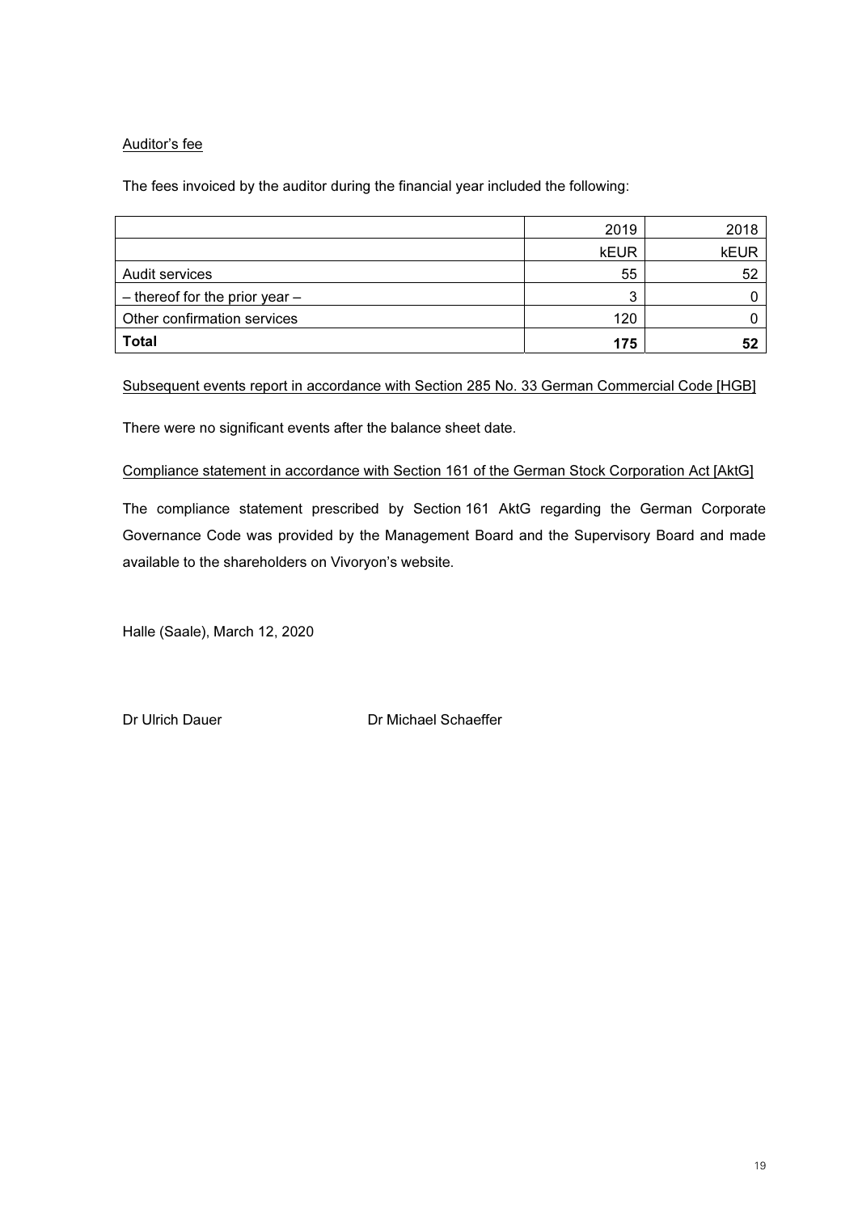Auditor's fee

The fees invoiced by the auditor during the financial year included the following:

| | 2019 | 2018 |
|---|---|---|
| | kEUR | kEUR |
| Audit services | 55 | 52 |
| – thereof for the prior year – | 3 | 0 |
| Other confirmation services | 120 | 0 |
| **Total** | **175** | **52** |

Subsequent events report in accordance with Section 285 No. 33 German Commercial Code [HGB]

There were no significant events after the balance sheet date.

Compliance statement in accordance with Section 161 of the German Stock Corporation Act [AktG]

The compliance statement prescribed by Section 161 AktG regarding the German Corporate Governance Code was provided by the Management Board and the Supervisory Board and made available to the shareholders on Vivoryon's website.

Halle (Saale), March 12, 2020

Dr Ulrich Dauer Dr Michael Schaeffer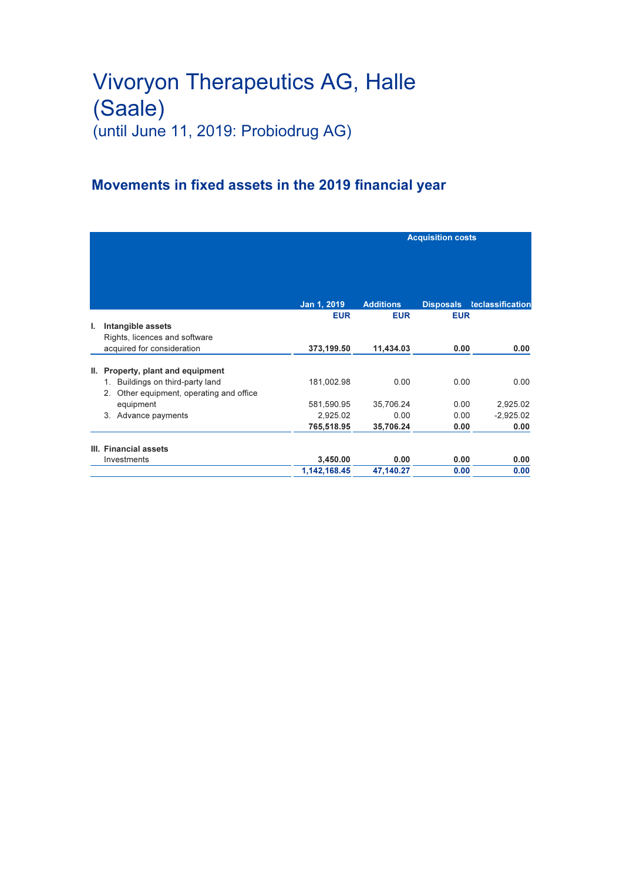# Vivoryon Therapeutics AG, Halle (Saale)

(until June 11, 2019: Probiodrug AG)

## Movements in fixed assets in the 2019 financial year

| | Acquisition costs | | | |
|---|---|---|---|---|
| | Jan 1, 2019 | Additions | Disposals | Reclassification |
| | EUR | EUR | EUR | |
| **I. Intangible assets** | | | | |
| Rights, licences and software acquired for consideration | **373,199.50** | **11,434.03** | **0.00** | **0.00** |
| **II. Property, plant and equipment** | | | | |
| 1. Buildings on third-party land | 181,002.98 | 0.00 | 0.00 | 0.00 |
| 2. Other equipment, operating and office equipment | 581,590.95 | 35,706.24 | 0.00 | 2,925.02 |
| 3. Advance payments | 2,925.02 | 0.00 | 0.00 | -2,925.02 |
| | **765,518.95** | **35,706.24** | **0.00** | **0.00** |
| **III. Financial assets** | | | | |
| Investments | **3,450.00** | **0.00** | **0.00** | **0.00** |
| | **1,142,168.45** | **47,140.27** | **0.00** | **0.00** |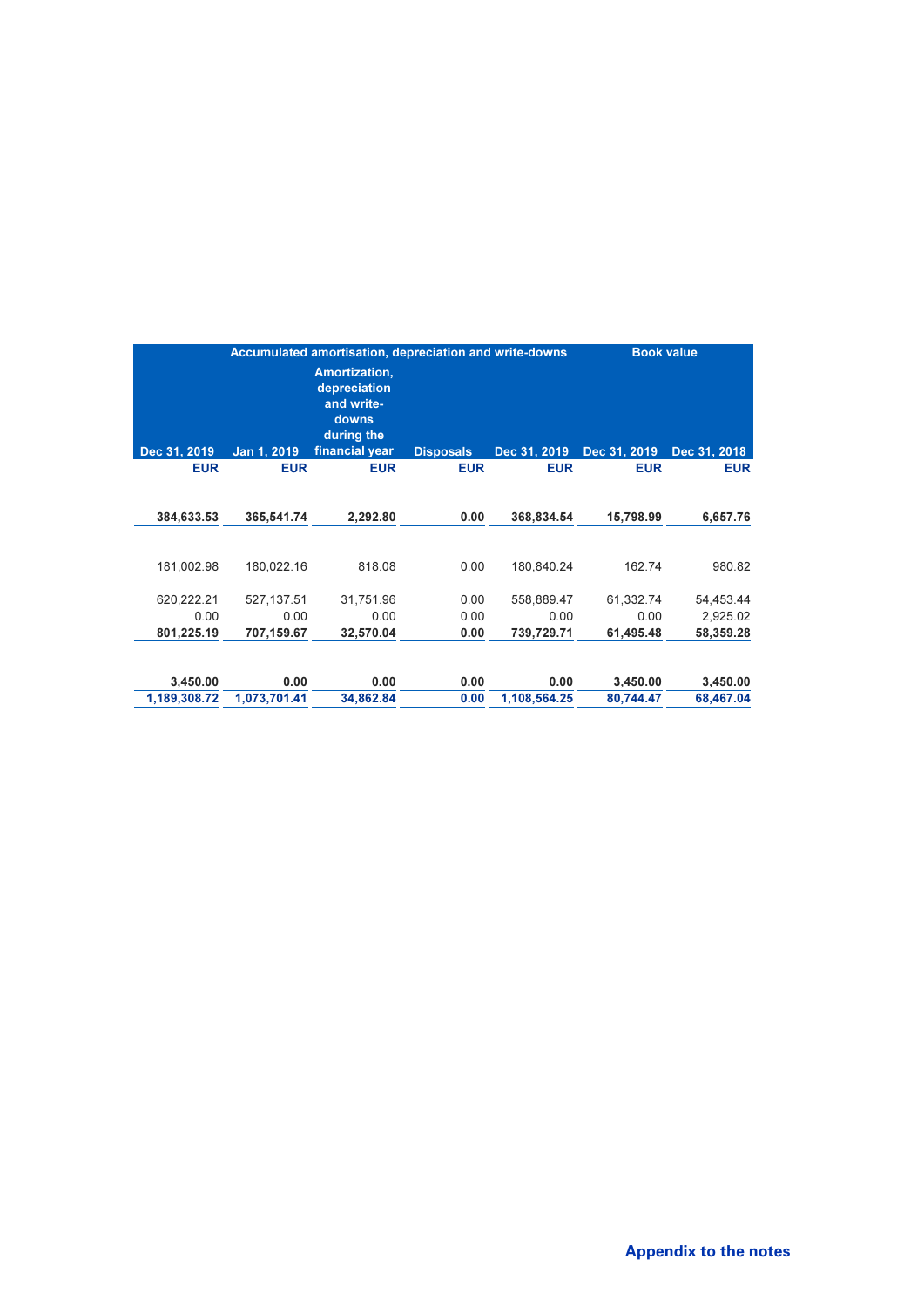| | Accumulated amortisation, depreciation and write-downs | | | | Book value | |
|---|---|---|---|---|---|---|
| Dec 31, 2019 | Jan 1, 2019 | Amortization, depreciation and write-downs during the financial year | Disposals | Dec 31, 2019 | Dec 31, 2019 | Dec 31, 2018 |
| EUR | EUR | EUR | EUR | EUR | EUR | EUR |
| **384,633.53** | **365,541.74** | **2,292.80** | **0.00** | **368,834.54** | **15,798.99** | **6,657.76** |
| 181,002.98 | 180,022.16 | 818.08 | 0.00 | 180,840.24 | 162.74 | 980.82 |
| 620,222.21 | 527,137.51 | 31,751.96 | 0.00 | 558,889.47 | 61,332.74 | 54,453.44 |
| 0.00 | 0.00 | 0.00 | 0.00 | 0.00 | 0.00 | 2,925.02 |
| **801,225.19** | **707,159.67** | **32,570.04** | **0.00** | **739,729.71** | **61,495.48** | **58,359.28** |
| **3,450.00** | **0.00** | **0.00** | **0.00** | **0.00** | **3,450.00** | **3,450.00** |
| **1,189,308.72** | **1,073,701.41** | **34,862.84** | **0.00** | **1,108,564.25** | **80,744.47** | **68,467.04** |

**Appendix to the notes**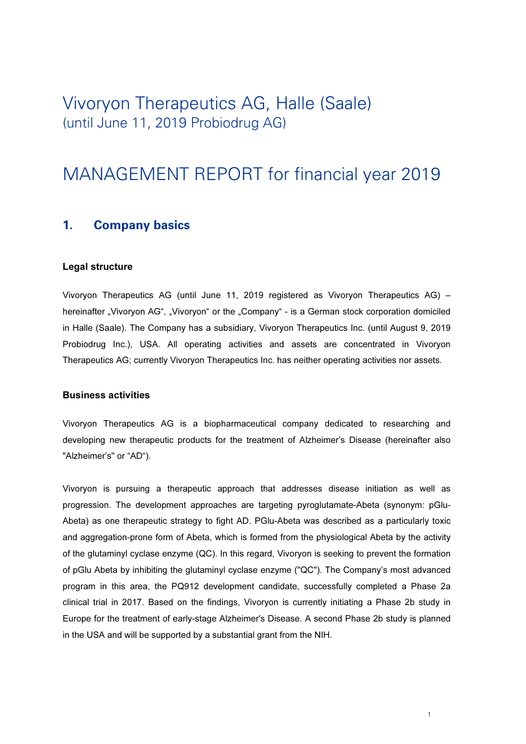# Vivoryon Therapeutics AG, Halle (Saale)
(until June 11, 2019 Probiodrug AG)

# MANAGEMENT REPORT for financial year 2019

## 1. Company basics

### Legal structure

Vivoryon Therapeutics AG (until June 11, 2019 registered as Vivoryon Therapeutics AG) – hereinafter „Vivoryon AG", „Vivoryon" or the „Company" - is a German stock corporation domiciled in Halle (Saale). The Company has a subsidiary, Vivoryon Therapeutics Inc. (until August 9, 2019 Probiodrug Inc.), USA. All operating activities and assets are concentrated in Vivoryon Therapeutics AG; currently Vivoryon Therapeutics Inc. has neither operating activities nor assets.

### Business activities

Vivoryon Therapeutics AG is a biopharmaceutical company dedicated to researching and developing new therapeutic products for the treatment of Alzheimer's Disease (hereinafter also "Alzheimer's" or "AD").

Vivoryon is pursuing a therapeutic approach that addresses disease initiation as well as progression. The development approaches are targeting pyroglutamate-Abeta (synonym: pGlu-Abeta) as one therapeutic strategy to fight AD. PGlu-Abeta was described as a particularly toxic and aggregation-prone form of Abeta, which is formed from the physiological Abeta by the activity of the glutaminyl cyclase enzyme (QC). In this regard, Vivoryon is seeking to prevent the formation of pGlu Abeta by inhibiting the glutaminyl cyclase enzyme ("QC"). The Company's most advanced program in this area, the PQ912 development candidate, successfully completed a Phase 2a clinical trial in 2017. Based on the findings, Vivoryon is currently initiating a Phase 2b study in Europe for the treatment of early-stage Alzheimer's Disease. A second Phase 2b study is planned in the USA and will be supported by a substantial grant from the NIH.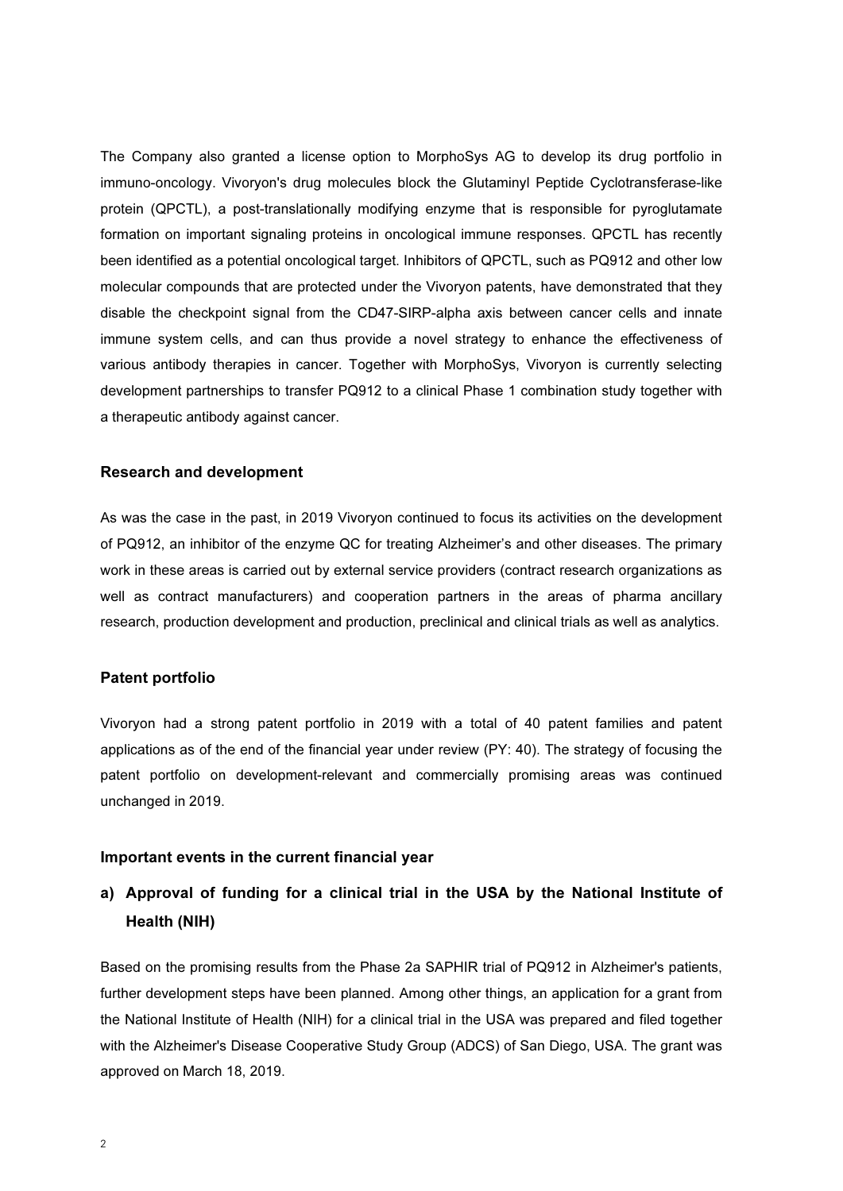The Company also granted a license option to MorphoSys AG to develop its drug portfolio in immuno-oncology. Vivoryon's drug molecules block the Glutaminyl Peptide Cyclotransferase-like protein (QPCTL), a post-translationally modifying enzyme that is responsible for pyroglutamate formation on important signaling proteins in oncological immune responses. QPCTL has recently been identified as a potential oncological target. Inhibitors of QPCTL, such as PQ912 and other low molecular compounds that are protected under the Vivoryon patents, have demonstrated that they disable the checkpoint signal from the CD47-SIRP-alpha axis between cancer cells and innate immune system cells, and can thus provide a novel strategy to enhance the effectiveness of various antibody therapies in cancer. Together with MorphoSys, Vivoryon is currently selecting development partnerships to transfer PQ912 to a clinical Phase 1 combination study together with a therapeutic antibody against cancer.

### Research and development

As was the case in the past, in 2019 Vivoryon continued to focus its activities on the development of PQ912, an inhibitor of the enzyme QC for treating Alzheimer's and other diseases. The primary work in these areas is carried out by external service providers (contract research organizations as well as contract manufacturers) and cooperation partners in the areas of pharma ancillary research, production development and production, preclinical and clinical trials as well as analytics.

### Patent portfolio

Vivoryon had a strong patent portfolio in 2019 with a total of 40 patent families and patent applications as of the end of the financial year under review (PY: 40). The strategy of focusing the patent portfolio on development-relevant and commercially promising areas was continued unchanged in 2019.

### Important events in the current financial year

#### a) Approval of funding for a clinical trial in the USA by the National Institute of Health (NIH)

Based on the promising results from the Phase 2a SAPHIR trial of PQ912 in Alzheimer's patients, further development steps have been planned. Among other things, an application for a grant from the National Institute of Health (NIH) for a clinical trial in the USA was prepared and filed together with the Alzheimer's Disease Cooperative Study Group (ADCS) of San Diego, USA. The grant was approved on March 18, 2019.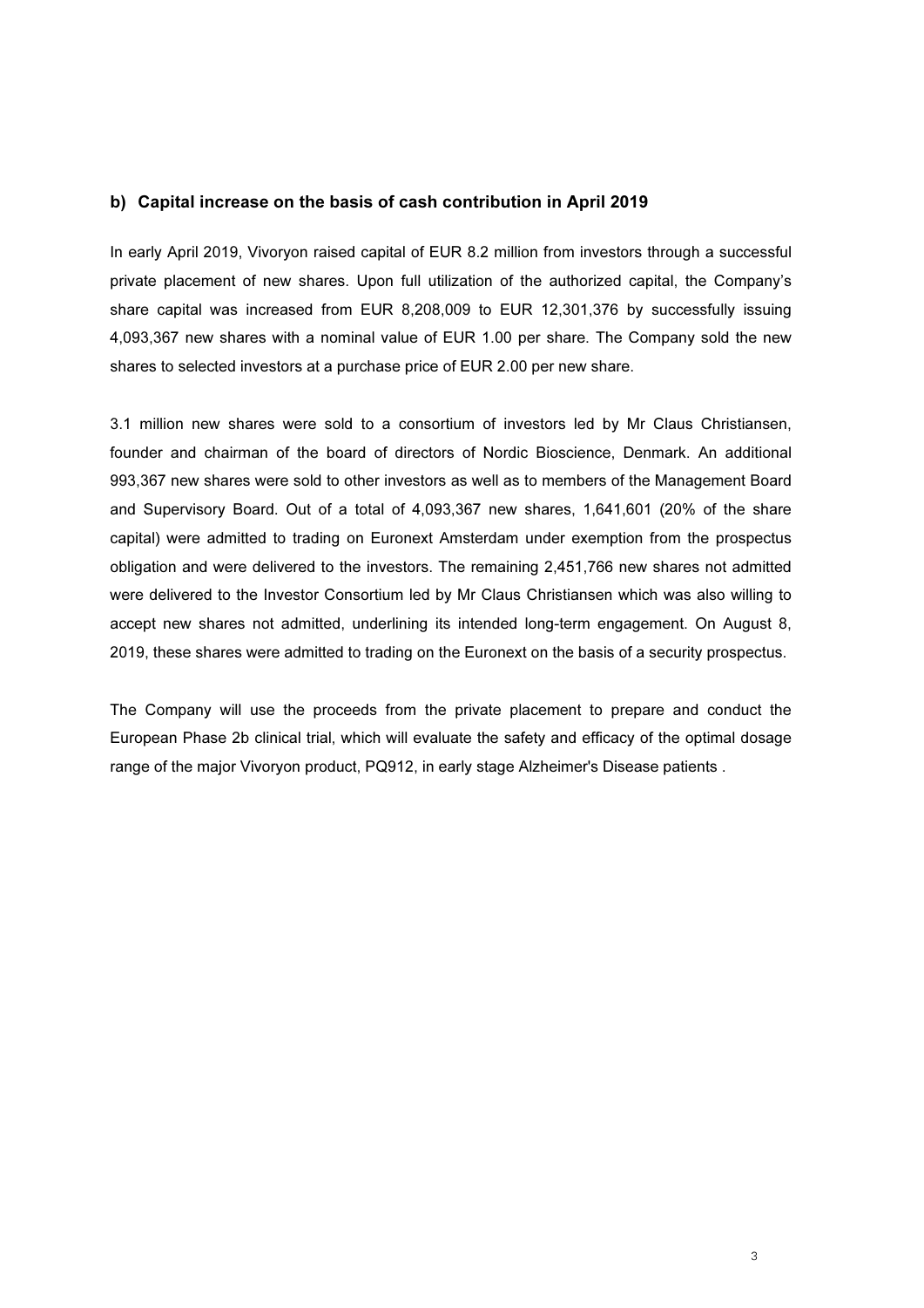### b) Capital increase on the basis of cash contribution in April 2019

In early April 2019, Vivoryon raised capital of EUR 8.2 million from investors through a successful private placement of new shares. Upon full utilization of the authorized capital, the Company's share capital was increased from EUR 8,208,009 to EUR 12,301,376 by successfully issuing 4,093,367 new shares with a nominal value of EUR 1.00 per share. The Company sold the new shares to selected investors at a purchase price of EUR 2.00 per new share.

3.1 million new shares were sold to a consortium of investors led by Mr Claus Christiansen, founder and chairman of the board of directors of Nordic Bioscience, Denmark. An additional 993,367 new shares were sold to other investors as well as to members of the Management Board and Supervisory Board. Out of a total of 4,093,367 new shares, 1,641,601 (20% of the share capital) were admitted to trading on Euronext Amsterdam under exemption from the prospectus obligation and were delivered to the investors. The remaining 2,451,766 new shares not admitted were delivered to the Investor Consortium led by Mr Claus Christiansen which was also willing to accept new shares not admitted, underlining its intended long-term engagement. On August 8, 2019, these shares were admitted to trading on the Euronext on the basis of a security prospectus.

The Company will use the proceeds from the private placement to prepare and conduct the European Phase 2b clinical trial, which will evaluate the safety and efficacy of the optimal dosage range of the major Vivoryon product, PQ912, in early stage Alzheimer's Disease patients .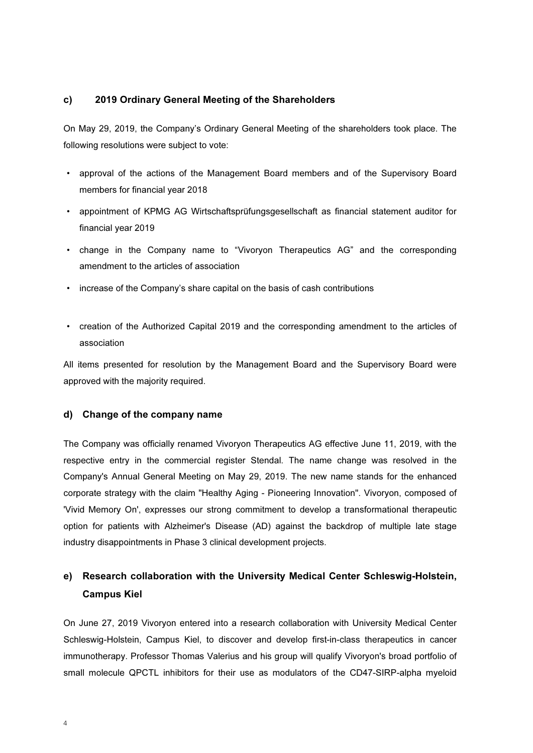### c) 2019 Ordinary General Meeting of the Shareholders

On May 29, 2019, the Company's Ordinary General Meeting of the shareholders took place. The following resolutions were subject to vote:

- approval of the actions of the Management Board members and of the Supervisory Board members for financial year 2018
- appointment of KPMG AG Wirtschaftsprüfungsgesellschaft as financial statement auditor for financial year 2019
- change in the Company name to "Vivoryon Therapeutics AG" and the corresponding amendment to the articles of association
- increase of the Company's share capital on the basis of cash contributions
- creation of the Authorized Capital 2019 and the corresponding amendment to the articles of association

All items presented for resolution by the Management Board and the Supervisory Board were approved with the majority required.

### d) Change of the company name

The Company was officially renamed Vivoryon Therapeutics AG effective June 11, 2019, with the respective entry in the commercial register Stendal. The name change was resolved in the Company's Annual General Meeting on May 29, 2019. The new name stands for the enhanced corporate strategy with the claim "Healthy Aging - Pioneering Innovation". Vivoryon, composed of 'Vivid Memory On', expresses our strong commitment to develop a transformational therapeutic option for patients with Alzheimer's Disease (AD) against the backdrop of multiple late stage industry disappointments in Phase 3 clinical development projects.

### e) Research collaboration with the University Medical Center Schleswig-Holstein, Campus Kiel

On June 27, 2019 Vivoryon entered into a research collaboration with University Medical Center Schleswig-Holstein, Campus Kiel, to discover and develop first-in-class therapeutics in cancer immunotherapy. Professor Thomas Valerius and his group will qualify Vivoryon's broad portfolio of small molecule QPCTL inhibitors for their use as modulators of the CD47-SIRP-alpha myeloid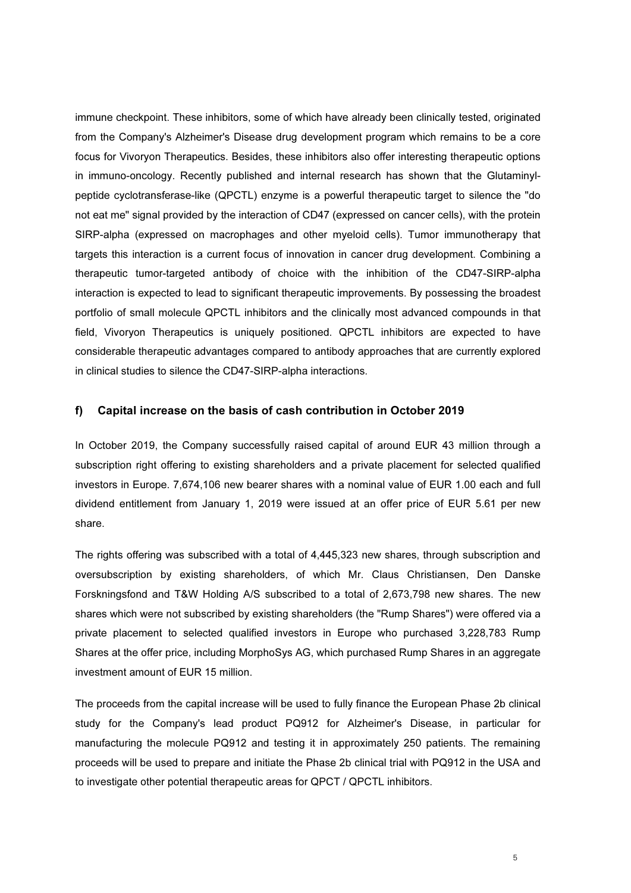immune checkpoint. These inhibitors, some of which have already been clinically tested, originated from the Company's Alzheimer's Disease drug development program which remains to be a core focus for Vivoryon Therapeutics. Besides, these inhibitors also offer interesting therapeutic options in immuno-oncology. Recently published and internal research has shown that the Glutaminyl-peptide cyclotransferase-like (QPCTL) enzyme is a powerful therapeutic target to silence the "do not eat me" signal provided by the interaction of CD47 (expressed on cancer cells), with the protein SIRP-alpha (expressed on macrophages and other myeloid cells). Tumor immunotherapy that targets this interaction is a current focus of innovation in cancer drug development. Combining a therapeutic tumor-targeted antibody of choice with the inhibition of the CD47-SIRP-alpha interaction is expected to lead to significant therapeutic improvements. By possessing the broadest portfolio of small molecule QPCTL inhibitors and the clinically most advanced compounds in that field, Vivoryon Therapeutics is uniquely positioned. QPCTL inhibitors are expected to have considerable therapeutic advantages compared to antibody approaches that are currently explored in clinical studies to silence the CD47-SIRP-alpha interactions.

### f) Capital increase on the basis of cash contribution in October 2019

In October 2019, the Company successfully raised capital of around EUR 43 million through a subscription right offering to existing shareholders and a private placement for selected qualified investors in Europe. 7,674,106 new bearer shares with a nominal value of EUR 1.00 each and full dividend entitlement from January 1, 2019 were issued at an offer price of EUR 5.61 per new share.

The rights offering was subscribed with a total of 4,445,323 new shares, through subscription and oversubscription by existing shareholders, of which Mr. Claus Christiansen, Den Danske Forskningsfond and T&W Holding A/S subscribed to a total of 2,673,798 new shares. The new shares which were not subscribed by existing shareholders (the "Rump Shares") were offered via a private placement to selected qualified investors in Europe who purchased 3,228,783 Rump Shares at the offer price, including MorphoSys AG, which purchased Rump Shares in an aggregate investment amount of EUR 15 million.

The proceeds from the capital increase will be used to fully finance the European Phase 2b clinical study for the Company's lead product PQ912 for Alzheimer's Disease, in particular for manufacturing the molecule PQ912 and testing it in approximately 250 patients. The remaining proceeds will be used to prepare and initiate the Phase 2b clinical trial with PQ912 in the USA and to investigate other potential therapeutic areas for QPCT / QPCTL inhibitors.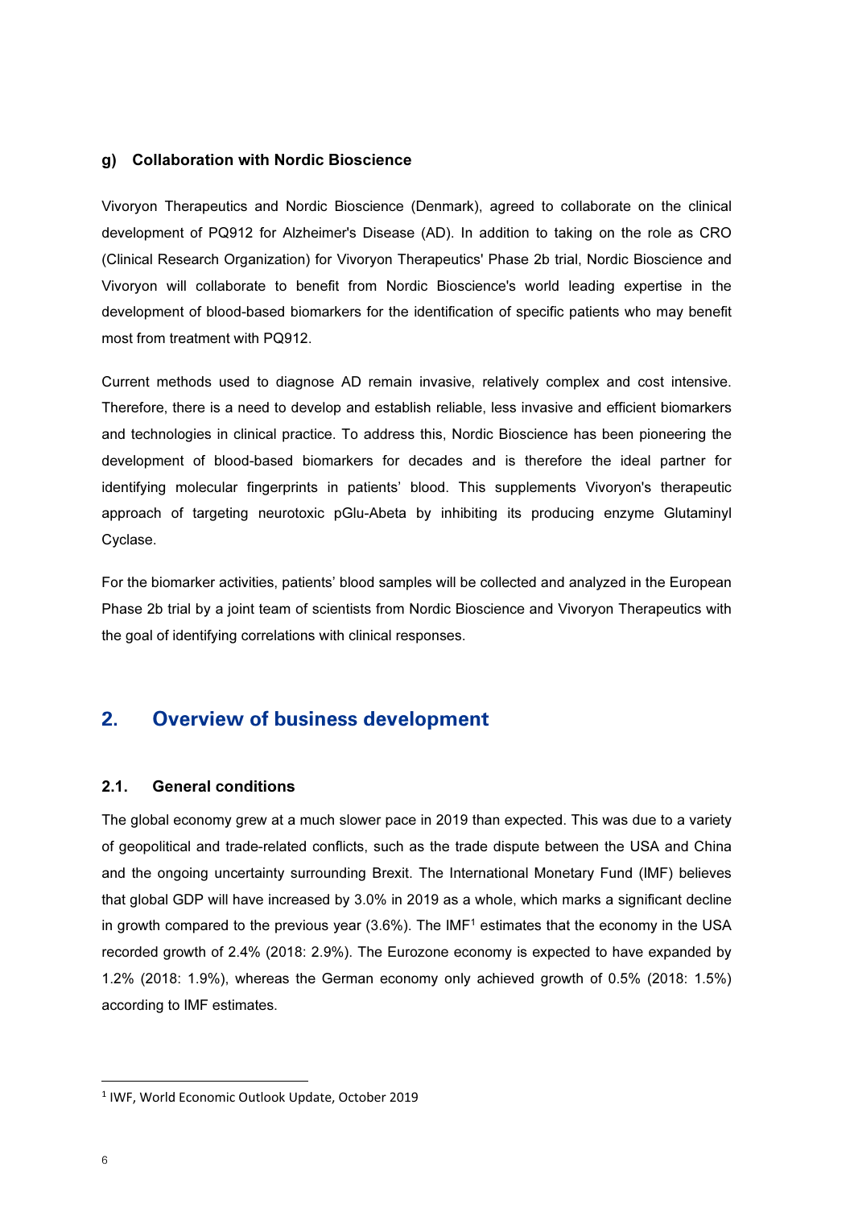### g) Collaboration with Nordic Bioscience

Vivoryon Therapeutics and Nordic Bioscience (Denmark), agreed to collaborate on the clinical development of PQ912 for Alzheimer's Disease (AD). In addition to taking on the role as CRO (Clinical Research Organization) for Vivoryon Therapeutics' Phase 2b trial, Nordic Bioscience and Vivoryon will collaborate to benefit from Nordic Bioscience's world leading expertise in the development of blood-based biomarkers for the identification of specific patients who may benefit most from treatment with PQ912.

Current methods used to diagnose AD remain invasive, relatively complex and cost intensive. Therefore, there is a need to develop and establish reliable, less invasive and efficient biomarkers and technologies in clinical practice. To address this, Nordic Bioscience has been pioneering the development of blood-based biomarkers for decades and is therefore the ideal partner for identifying molecular fingerprints in patients' blood. This supplements Vivoryon's therapeutic approach of targeting neurotoxic pGlu-Abeta by inhibiting its producing enzyme Glutaminyl Cyclase.

For the biomarker activities, patients' blood samples will be collected and analyzed in the European Phase 2b trial by a joint team of scientists from Nordic Bioscience and Vivoryon Therapeutics with the goal of identifying correlations with clinical responses.

## 2. Overview of business development

### 2.1. General conditions

The global economy grew at a much slower pace in 2019 than expected. This was due to a variety of geopolitical and trade-related conflicts, such as the trade dispute between the USA and China and the ongoing uncertainty surrounding Brexit. The International Monetary Fund (IMF) believes that global GDP will have increased by 3.0% in 2019 as a whole, which marks a significant decline in growth compared to the previous year (3.6%). The IMF[1] estimates that the economy in the USA recorded growth of 2.4% (2018: 2.9%). The Eurozone economy is expected to have expanded by 1.2% (2018: 1.9%), whereas the German economy only achieved growth of 0.5% (2018: 1.5%) according to IMF estimates.

[1] IWF, World Economic Outlook Update, October 2019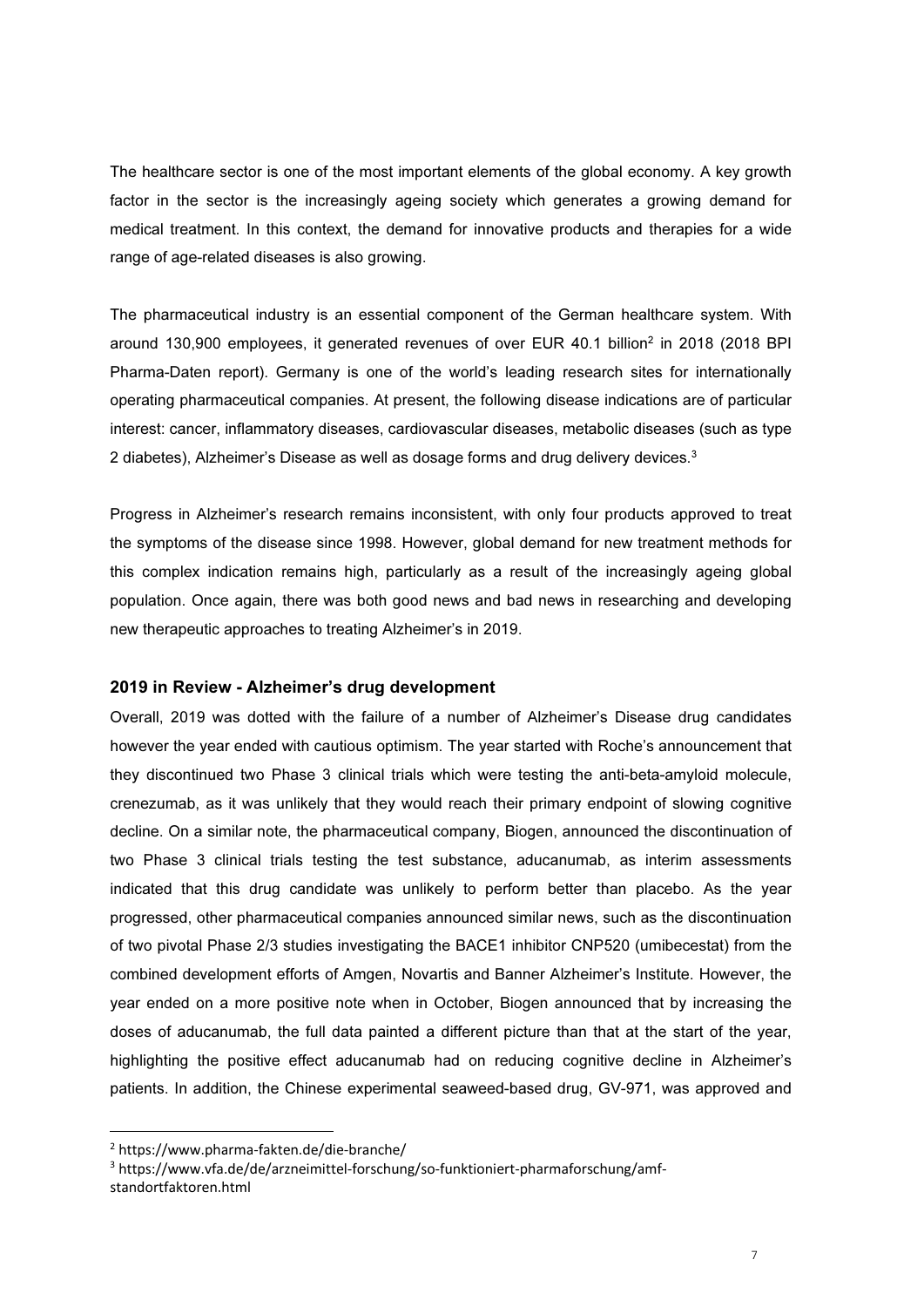The healthcare sector is one of the most important elements of the global economy. A key growth factor in the sector is the increasingly ageing society which generates a growing demand for medical treatment. In this context, the demand for innovative products and therapies for a wide range of age-related diseases is also growing.

The pharmaceutical industry is an essential component of the German healthcare system. With around 130,900 employees, it generated revenues of over EUR 40.1 billion[2] in 2018 (2018 BPI Pharma-Daten report). Germany is one of the world's leading research sites for internationally operating pharmaceutical companies. At present, the following disease indications are of particular interest: cancer, inflammatory diseases, cardiovascular diseases, metabolic diseases (such as type 2 diabetes), Alzheimer's Disease as well as dosage forms and drug delivery devices.[3]

Progress in Alzheimer's research remains inconsistent, with only four products approved to treat the symptoms of the disease since 1998. However, global demand for new treatment methods for this complex indication remains high, particularly as a result of the increasingly ageing global population. Once again, there was both good news and bad news in researching and developing new therapeutic approaches to treating Alzheimer's in 2019.

### 2019 in Review - Alzheimer's drug development

Overall, 2019 was dotted with the failure of a number of Alzheimer's Disease drug candidates however the year ended with cautious optimism. The year started with Roche's announcement that they discontinued two Phase 3 clinical trials which were testing the anti-beta-amyloid molecule, crenezumab, as it was unlikely that they would reach their primary endpoint of slowing cognitive decline. On a similar note, the pharmaceutical company, Biogen, announced the discontinuation of two Phase 3 clinical trials testing the test substance, aducanumab, as interim assessments indicated that this drug candidate was unlikely to perform better than placebo. As the year progressed, other pharmaceutical companies announced similar news, such as the discontinuation of two pivotal Phase 2/3 studies investigating the BACE1 inhibitor CNP520 (umibecestat) from the combined development efforts of Amgen, Novartis and Banner Alzheimer's Institute. However, the year ended on a more positive note when in October, Biogen announced that by increasing the doses of aducanumab, the full data painted a different picture than that at the start of the year, highlighting the positive effect aducanumab had on reducing cognitive decline in Alzheimer's patients. In addition, the Chinese experimental seaweed-based drug, GV-971, was approved and

[2] https://www.pharma-fakten.de/die-branche/

[3] https://www.vfa.de/de/arzneimittel-forschung/so-funktioniert-pharmaforschung/amf-standortfaktoren.html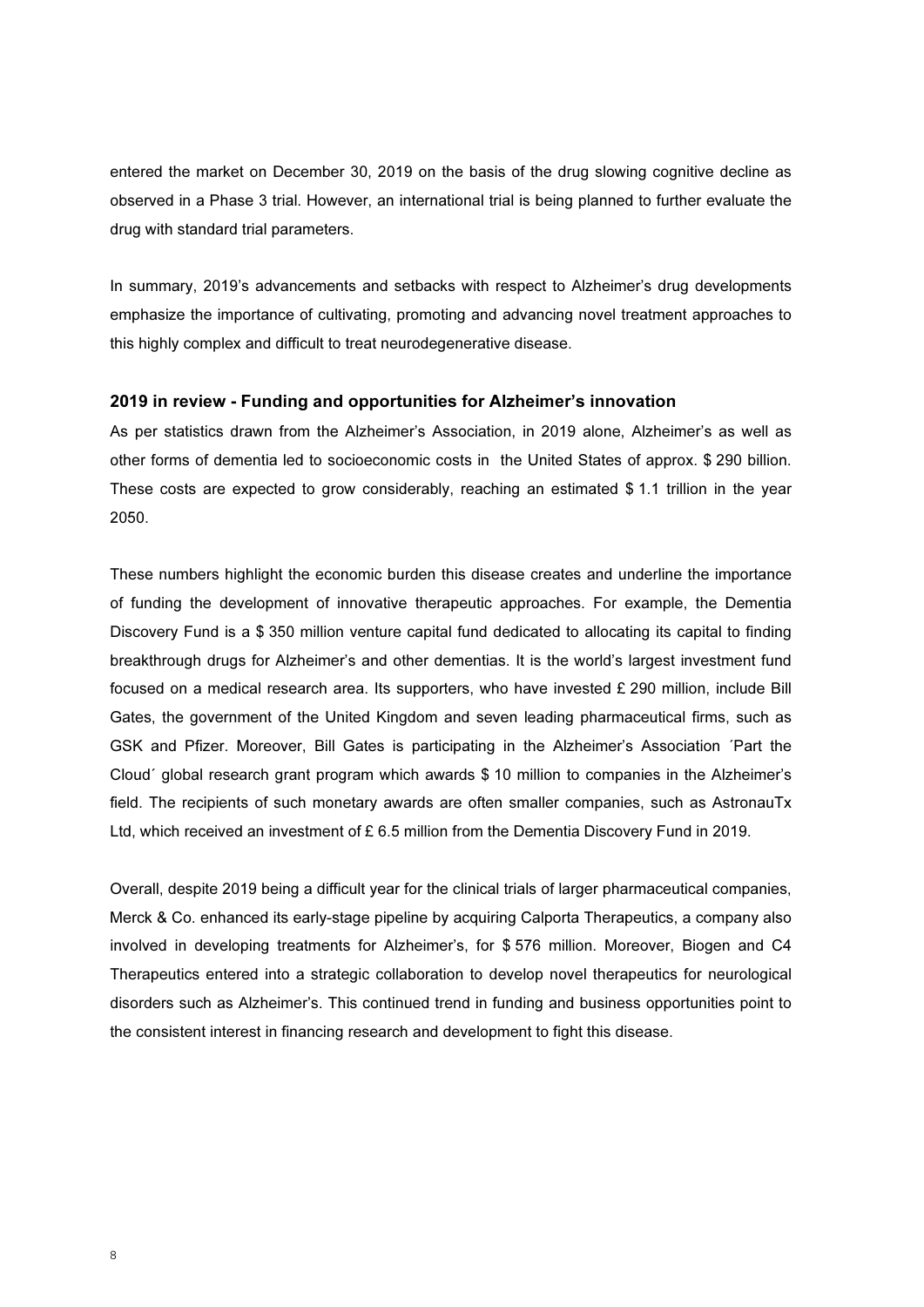entered the market on December 30, 2019 on the basis of the drug slowing cognitive decline as observed in a Phase 3 trial. However, an international trial is being planned to further evaluate the drug with standard trial parameters.

In summary, 2019's advancements and setbacks with respect to Alzheimer's drug developments emphasize the importance of cultivating, promoting and advancing novel treatment approaches to this highly complex and difficult to treat neurodegenerative disease.

### 2019 in review - Funding and opportunities for Alzheimer's innovation

As per statistics drawn from the Alzheimer's Association, in 2019 alone, Alzheimer's as well as other forms of dementia led to socioeconomic costs in the United States of approx. $ 290 billion. These costs are expected to grow considerably, reaching an estimated $ 1.1 trillion in the year 2050.

These numbers highlight the economic burden this disease creates and underline the importance of funding the development of innovative therapeutic approaches. For example, the Dementia Discovery Fund is a $ 350 million venture capital fund dedicated to allocating its capital to finding breakthrough drugs for Alzheimer's and other dementias. It is the world's largest investment fund focused on a medical research area. Its supporters, who have invested £ 290 million, include Bill Gates, the government of the United Kingdom and seven leading pharmaceutical firms, such as GSK and Pfizer. Moreover, Bill Gates is participating in the Alzheimer's Association ´Part the Cloud´ global research grant program which awards $ 10 million to companies in the Alzheimer's field. The recipients of such monetary awards are often smaller companies, such as AstronauTx Ltd, which received an investment of £ 6.5 million from the Dementia Discovery Fund in 2019.

Overall, despite 2019 being a difficult year for the clinical trials of larger pharmaceutical companies, Merck & Co. enhanced its early-stage pipeline by acquiring Calporta Therapeutics, a company also involved in developing treatments for Alzheimer's, for $ 576 million. Moreover, Biogen and C4 Therapeutics entered into a strategic collaboration to develop novel therapeutics for neurological disorders such as Alzheimer's. This continued trend in funding and business opportunities point to the consistent interest in financing research and development to fight this disease.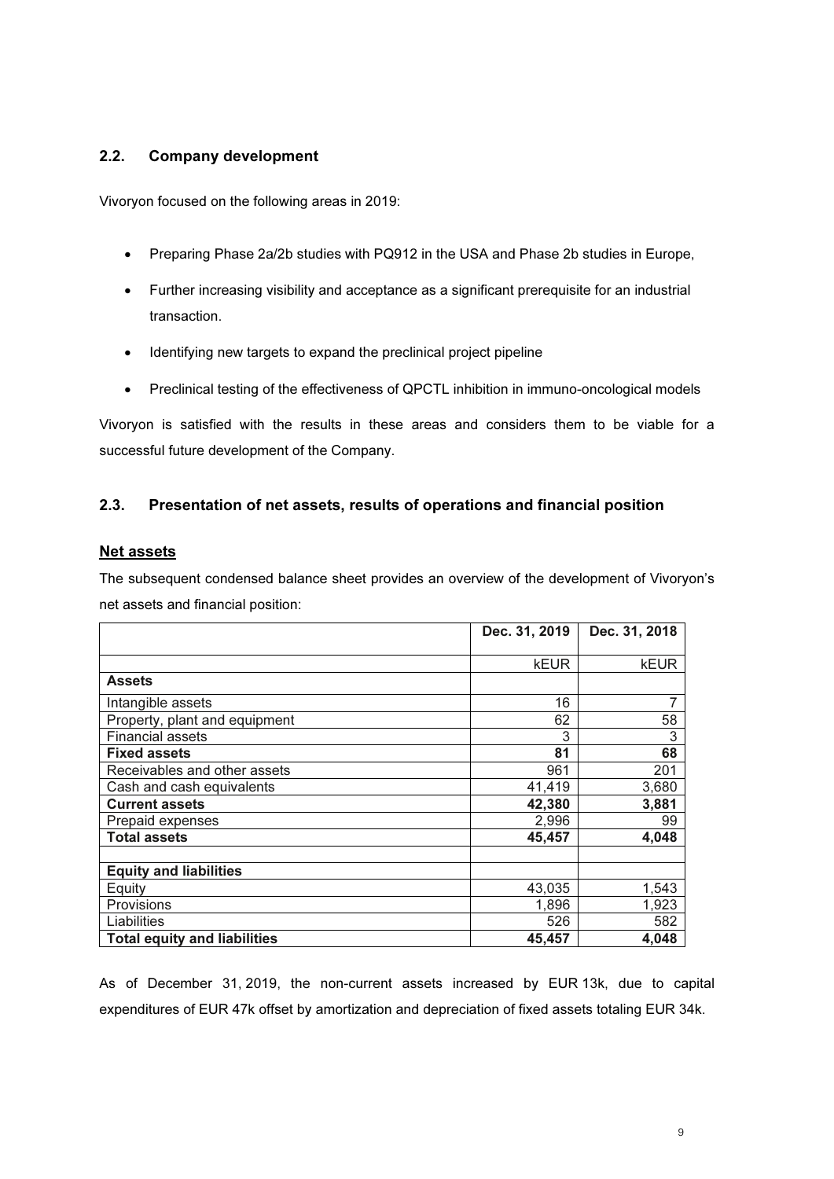## 2.2. Company development

Vivoryon focused on the following areas in 2019:

- Preparing Phase 2a/2b studies with PQ912 in the USA and Phase 2b studies in Europe,
- Further increasing visibility and acceptance as a significant prerequisite for an industrial transaction.
- Identifying new targets to expand the preclinical project pipeline
- Preclinical testing of the effectiveness of QPCTL inhibition in immuno-oncological models

Vivoryon is satisfied with the results in these areas and considers them to be viable for a successful future development of the Company.

## 2.3. Presentation of net assets, results of operations and financial position

**Net assets**

The subsequent condensed balance sheet provides an overview of the development of Vivoryon's net assets and financial position:

| | Dec. 31, 2019 | Dec. 31, 2018 |
|---|---|---|
| | kEUR | kEUR |
| **Assets** | | |
| Intangible assets | 16 | 7 |
| Property, plant and equipment | 62 | 58 |
| Financial assets | 3 | 3 |
| **Fixed assets** | **81** | **68** |
| Receivables and other assets | 961 | 201 |
| Cash and cash equivalents | 41,419 | 3,680 |
| **Current assets** | **42,380** | **3,881** |
| Prepaid expenses | 2,996 | 99 |
| **Total assets** | **45,457** | **4,048** |
| | | |
| **Equity and liabilities** | | |
| Equity | 43,035 | 1,543 |
| Provisions | 1,896 | 1,923 |
| Liabilities | 526 | 582 |
| **Total equity and liabilities** | **45,457** | **4,048** |

As of December 31, 2019, the non-current assets increased by EUR 13k, due to capital expenditures of EUR 47k offset by amortization and depreciation of fixed assets totaling EUR 34k.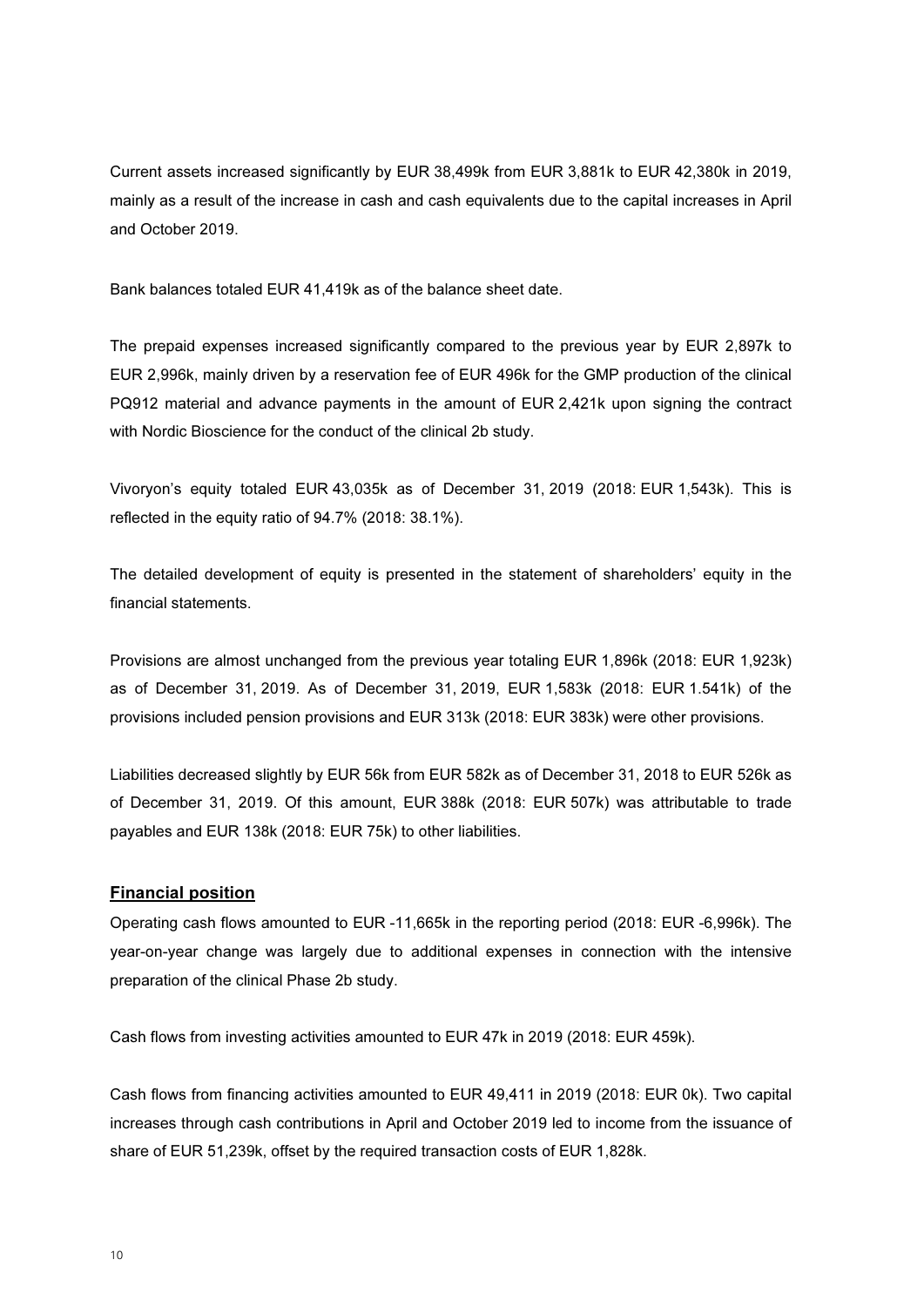Current assets increased significantly by EUR 38,499k from EUR 3,881k to EUR 42,380k in 2019, mainly as a result of the increase in cash and cash equivalents due to the capital increases in April and October 2019.

Bank balances totaled EUR 41,419k as of the balance sheet date.

The prepaid expenses increased significantly compared to the previous year by EUR 2,897k to EUR 2,996k, mainly driven by a reservation fee of EUR 496k for the GMP production of the clinical PQ912 material and advance payments in the amount of EUR 2,421k upon signing the contract with Nordic Bioscience for the conduct of the clinical 2b study.

Vivoryon's equity totaled EUR 43,035k as of December 31, 2019 (2018: EUR 1,543k). This is reflected in the equity ratio of 94.7% (2018: 38.1%).

The detailed development of equity is presented in the statement of shareholders' equity in the financial statements.

Provisions are almost unchanged from the previous year totaling EUR 1,896k (2018: EUR 1,923k) as of December 31, 2019. As of December 31, 2019, EUR 1,583k (2018: EUR 1.541k) of the provisions included pension provisions and EUR 313k (2018: EUR 383k) were other provisions.

Liabilities decreased slightly by EUR 56k from EUR 582k as of December 31, 2018 to EUR 526k as of December 31, 2019. Of this amount, EUR 388k (2018: EUR 507k) was attributable to trade payables and EUR 138k (2018: EUR 75k) to other liabilities.

## Financial position

Operating cash flows amounted to EUR -11,665k in the reporting period (2018: EUR -6,996k). The year-on-year change was largely due to additional expenses in connection with the intensive preparation of the clinical Phase 2b study.

Cash flows from investing activities amounted to EUR 47k in 2019 (2018: EUR 459k).

Cash flows from financing activities amounted to EUR 49,411 in 2019 (2018: EUR 0k). Two capital increases through cash contributions in April and October 2019 led to income from the issuance of share of EUR 51,239k, offset by the required transaction costs of EUR 1,828k.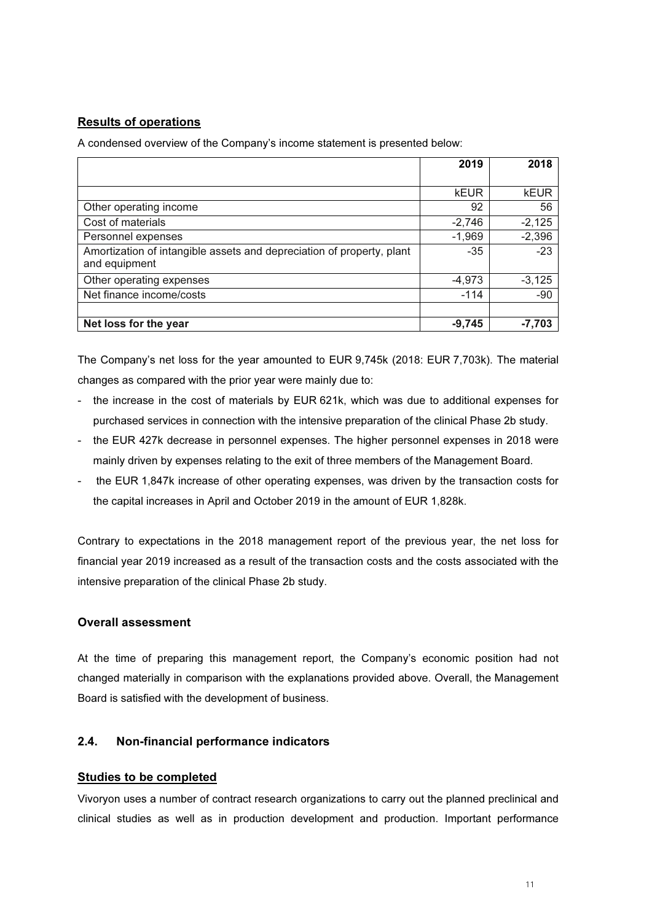## Results of operations

A condensed overview of the Company's income statement is presented below:

| | 2019 | 2018 |
|---|---|---|
| | kEUR | kEUR |
| Other operating income | 92 | 56 |
| Cost of materials | -2,746 | -2,125 |
| Personnel expenses | -1,969 | -2,396 |
| Amortization of intangible assets and depreciation of property, plant and equipment | -35 | -23 |
| Other operating expenses | -4,973 | -3,125 |
| Net finance income/costs | -114 | -90 |
| | | |
| **Net loss for the year** | **-9,745** | **-7,703** |

The Company's net loss for the year amounted to EUR 9,745k (2018: EUR 7,703k). The material changes as compared with the prior year were mainly due to:

- the increase in the cost of materials by EUR 621k, which was due to additional expenses for purchased services in connection with the intensive preparation of the clinical Phase 2b study.
- the EUR 427k decrease in personnel expenses. The higher personnel expenses in 2018 were mainly driven by expenses relating to the exit of three members of the Management Board.
- the EUR 1,847k increase of other operating expenses, was driven by the transaction costs for the capital increases in April and October 2019 in the amount of EUR 1,828k.

Contrary to expectations in the 2018 management report of the previous year, the net loss for financial year 2019 increased as a result of the transaction costs and the costs associated with the intensive preparation of the clinical Phase 2b study.

### Overall assessment

At the time of preparing this management report, the Company's economic position had not changed materially in comparison with the explanations provided above. Overall, the Management Board is satisfied with the development of business.

### 2.4. Non-financial performance indicators

## Studies to be completed

Vivoryon uses a number of contract research organizations to carry out the planned preclinical and clinical studies as well as in production development and production. Important performance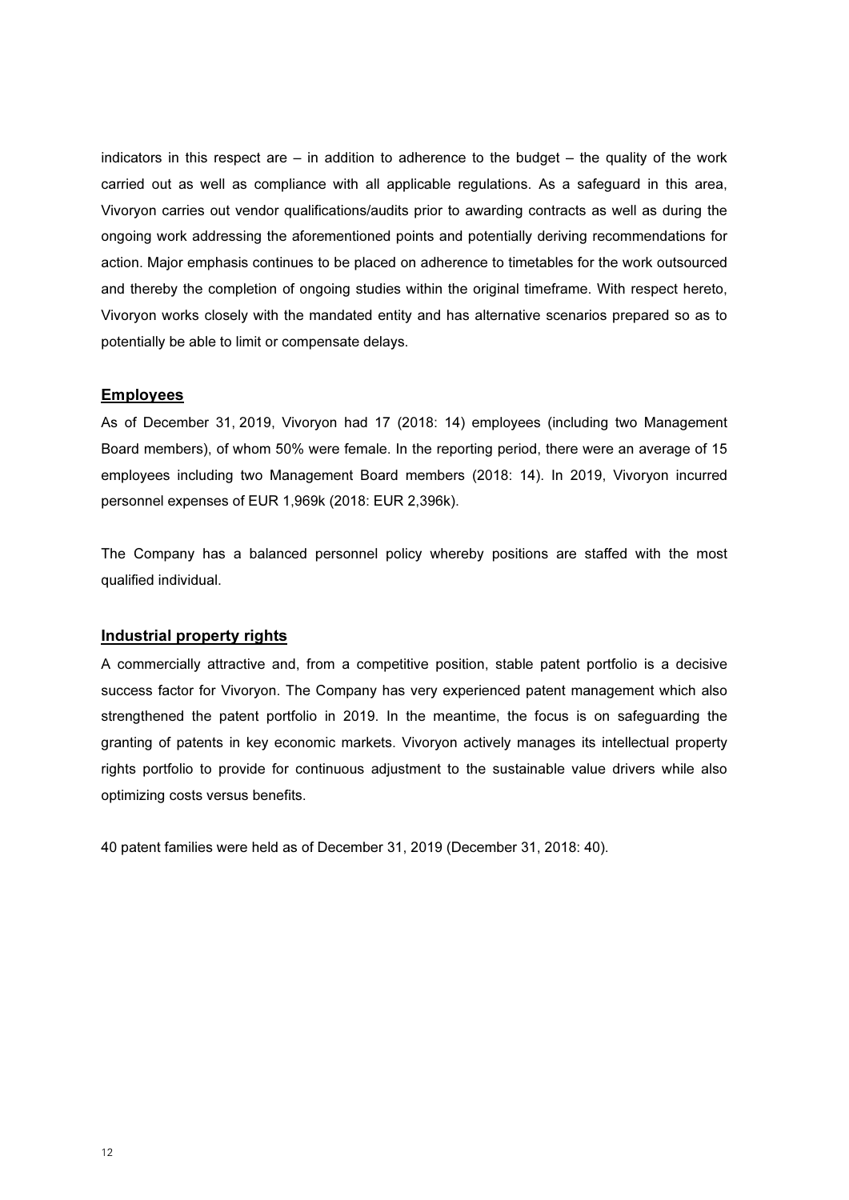indicators in this respect are – in addition to adherence to the budget – the quality of the work carried out as well as compliance with all applicable regulations. As a safeguard in this area, Vivoryon carries out vendor qualifications/audits prior to awarding contracts as well as during the ongoing work addressing the aforementioned points and potentially deriving recommendations for action. Major emphasis continues to be placed on adherence to timetables for the work outsourced and thereby the completion of ongoing studies within the original timeframe. With respect hereto, Vivoryon works closely with the mandated entity and has alternative scenarios prepared so as to potentially be able to limit or compensate delays.

## Employees

As of December 31, 2019, Vivoryon had 17 (2018: 14) employees (including two Management Board members), of whom 50% were female. In the reporting period, there were an average of 15 employees including two Management Board members (2018: 14). In 2019, Vivoryon incurred personnel expenses of EUR 1,969k (2018: EUR 2,396k).

The Company has a balanced personnel policy whereby positions are staffed with the most qualified individual.

## Industrial property rights

A commercially attractive and, from a competitive position, stable patent portfolio is a decisive success factor for Vivoryon. The Company has very experienced patent management which also strengthened the patent portfolio in 2019. In the meantime, the focus is on safeguarding the granting of patents in key economic markets. Vivoryon actively manages its intellectual property rights portfolio to provide for continuous adjustment to the sustainable value drivers while also optimizing costs versus benefits.

40 patent families were held as of December 31, 2019 (December 31, 2018: 40).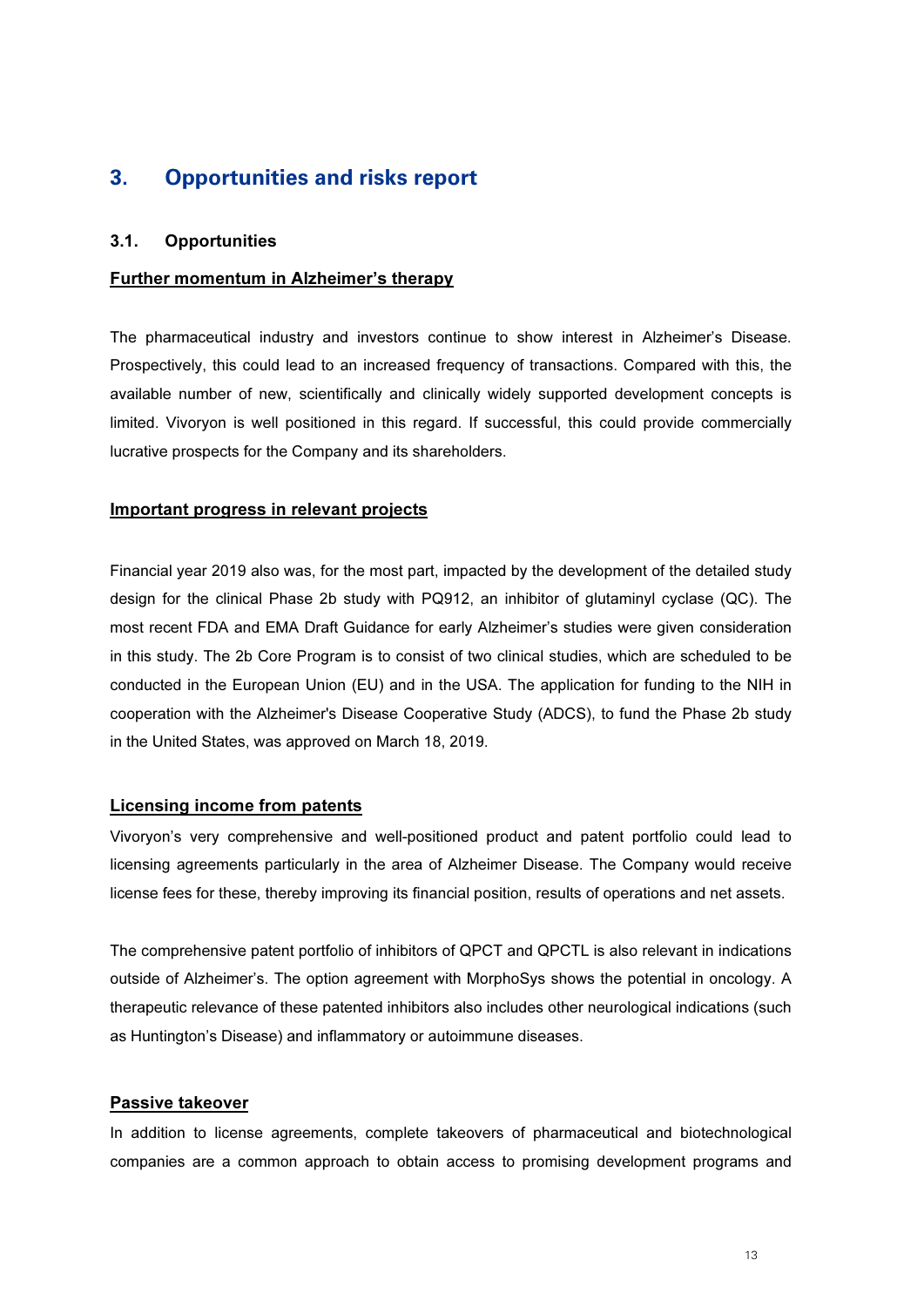## 3. Opportunities and risks report

### 3.1. Opportunities

**Further momentum in Alzheimer's therapy**

The pharmaceutical industry and investors continue to show interest in Alzheimer's Disease. Prospectively, this could lead to an increased frequency of transactions. Compared with this, the available number of new, scientifically and clinically widely supported development concepts is limited. Vivoryon is well positioned in this regard. If successful, this could provide commercially lucrative prospects for the Company and its shareholders.

**Important progress in relevant projects**

Financial year 2019 also was, for the most part, impacted by the development of the detailed study design for the clinical Phase 2b study with PQ912, an inhibitor of glutaminyl cyclase (QC). The most recent FDA and EMA Draft Guidance for early Alzheimer's studies were given consideration in this study. The 2b Core Program is to consist of two clinical studies, which are scheduled to be conducted in the European Union (EU) and in the USA. The application for funding to the NIH in cooperation with the Alzheimer's Disease Cooperative Study (ADCS), to fund the Phase 2b study in the United States, was approved on March 18, 2019.

**Licensing income from patents**

Vivoryon's very comprehensive and well-positioned product and patent portfolio could lead to licensing agreements particularly in the area of Alzheimer Disease. The Company would receive license fees for these, thereby improving its financial position, results of operations and net assets.

The comprehensive patent portfolio of inhibitors of QPCT and QPCTL is also relevant in indications outside of Alzheimer's. The option agreement with MorphoSys shows the potential in oncology. A therapeutic relevance of these patented inhibitors also includes other neurological indications (such as Huntington's Disease) and inflammatory or autoimmune diseases.

**Passive takeover**

In addition to license agreements, complete takeovers of pharmaceutical and biotechnological companies are a common approach to obtain access to promising development programs and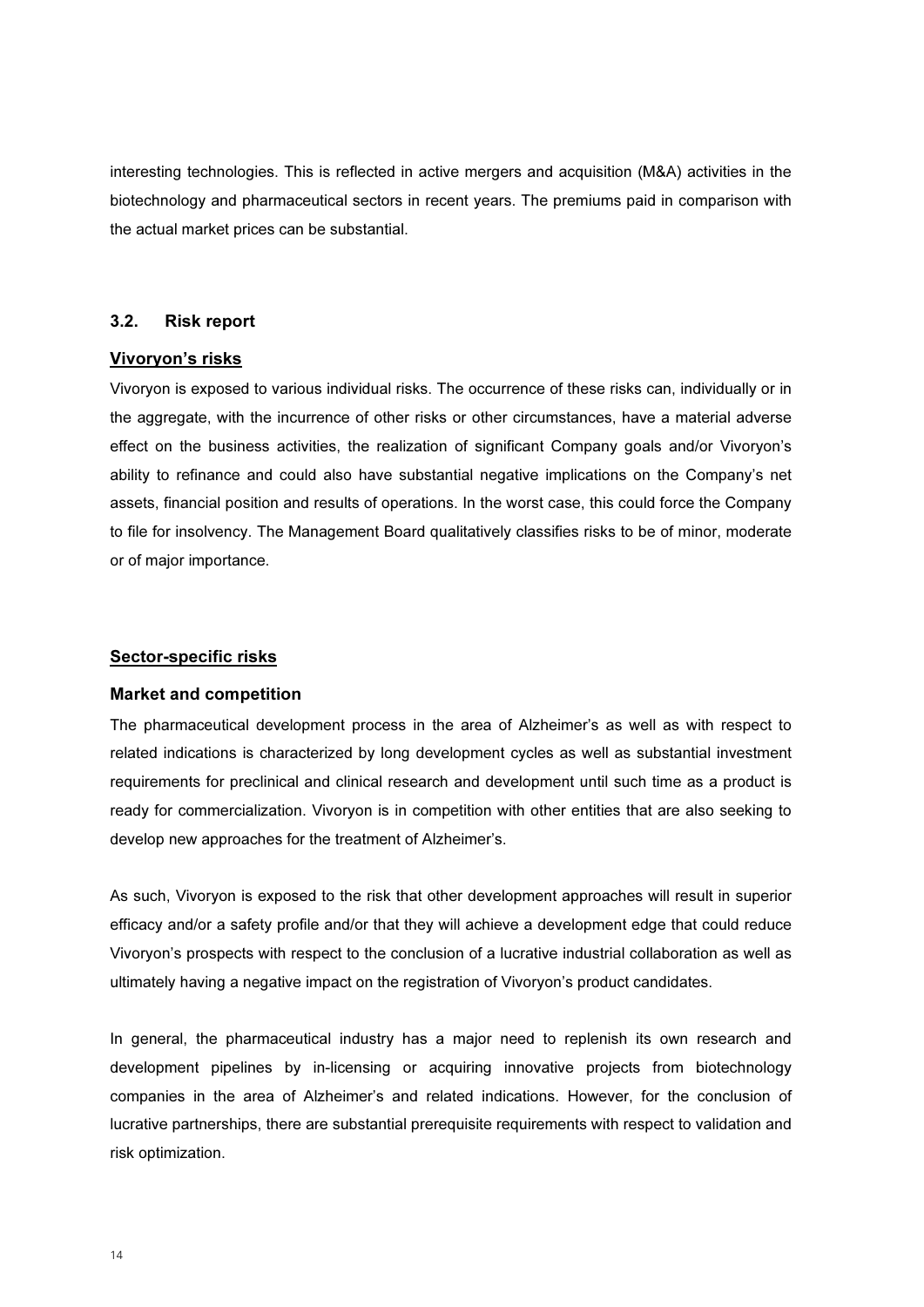interesting technologies. This is reflected in active mergers and acquisition (M&A) activities in the biotechnology and pharmaceutical sectors in recent years. The premiums paid in comparison with the actual market prices can be substantial.

### 3.2. Risk report

**Vivoryon's risks**

Vivoryon is exposed to various individual risks. The occurrence of these risks can, individually or in the aggregate, with the incurrence of other risks or other circumstances, have a material adverse effect on the business activities, the realization of significant Company goals and/or Vivoryon's ability to refinance and could also have substantial negative implications on the Company's net assets, financial position and results of operations. In the worst case, this could force the Company to file for insolvency. The Management Board qualitatively classifies risks to be of minor, moderate or of major importance.

**Sector-specific risks**

#### Market and competition

The pharmaceutical development process in the area of Alzheimer's as well as with respect to related indications is characterized by long development cycles as well as substantial investment requirements for preclinical and clinical research and development until such time as a product is ready for commercialization. Vivoryon is in competition with other entities that are also seeking to develop new approaches for the treatment of Alzheimer's.

As such, Vivoryon is exposed to the risk that other development approaches will result in superior efficacy and/or a safety profile and/or that they will achieve a development edge that could reduce Vivoryon's prospects with respect to the conclusion of a lucrative industrial collaboration as well as ultimately having a negative impact on the registration of Vivoryon's product candidates.

In general, the pharmaceutical industry has a major need to replenish its own research and development pipelines by in-licensing or acquiring innovative projects from biotechnology companies in the area of Alzheimer's and related indications. However, for the conclusion of lucrative partnerships, there are substantial prerequisite requirements with respect to validation and risk optimization.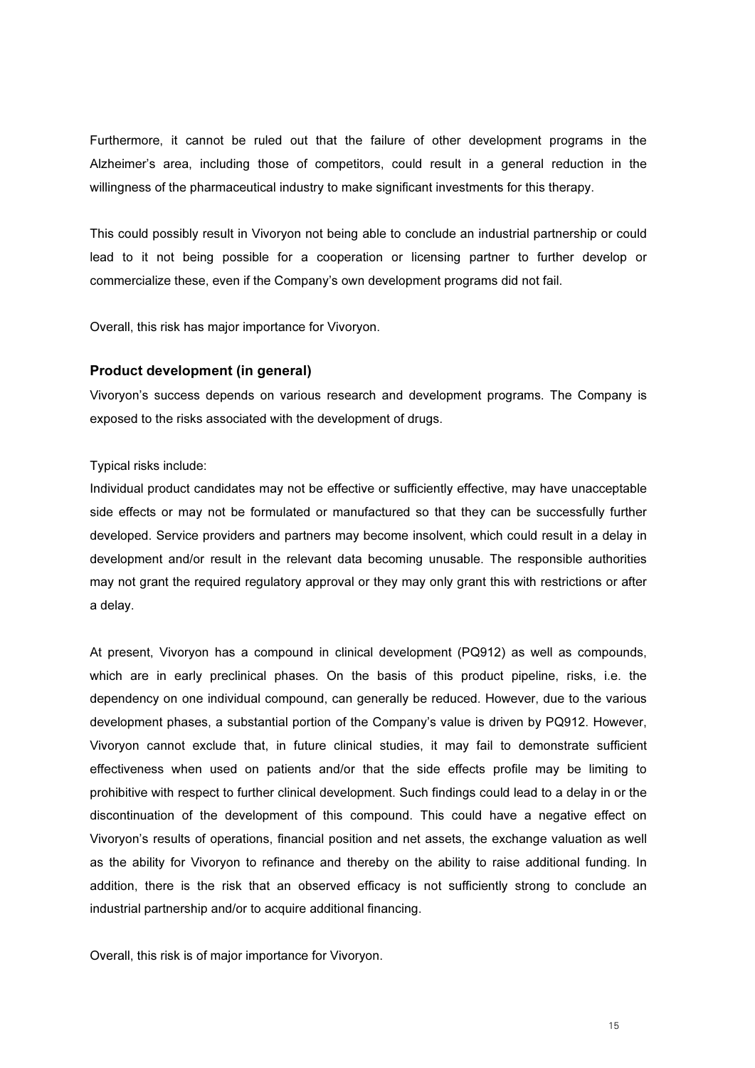Furthermore, it cannot be ruled out that the failure of other development programs in the Alzheimer's area, including those of competitors, could result in a general reduction in the willingness of the pharmaceutical industry to make significant investments for this therapy.

This could possibly result in Vivoryon not being able to conclude an industrial partnership or could lead to it not being possible for a cooperation or licensing partner to further develop or commercialize these, even if the Company's own development programs did not fail.

Overall, this risk has major importance for Vivoryon.

### Product development (in general)

Vivoryon's success depends on various research and development programs. The Company is exposed to the risks associated with the development of drugs.

Typical risks include:
Individual product candidates may not be effective or sufficiently effective, may have unacceptable side effects or may not be formulated or manufactured so that they can be successfully further developed. Service providers and partners may become insolvent, which could result in a delay in development and/or result in the relevant data becoming unusable. The responsible authorities may not grant the required regulatory approval or they may only grant this with restrictions or after a delay.

At present, Vivoryon has a compound in clinical development (PQ912) as well as compounds, which are in early preclinical phases. On the basis of this product pipeline, risks, i.e. the dependency on one individual compound, can generally be reduced. However, due to the various development phases, a substantial portion of the Company's value is driven by PQ912. However, Vivoryon cannot exclude that, in future clinical studies, it may fail to demonstrate sufficient effectiveness when used on patients and/or that the side effects profile may be limiting to prohibitive with respect to further clinical development. Such findings could lead to a delay in or the discontinuation of the development of this compound. This could have a negative effect on Vivoryon's results of operations, financial position and net assets, the exchange valuation as well as the ability for Vivoryon to refinance and thereby on the ability to raise additional funding. In addition, there is the risk that an observed efficacy is not sufficiently strong to conclude an industrial partnership and/or to acquire additional financing.

Overall, this risk is of major importance for Vivoryon.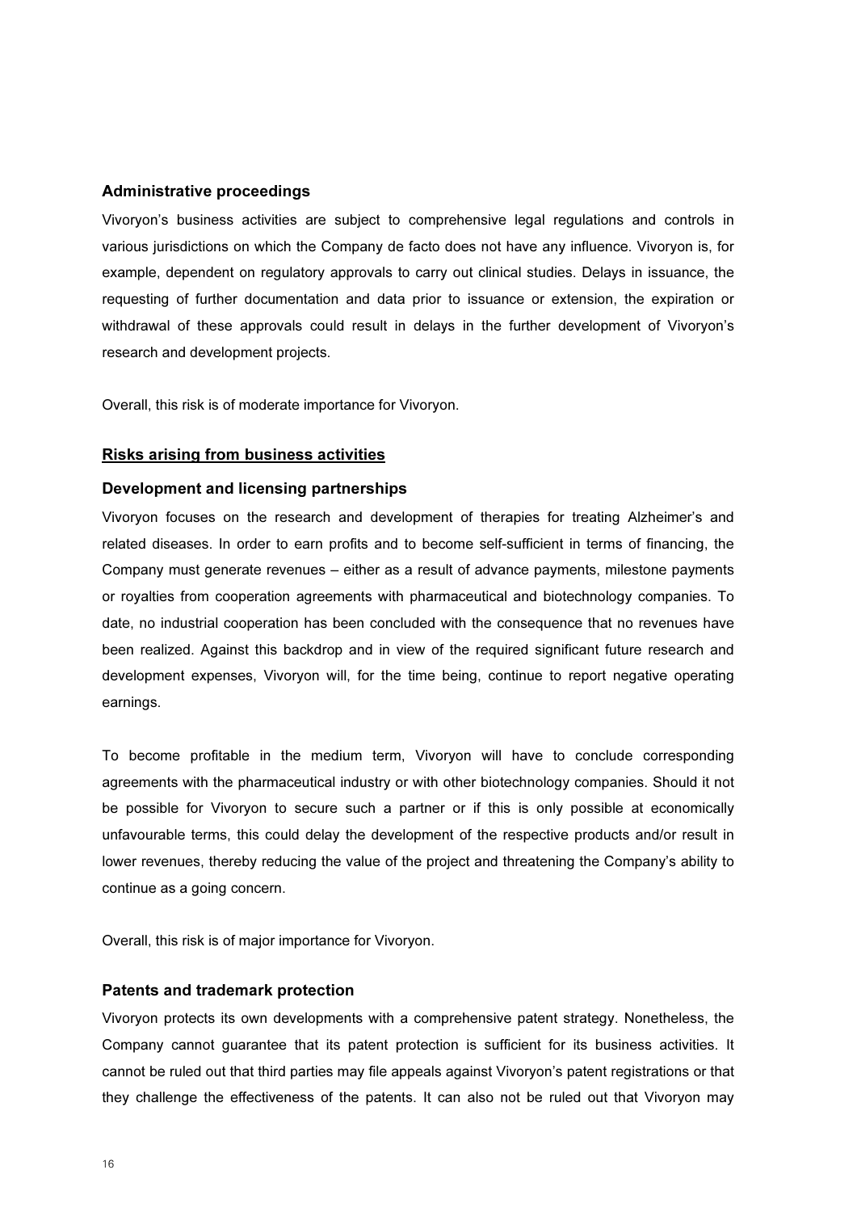### Administrative proceedings

Vivoryon's business activities are subject to comprehensive legal regulations and controls in various jurisdictions on which the Company de facto does not have any influence. Vivoryon is, for example, dependent on regulatory approvals to carry out clinical studies. Delays in issuance, the requesting of further documentation and data prior to issuance or extension, the expiration or withdrawal of these approvals could result in delays in the further development of Vivoryon's research and development projects.

Overall, this risk is of moderate importance for Vivoryon.

## Risks arising from business activities

### Development and licensing partnerships

Vivoryon focuses on the research and development of therapies for treating Alzheimer's and related diseases. In order to earn profits and to become self-sufficient in terms of financing, the Company must generate revenues – either as a result of advance payments, milestone payments or royalties from cooperation agreements with pharmaceutical and biotechnology companies. To date, no industrial cooperation has been concluded with the consequence that no revenues have been realized. Against this backdrop and in view of the required significant future research and development expenses, Vivoryon will, for the time being, continue to report negative operating earnings.

To become profitable in the medium term, Vivoryon will have to conclude corresponding agreements with the pharmaceutical industry or with other biotechnology companies. Should it not be possible for Vivoryon to secure such a partner or if this is only possible at economically unfavourable terms, this could delay the development of the respective products and/or result in lower revenues, thereby reducing the value of the project and threatening the Company's ability to continue as a going concern.

Overall, this risk is of major importance for Vivoryon.

### Patents and trademark protection

Vivoryon protects its own developments with a comprehensive patent strategy. Nonetheless, the Company cannot guarantee that its patent protection is sufficient for its business activities. It cannot be ruled out that third parties may file appeals against Vivoryon's patent registrations or that they challenge the effectiveness of the patents. It can also not be ruled out that Vivoryon may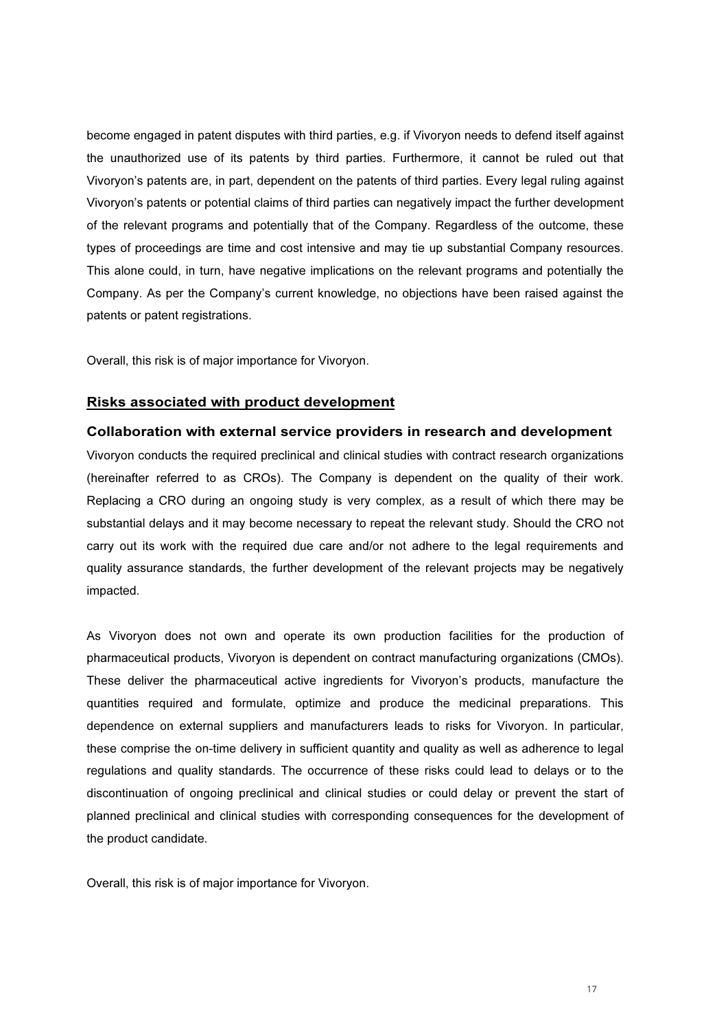become engaged in patent disputes with third parties, e.g. if Vivoryon needs to defend itself against the unauthorized use of its patents by third parties. Furthermore, it cannot be ruled out that Vivoryon's patents are, in part, dependent on the patents of third parties. Every legal ruling against Vivoryon's patents or potential claims of third parties can negatively impact the further development of the relevant programs and potentially that of the Company. Regardless of the outcome, these types of proceedings are time and cost intensive and may tie up substantial Company resources. This alone could, in turn, have negative implications on the relevant programs and potentially the Company. As per the Company's current knowledge, no objections have been raised against the patents or patent registrations.

Overall, this risk is of major importance for Vivoryon.

## Risks associated with product development

### Collaboration with external service providers in research and development

Vivoryon conducts the required preclinical and clinical studies with contract research organizations (hereinafter referred to as CROs). The Company is dependent on the quality of their work. Replacing a CRO during an ongoing study is very complex, as a result of which there may be substantial delays and it may become necessary to repeat the relevant study. Should the CRO not carry out its work with the required due care and/or not adhere to the legal requirements and quality assurance standards, the further development of the relevant projects may be negatively impacted.

As Vivoryon does not own and operate its own production facilities for the production of pharmaceutical products, Vivoryon is dependent on contract manufacturing organizations (CMOs). These deliver the pharmaceutical active ingredients for Vivoryon's products, manufacture the quantities required and formulate, optimize and produce the medicinal preparations. This dependence on external suppliers and manufacturers leads to risks for Vivoryon. In particular, these comprise the on-time delivery in sufficient quantity and quality as well as adherence to legal regulations and quality standards. The occurrence of these risks could lead to delays or to the discontinuation of ongoing preclinical and clinical studies or could delay or prevent the start of planned preclinical and clinical studies with corresponding consequences for the development of the product candidate.

Overall, this risk is of major importance for Vivoryon.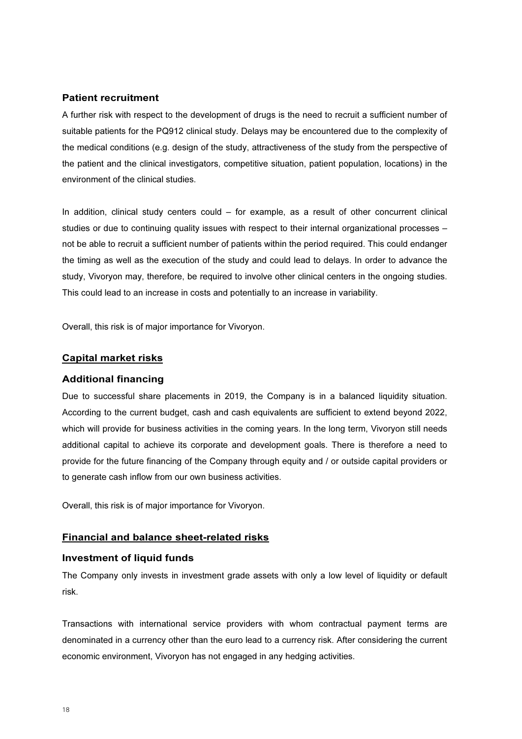### Patient recruitment

A further risk with respect to the development of drugs is the need to recruit a sufficient number of suitable patients for the PQ912 clinical study. Delays may be encountered due to the complexity of the medical conditions (e.g. design of the study, attractiveness of the study from the perspective of the patient and the clinical investigators, competitive situation, patient population, locations) in the environment of the clinical studies.

In addition, clinical study centers could – for example, as a result of other concurrent clinical studies or due to continuing quality issues with respect to their internal organizational processes – not be able to recruit a sufficient number of patients within the period required. This could endanger the timing as well as the execution of the study and could lead to delays. In order to advance the study, Vivoryon may, therefore, be required to involve other clinical centers in the ongoing studies. This could lead to an increase in costs and potentially to an increase in variability.

Overall, this risk is of major importance for Vivoryon.

## Capital market risks

### Additional financing

Due to successful share placements in 2019, the Company is in a balanced liquidity situation. According to the current budget, cash and cash equivalents are sufficient to extend beyond 2022, which will provide for business activities in the coming years. In the long term, Vivoryon still needs additional capital to achieve its corporate and development goals. There is therefore a need to provide for the future financing of the Company through equity and / or outside capital providers or to generate cash inflow from our own business activities.

Overall, this risk is of major importance for Vivoryon.

## Financial and balance sheet-related risks

### Investment of liquid funds

The Company only invests in investment grade assets with only a low level of liquidity or default risk.

Transactions with international service providers with whom contractual payment terms are denominated in a currency other than the euro lead to a currency risk. After considering the current economic environment, Vivoryon has not engaged in any hedging activities.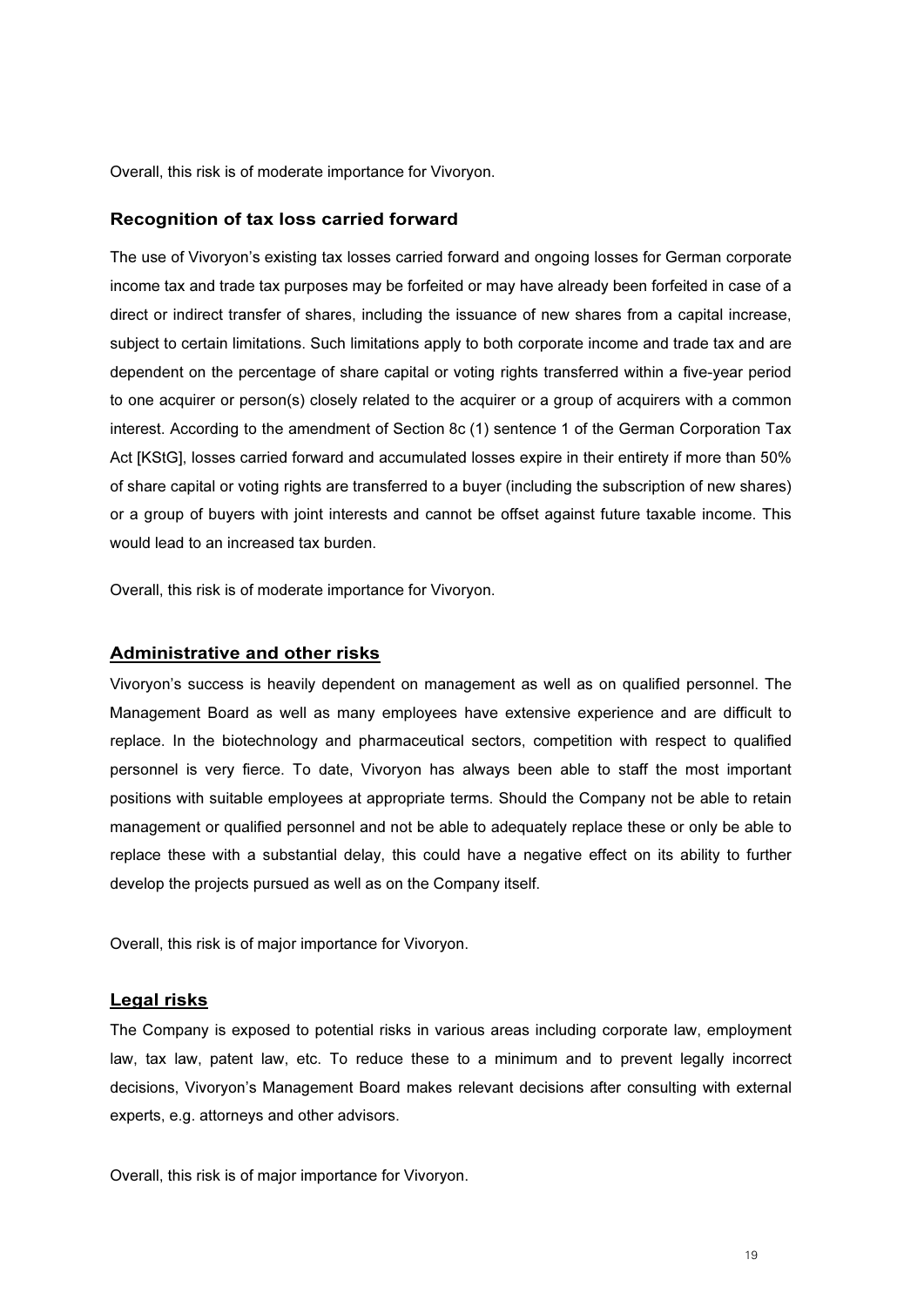Overall, this risk is of moderate importance for Vivoryon.

### Recognition of tax loss carried forward

The use of Vivoryon's existing tax losses carried forward and ongoing losses for German corporate income tax and trade tax purposes may be forfeited or may have already been forfeited in case of a direct or indirect transfer of shares, including the issuance of new shares from a capital increase, subject to certain limitations. Such limitations apply to both corporate income and trade tax and are dependent on the percentage of share capital or voting rights transferred within a five-year period to one acquirer or person(s) closely related to the acquirer or a group of acquirers with a common interest. According to the amendment of Section 8c (1) sentence 1 of the German Corporation Tax Act [KStG], losses carried forward and accumulated losses expire in their entirety if more than 50% of share capital or voting rights are transferred to a buyer (including the subscription of new shares) or a group of buyers with joint interests and cannot be offset against future taxable income. This would lead to an increased tax burden.

Overall, this risk is of moderate importance for Vivoryon.

## Administrative and other risks

Vivoryon's success is heavily dependent on management as well as on qualified personnel. The Management Board as well as many employees have extensive experience and are difficult to replace. In the biotechnology and pharmaceutical sectors, competition with respect to qualified personnel is very fierce. To date, Vivoryon has always been able to staff the most important positions with suitable employees at appropriate terms. Should the Company not be able to retain management or qualified personnel and not be able to adequately replace these or only be able to replace these with a substantial delay, this could have a negative effect on its ability to further develop the projects pursued as well as on the Company itself.

Overall, this risk is of major importance for Vivoryon.

## Legal risks

The Company is exposed to potential risks in various areas including corporate law, employment law, tax law, patent law, etc. To reduce these to a minimum and to prevent legally incorrect decisions, Vivoryon's Management Board makes relevant decisions after consulting with external experts, e.g. attorneys and other advisors.

Overall, this risk is of major importance for Vivoryon.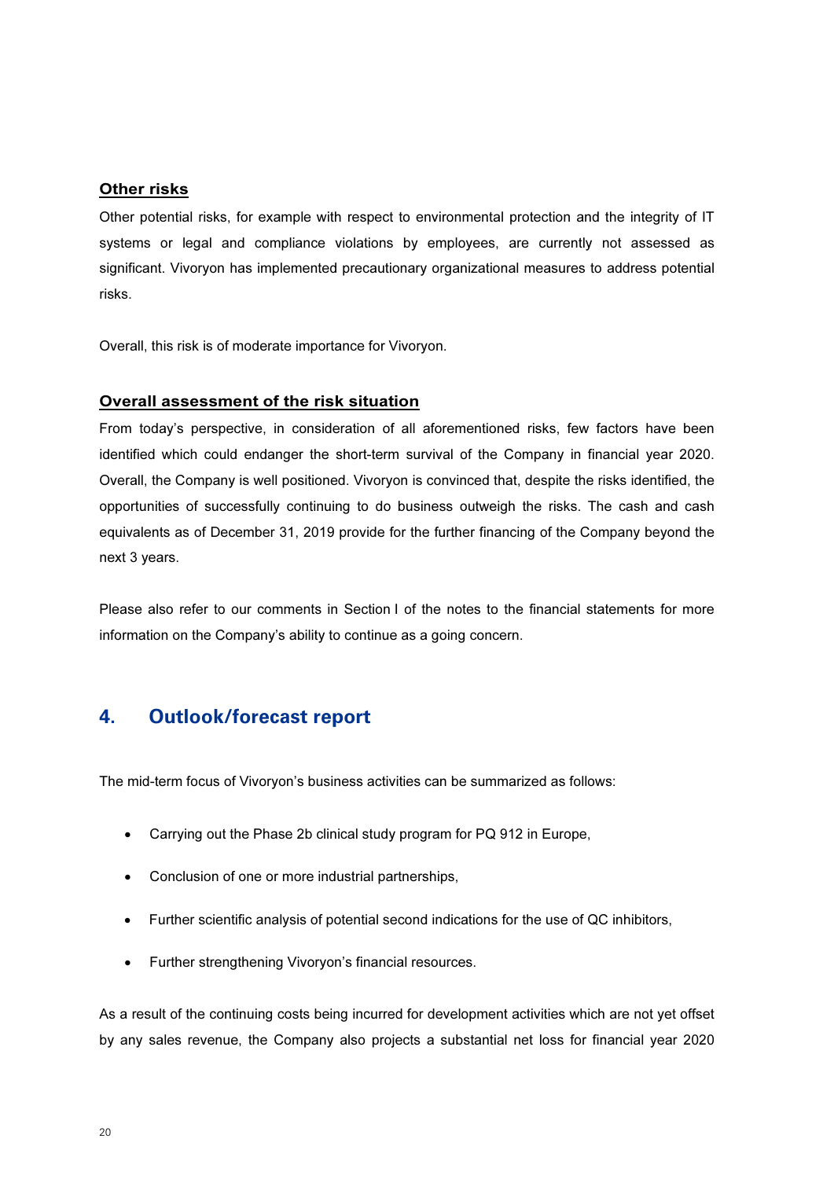**Other risks**

Other potential risks, for example with respect to environmental protection and the integrity of IT systems or legal and compliance violations by employees, are currently not assessed as significant. Vivoryon has implemented precautionary organizational measures to address potential risks.

Overall, this risk is of moderate importance for Vivoryon.

**Overall assessment of the risk situation**

From today's perspective, in consideration of all aforementioned risks, few factors have been identified which could endanger the short-term survival of the Company in financial year 2020. Overall, the Company is well positioned. Vivoryon is convinced that, despite the risks identified, the opportunities of successfully continuing to do business outweigh the risks. The cash and cash equivalents as of December 31, 2019 provide for the further financing of the Company beyond the next 3 years.

Please also refer to our comments in Section I of the notes to the financial statements for more information on the Company's ability to continue as a going concern.

## 4. Outlook/forecast report

The mid-term focus of Vivoryon's business activities can be summarized as follows:

- Carrying out the Phase 2b clinical study program for PQ 912 in Europe,
- Conclusion of one or more industrial partnerships,
- Further scientific analysis of potential second indications for the use of QC inhibitors,
- Further strengthening Vivoryon's financial resources.

As a result of the continuing costs being incurred for development activities which are not yet offset by any sales revenue, the Company also projects a substantial net loss for financial year 2020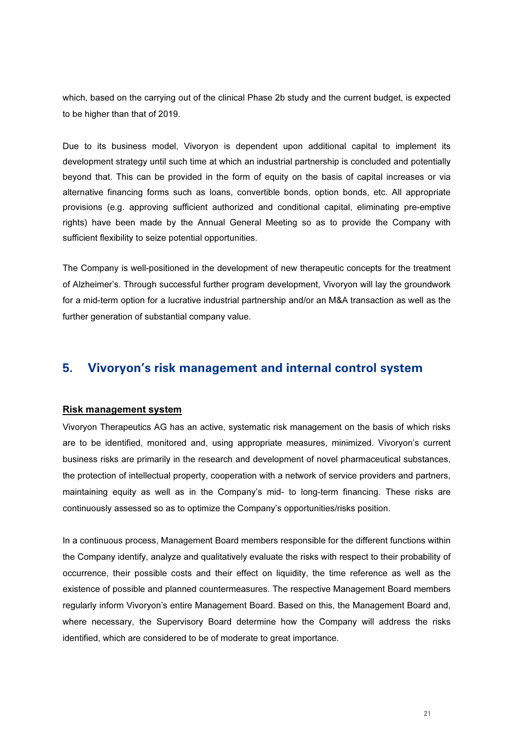which, based on the carrying out of the clinical Phase 2b study and the current budget, is expected to be higher than that of 2019.

Due to its business model, Vivoryon is dependent upon additional capital to implement its development strategy until such time at which an industrial partnership is concluded and potentially beyond that. This can be provided in the form of equity on the basis of capital increases or via alternative financing forms such as loans, convertible bonds, option bonds, etc. All appropriate provisions (e.g. approving sufficient authorized and conditional capital, eliminating pre-emptive rights) have been made by the Annual General Meeting so as to provide the Company with sufficient flexibility to seize potential opportunities.

The Company is well-positioned in the development of new therapeutic concepts for the treatment of Alzheimer's. Through successful further program development, Vivoryon will lay the groundwork for a mid-term option for a lucrative industrial partnership and/or an M&A transaction as well as the further generation of substantial company value.

## 5. Vivoryon's risk management and internal control system

**Risk management system**

Vivoryon Therapeutics AG has an active, systematic risk management on the basis of which risks are to be identified, monitored and, using appropriate measures, minimized. Vivoryon's current business risks are primarily in the research and development of novel pharmaceutical substances, the protection of intellectual property, cooperation with a network of service providers and partners, maintaining equity as well as in the Company's mid- to long-term financing. These risks are continuously assessed so as to optimize the Company's opportunities/risks position.

In a continuous process, Management Board members responsible for the different functions within the Company identify, analyze and qualitatively evaluate the risks with respect to their probability of occurrence, their possible costs and their effect on liquidity, the time reference as well as the existence of possible and planned countermeasures. The respective Management Board members regularly inform Vivoryon's entire Management Board. Based on this, the Management Board and, where necessary, the Supervisory Board determine how the Company will address the risks identified, which are considered to be of moderate to great importance.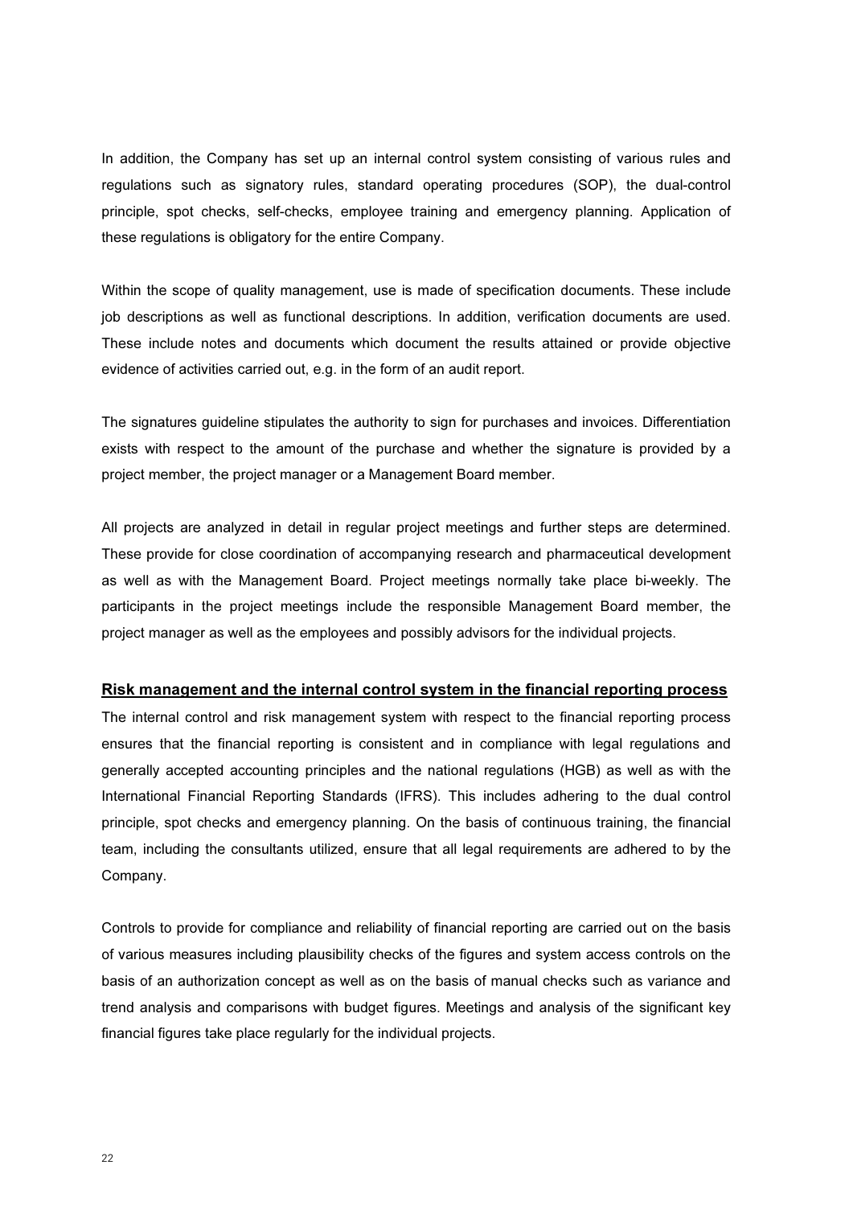In addition, the Company has set up an internal control system consisting of various rules and regulations such as signatory rules, standard operating procedures (SOP), the dual-control principle, spot checks, self-checks, employee training and emergency planning. Application of these regulations is obligatory for the entire Company.

Within the scope of quality management, use is made of specification documents. These include job descriptions as well as functional descriptions. In addition, verification documents are used. These include notes and documents which document the results attained or provide objective evidence of activities carried out, e.g. in the form of an audit report.

The signatures guideline stipulates the authority to sign for purchases and invoices. Differentiation exists with respect to the amount of the purchase and whether the signature is provided by a project member, the project manager or a Management Board member.

All projects are analyzed in detail in regular project meetings and further steps are determined. These provide for close coordination of accompanying research and pharmaceutical development as well as with the Management Board. Project meetings normally take place bi-weekly. The participants in the project meetings include the responsible Management Board member, the project manager as well as the employees and possibly advisors for the individual projects.

## Risk management and the internal control system in the financial reporting process

The internal control and risk management system with respect to the financial reporting process ensures that the financial reporting is consistent and in compliance with legal regulations and generally accepted accounting principles and the national regulations (HGB) as well as with the International Financial Reporting Standards (IFRS). This includes adhering to the dual control principle, spot checks and emergency planning. On the basis of continuous training, the financial team, including the consultants utilized, ensure that all legal requirements are adhered to by the Company.

Controls to provide for compliance and reliability of financial reporting are carried out on the basis of various measures including plausibility checks of the figures and system access controls on the basis of an authorization concept as well as on the basis of manual checks such as variance and trend analysis and comparisons with budget figures. Meetings and analysis of the significant key financial figures take place regularly for the individual projects.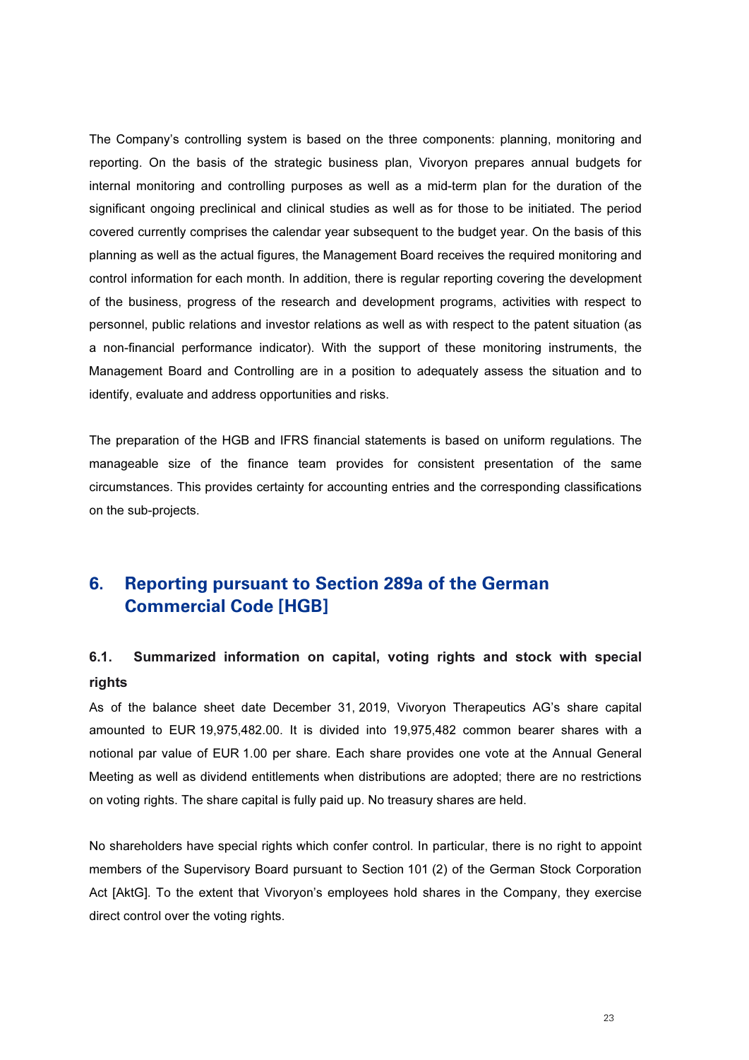The Company's controlling system is based on the three components: planning, monitoring and reporting. On the basis of the strategic business plan, Vivoryon prepares annual budgets for internal monitoring and controlling purposes as well as a mid-term plan for the duration of the significant ongoing preclinical and clinical studies as well as for those to be initiated. The period covered currently comprises the calendar year subsequent to the budget year. On the basis of this planning as well as the actual figures, the Management Board receives the required monitoring and control information for each month. In addition, there is regular reporting covering the development of the business, progress of the research and development programs, activities with respect to personnel, public relations and investor relations as well as with respect to the patent situation (as a non-financial performance indicator). With the support of these monitoring instruments, the Management Board and Controlling are in a position to adequately assess the situation and to identify, evaluate and address opportunities and risks.

The preparation of the HGB and IFRS financial statements is based on uniform regulations. The manageable size of the finance team provides for consistent presentation of the same circumstances. This provides certainty for accounting entries and the corresponding classifications on the sub-projects.

## 6. Reporting pursuant to Section 289a of the German Commercial Code [HGB]

### 6.1. Summarized information on capital, voting rights and stock with special rights

As of the balance sheet date December 31, 2019, Vivoryon Therapeutics AG's share capital amounted to EUR 19,975,482.00. It is divided into 19,975,482 common bearer shares with a notional par value of EUR 1.00 per share. Each share provides one vote at the Annual General Meeting as well as dividend entitlements when distributions are adopted; there are no restrictions on voting rights. The share capital is fully paid up. No treasury shares are held.

No shareholders have special rights which confer control. In particular, there is no right to appoint members of the Supervisory Board pursuant to Section 101 (2) of the German Stock Corporation Act [AktG]. To the extent that Vivoryon's employees hold shares in the Company, they exercise direct control over the voting rights.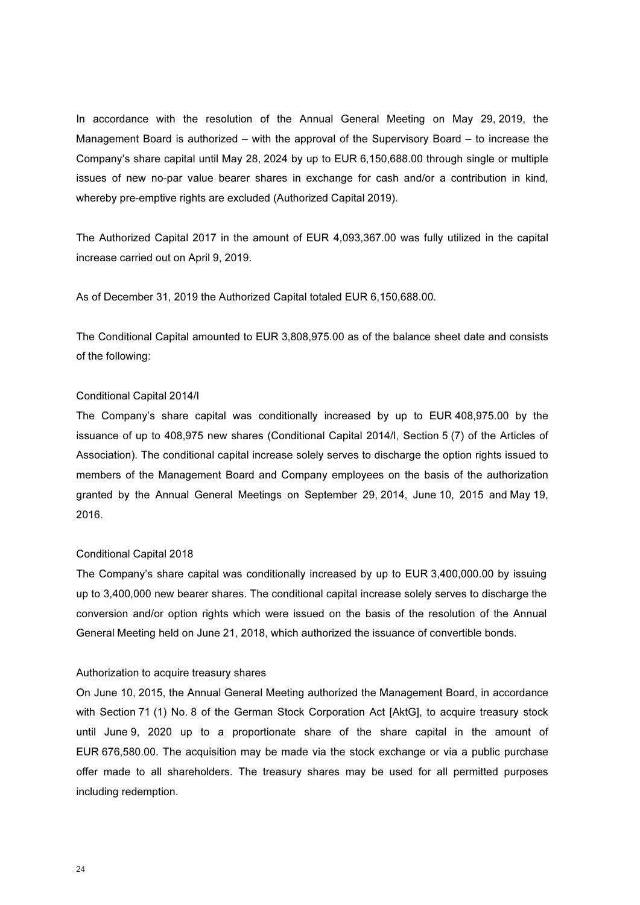In accordance with the resolution of the Annual General Meeting on May 29, 2019, the Management Board is authorized – with the approval of the Supervisory Board – to increase the Company's share capital until May 28, 2024 by up to EUR 6,150,688.00 through single or multiple issues of new no-par value bearer shares in exchange for cash and/or a contribution in kind, whereby pre-emptive rights are excluded (Authorized Capital 2019).

The Authorized Capital 2017 in the amount of EUR 4,093,367.00 was fully utilized in the capital increase carried out on April 9, 2019.

As of December 31, 2019 the Authorized Capital totaled EUR 6,150,688.00.

The Conditional Capital amounted to EUR 3,808,975.00 as of the balance sheet date and consists of the following:

Conditional Capital 2014/I

The Company's share capital was conditionally increased by up to EUR 408,975.00 by the issuance of up to 408,975 new shares (Conditional Capital 2014/I, Section 5 (7) of the Articles of Association). The conditional capital increase solely serves to discharge the option rights issued to members of the Management Board and Company employees on the basis of the authorization granted by the Annual General Meetings on September 29, 2014, June 10, 2015 and May 19, 2016.

Conditional Capital 2018

The Company's share capital was conditionally increased by up to EUR 3,400,000.00 by issuing up to 3,400,000 new bearer shares. The conditional capital increase solely serves to discharge the conversion and/or option rights which were issued on the basis of the resolution of the Annual General Meeting held on June 21, 2018, which authorized the issuance of convertible bonds.

Authorization to acquire treasury shares

On June 10, 2015, the Annual General Meeting authorized the Management Board, in accordance with Section 71 (1) No. 8 of the German Stock Corporation Act [AktG], to acquire treasury stock until June 9, 2020 up to a proportionate share of the share capital in the amount of EUR 676,580.00. The acquisition may be made via the stock exchange or via a public purchase offer made to all shareholders. The treasury shares may be used for all permitted purposes including redemption.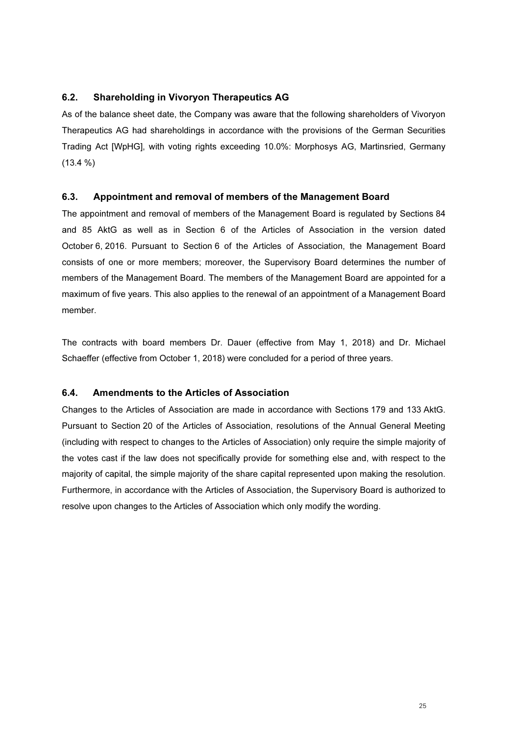### 6.2. Shareholding in Vivoryon Therapeutics AG

As of the balance sheet date, the Company was aware that the following shareholders of Vivoryon Therapeutics AG had shareholdings in accordance with the provisions of the German Securities Trading Act [WpHG], with voting rights exceeding 10.0%: Morphosys AG, Martinsried, Germany (13.4 %)

### 6.3. Appointment and removal of members of the Management Board

The appointment and removal of members of the Management Board is regulated by Sections 84 and 85 AktG as well as in Section 6 of the Articles of Association in the version dated October 6, 2016. Pursuant to Section 6 of the Articles of Association, the Management Board consists of one or more members; moreover, the Supervisory Board determines the number of members of the Management Board. The members of the Management Board are appointed for a maximum of five years. This also applies to the renewal of an appointment of a Management Board member.

The contracts with board members Dr. Dauer (effective from May 1, 2018) and Dr. Michael Schaeffer (effective from October 1, 2018) were concluded for a period of three years.

### 6.4. Amendments to the Articles of Association

Changes to the Articles of Association are made in accordance with Sections 179 and 133 AktG. Pursuant to Section 20 of the Articles of Association, resolutions of the Annual General Meeting (including with respect to changes to the Articles of Association) only require the simple majority of the votes cast if the law does not specifically provide for something else and, with respect to the majority of capital, the simple majority of the share capital represented upon making the resolution. Furthermore, in accordance with the Articles of Association, the Supervisory Board is authorized to resolve upon changes to the Articles of Association which only modify the wording.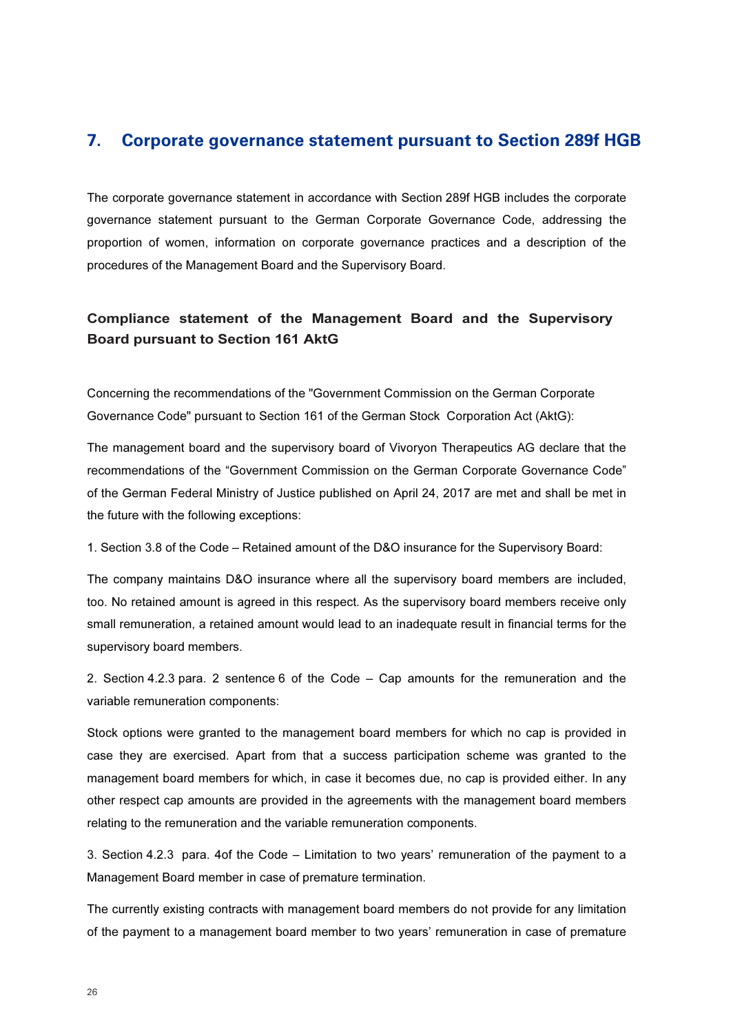## 7. Corporate governance statement pursuant to Section 289f HGB

The corporate governance statement in accordance with Section 289f HGB includes the corporate governance statement pursuant to the German Corporate Governance Code, addressing the proportion of women, information on corporate governance practices and a description of the procedures of the Management Board and the Supervisory Board.

### Compliance statement of the Management Board and the Supervisory Board pursuant to Section 161 AktG

Concerning the recommendations of the "Government Commission on the German Corporate Governance Code" pursuant to Section 161 of the German Stock Corporation Act (AktG):

The management board and the supervisory board of Vivoryon Therapeutics AG declare that the recommendations of the “Government Commission on the German Corporate Governance Code” of the German Federal Ministry of Justice published on April 24, 2017 are met and shall be met in the future with the following exceptions:

1. Section 3.8 of the Code – Retained amount of the D&O insurance for the Supervisory Board:

The company maintains D&O insurance where all the supervisory board members are included, too. No retained amount is agreed in this respect. As the supervisory board members receive only small remuneration, a retained amount would lead to an inadequate result in financial terms for the supervisory board members.

2. Section 4.2.3 para. 2 sentence 6 of the Code – Cap amounts for the remuneration and the variable remuneration components:

Stock options were granted to the management board members for which no cap is provided in case they are exercised. Apart from that a success participation scheme was granted to the management board members for which, in case it becomes due, no cap is provided either. In any other respect cap amounts are provided in the agreements with the management board members relating to the remuneration and the variable remuneration components.

3. Section 4.2.3 para. 4of the Code – Limitation to two years’ remuneration of the payment to a Management Board member in case of premature termination.

The currently existing contracts with management board members do not provide for any limitation of the payment to a management board member to two years’ remuneration in case of premature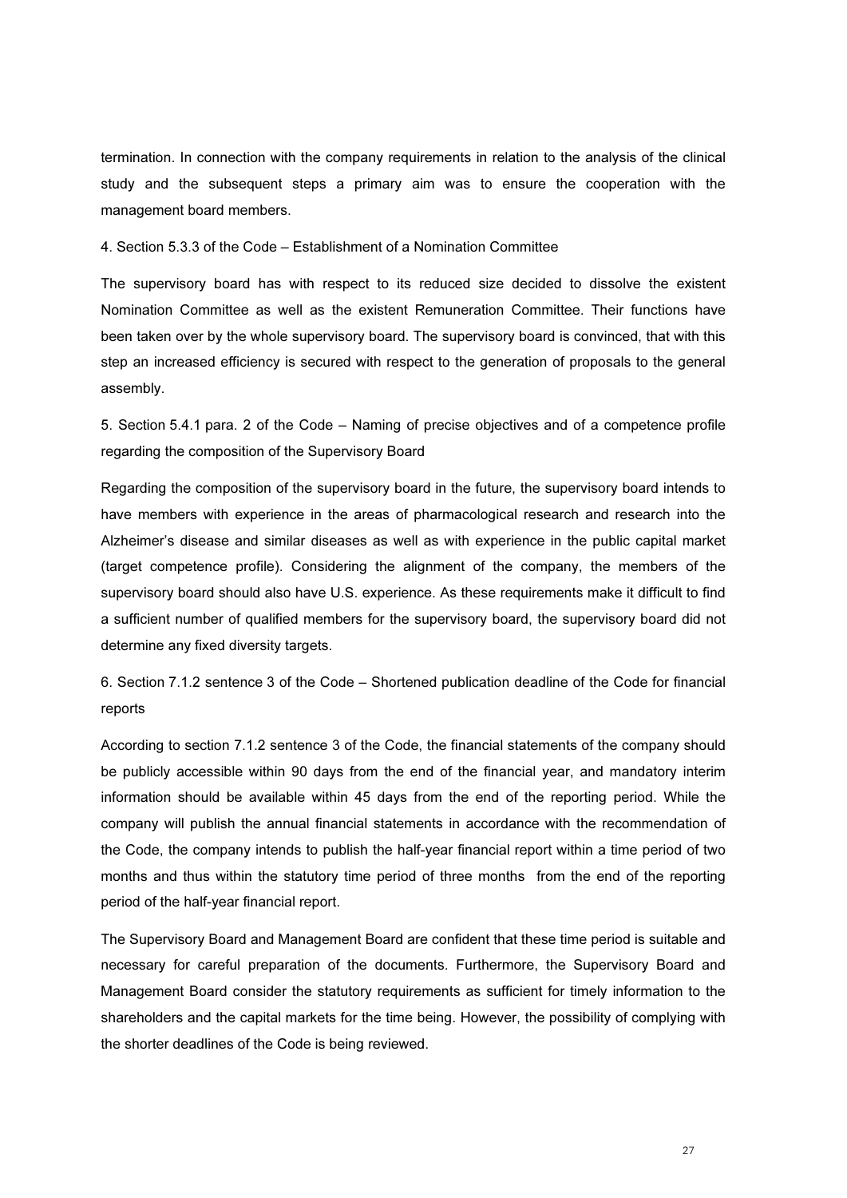termination. In connection with the company requirements in relation to the analysis of the clinical study and the subsequent steps a primary aim was to ensure the cooperation with the management board members.

4. Section 5.3.3 of the Code – Establishment of a Nomination Committee

The supervisory board has with respect to its reduced size decided to dissolve the existent Nomination Committee as well as the existent Remuneration Committee. Their functions have been taken over by the whole supervisory board. The supervisory board is convinced, that with this step an increased efficiency is secured with respect to the generation of proposals to the general assembly.

5. Section 5.4.1 para. 2 of the Code – Naming of precise objectives and of a competence profile regarding the composition of the Supervisory Board

Regarding the composition of the supervisory board in the future, the supervisory board intends to have members with experience in the areas of pharmacological research and research into the Alzheimer's disease and similar diseases as well as with experience in the public capital market (target competence profile). Considering the alignment of the company, the members of the supervisory board should also have U.S. experience. As these requirements make it difficult to find a sufficient number of qualified members for the supervisory board, the supervisory board did not determine any fixed diversity targets.

6. Section 7.1.2 sentence 3 of the Code – Shortened publication deadline of the Code for financial reports

According to section 7.1.2 sentence 3 of the Code, the financial statements of the company should be publicly accessible within 90 days from the end of the financial year, and mandatory interim information should be available within 45 days from the end of the reporting period. While the company will publish the annual financial statements in accordance with the recommendation of the Code, the company intends to publish the half-year financial report within a time period of two months and thus within the statutory time period of three months from the end of the reporting period of the half-year financial report.

The Supervisory Board and Management Board are confident that these time period is suitable and necessary for careful preparation of the documents. Furthermore, the Supervisory Board and Management Board consider the statutory requirements as sufficient for timely information to the shareholders and the capital markets for the time being. However, the possibility of complying with the shorter deadlines of the Code is being reviewed.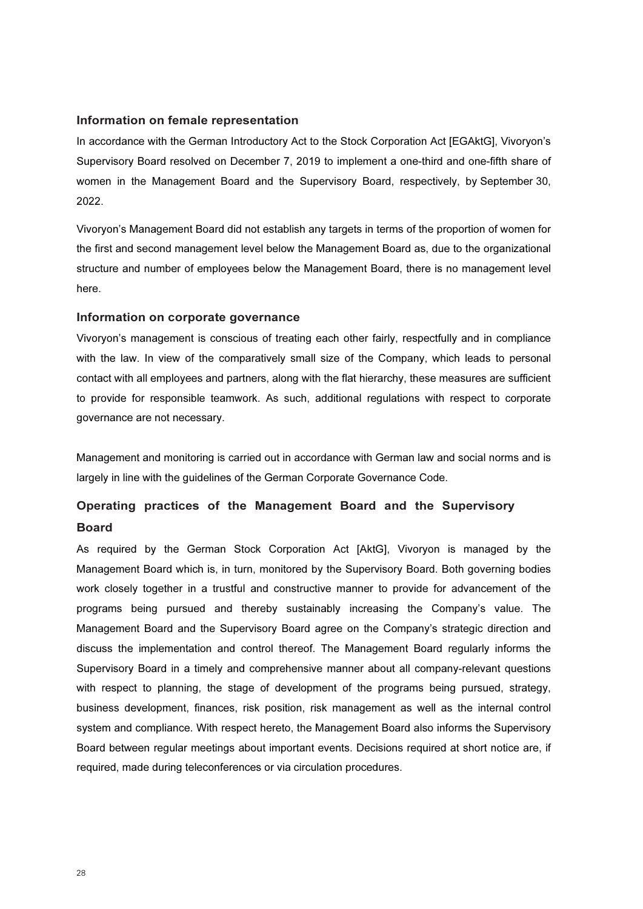### Information on female representation

In accordance with the German Introductory Act to the Stock Corporation Act [EGAktG], Vivoryon's Supervisory Board resolved on December 7, 2019 to implement a one-third and one-fifth share of women in the Management Board and the Supervisory Board, respectively, by September 30, 2022.

Vivoryon's Management Board did not establish any targets in terms of the proportion of women for the first and second management level below the Management Board as, due to the organizational structure and number of employees below the Management Board, there is no management level here.

### Information on corporate governance

Vivoryon's management is conscious of treating each other fairly, respectfully and in compliance with the law. In view of the comparatively small size of the Company, which leads to personal contact with all employees and partners, along with the flat hierarchy, these measures are sufficient to provide for responsible teamwork. As such, additional regulations with respect to corporate governance are not necessary.

Management and monitoring is carried out in accordance with German law and social norms and is largely in line with the guidelines of the German Corporate Governance Code.

### Operating practices of the Management Board and the Supervisory Board

As required by the German Stock Corporation Act [AktG], Vivoryon is managed by the Management Board which is, in turn, monitored by the Supervisory Board. Both governing bodies work closely together in a trustful and constructive manner to provide for advancement of the programs being pursued and thereby sustainably increasing the Company's value. The Management Board and the Supervisory Board agree on the Company's strategic direction and discuss the implementation and control thereof. The Management Board regularly informs the Supervisory Board in a timely and comprehensive manner about all company-relevant questions with respect to planning, the stage of development of the programs being pursued, strategy, business development, finances, risk position, risk management as well as the internal control system and compliance. With respect hereto, the Management Board also informs the Supervisory Board between regular meetings about important events. Decisions required at short notice are, if required, made during teleconferences or via circulation procedures.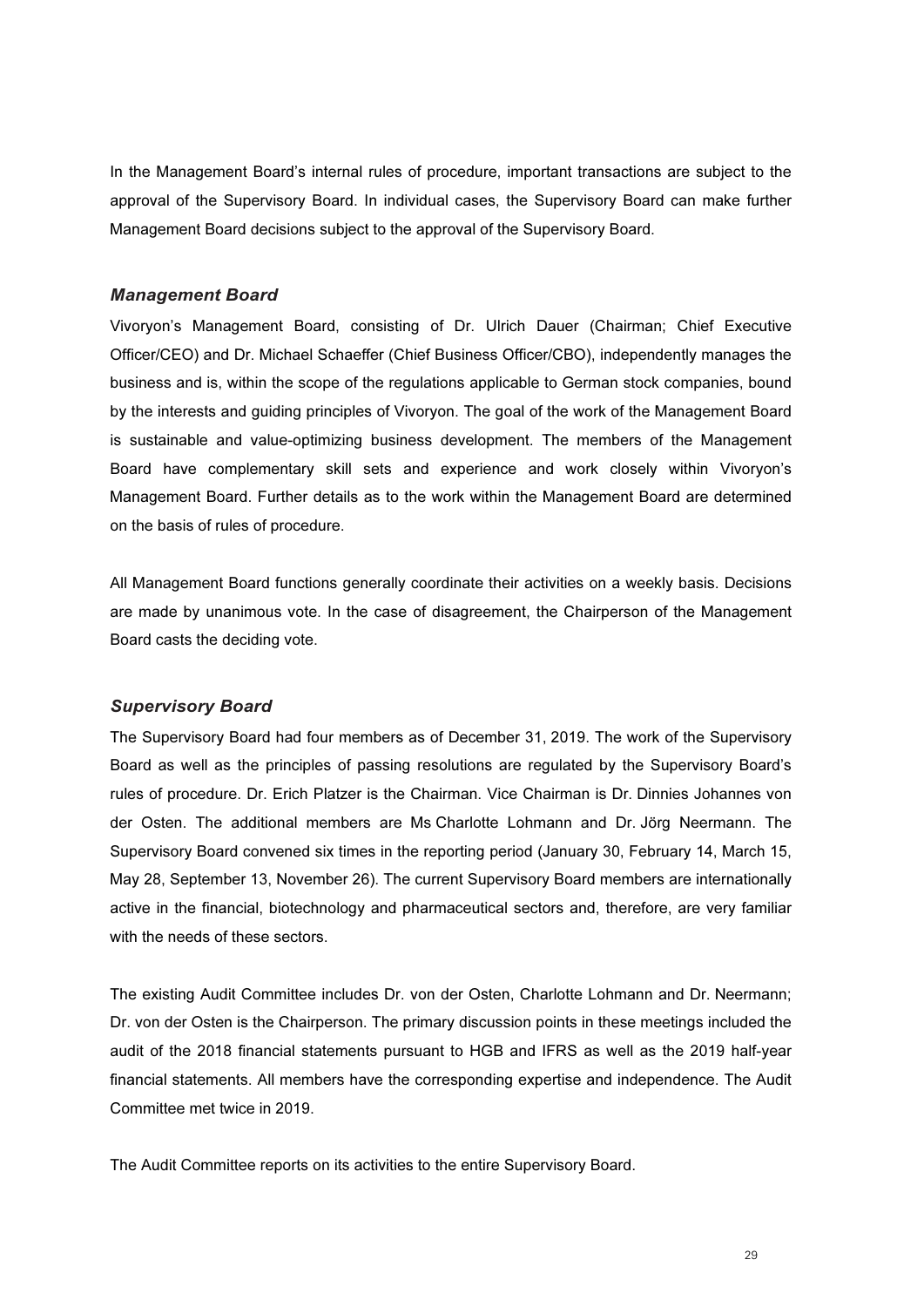In the Management Board's internal rules of procedure, important transactions are subject to the approval of the Supervisory Board. In individual cases, the Supervisory Board can make further Management Board decisions subject to the approval of the Supervisory Board.

### *Management Board*

Vivoryon's Management Board, consisting of Dr. Ulrich Dauer (Chairman; Chief Executive Officer/CEO) and Dr. Michael Schaeffer (Chief Business Officer/CBO), independently manages the business and is, within the scope of the regulations applicable to German stock companies, bound by the interests and guiding principles of Vivoryon. The goal of the work of the Management Board is sustainable and value-optimizing business development. The members of the Management Board have complementary skill sets and experience and work closely within Vivoryon's Management Board. Further details as to the work within the Management Board are determined on the basis of rules of procedure.

All Management Board functions generally coordinate their activities on a weekly basis. Decisions are made by unanimous vote. In the case of disagreement, the Chairperson of the Management Board casts the deciding vote.

### *Supervisory Board*

The Supervisory Board had four members as of December 31, 2019. The work of the Supervisory Board as well as the principles of passing resolutions are regulated by the Supervisory Board's rules of procedure. Dr. Erich Platzer is the Chairman. Vice Chairman is Dr. Dinnies Johannes von der Osten. The additional members are Ms Charlotte Lohmann and Dr. Jörg Neermann. The Supervisory Board convened six times in the reporting period (January 30, February 14, March 15, May 28, September 13, November 26). The current Supervisory Board members are internationally active in the financial, biotechnology and pharmaceutical sectors and, therefore, are very familiar with the needs of these sectors.

The existing Audit Committee includes Dr. von der Osten, Charlotte Lohmann and Dr. Neermann; Dr. von der Osten is the Chairperson. The primary discussion points in these meetings included the audit of the 2018 financial statements pursuant to HGB and IFRS as well as the 2019 half-year financial statements. All members have the corresponding expertise and independence. The Audit Committee met twice in 2019.

The Audit Committee reports on its activities to the entire Supervisory Board.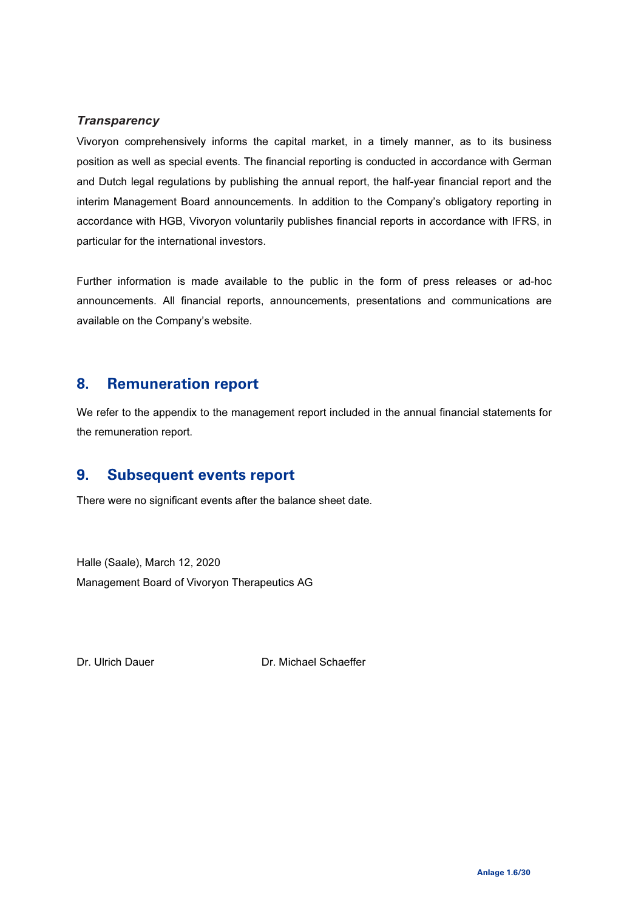***Transparency***

Vivoryon comprehensively informs the capital market, in a timely manner, as to its business position as well as special events. The financial reporting is conducted in accordance with German and Dutch legal regulations by publishing the annual report, the half-year financial report and the interim Management Board announcements. In addition to the Company's obligatory reporting in accordance with HGB, Vivoryon voluntarily publishes financial reports in accordance with IFRS, in particular for the international investors.

Further information is made available to the public in the form of press releases or ad-hoc announcements. All financial reports, announcements, presentations and communications are available on the Company's website.

## 8. Remuneration report

We refer to the appendix to the management report included in the annual financial statements for the remuneration report.

## 9. Subsequent events report

There were no significant events after the balance sheet date.

Halle (Saale), March 12, 2020

Management Board of Vivoryon Therapeutics AG

Dr. Ulrich Dauer Dr. Michael Schaeffer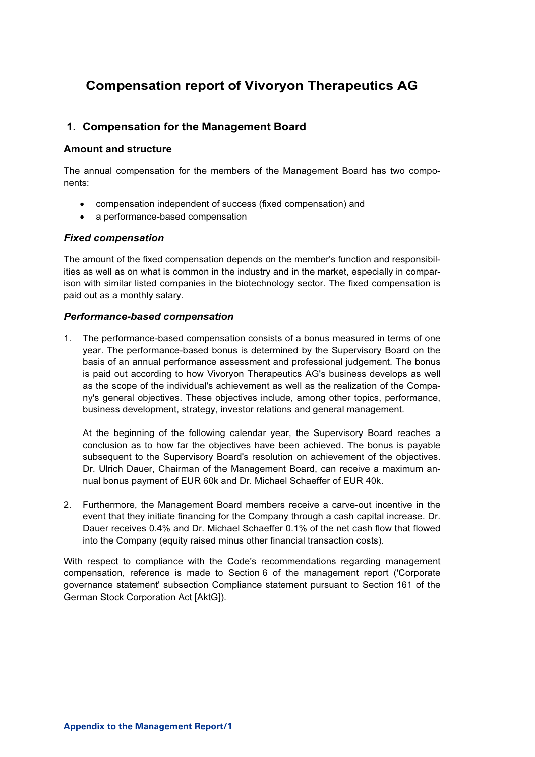# Compensation report of Vivoryon Therapeutics AG

## 1. Compensation for the Management Board

### Amount and structure

The annual compensation for the members of the Management Board has two components:

- compensation independent of success (fixed compensation) and
- a performance-based compensation

### *Fixed compensation*

The amount of the fixed compensation depends on the member's function and responsibilities as well as on what is common in the industry and in the market, especially in comparison with similar listed companies in the biotechnology sector. The fixed compensation is paid out as a monthly salary.

### *Performance-based compensation*

1. The performance-based compensation consists of a bonus measured in terms of one year. The performance-based bonus is determined by the Supervisory Board on the basis of an annual performance assessment and professional judgement. The bonus is paid out according to how Vivoryon Therapeutics AG's business develops as well as the scope of the individual's achievement as well as the realization of the Company's general objectives. These objectives include, among other topics, performance, business development, strategy, investor relations and general management.

   At the beginning of the following calendar year, the Supervisory Board reaches a conclusion as to how far the objectives have been achieved. The bonus is payable subsequent to the Supervisory Board's resolution on achievement of the objectives. Dr. Ulrich Dauer, Chairman of the Management Board, can receive a maximum annual bonus payment of EUR 60k and Dr. Michael Schaeffer of EUR 40k.

2. Furthermore, the Management Board members receive a carve-out incentive in the event that they initiate financing for the Company through a cash capital increase. Dr. Dauer receives 0.4% and Dr. Michael Schaeffer 0.1% of the net cash flow that flowed into the Company (equity raised minus other financial transaction costs).

With respect to compliance with the Code's recommendations regarding management compensation, reference is made to Section 6 of the management report ('Corporate governance statement' subsection Compliance statement pursuant to Section 161 of the German Stock Corporation Act [AktG]).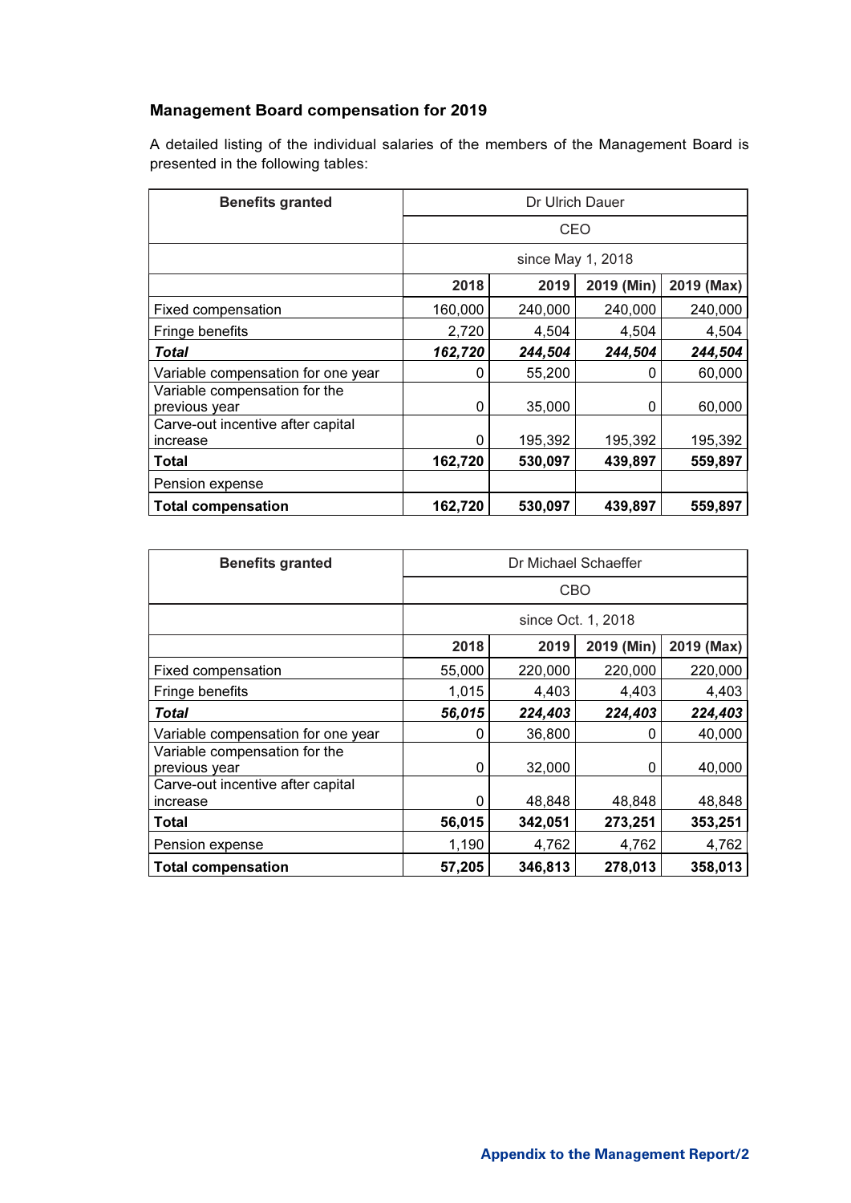### Management Board compensation for 2019

A detailed listing of the individual salaries of the members of the Management Board is presented in the following tables:

| Benefits granted | Dr Ulrich Dauer | | | |
|---|---|---|---|---|
| | CEO | | | |
| | since May 1, 2018 | | | |
| | 2018 | 2019 | 2019 (Min) | 2019 (Max) |
| Fixed compensation | 160,000 | 240,000 | 240,000 | 240,000 |
| Fringe benefits | 2,720 | 4,504 | 4,504 | 4,504 |
| ***Total*** | ***162,720*** | ***244,504*** | ***244,504*** | ***244,504*** |
| Variable compensation for one year | 0 | 55,200 | 0 | 60,000 |
| Variable compensation for the previous year | 0 | 35,000 | 0 | 60,000 |
| Carve-out incentive after capital increase | 0 | 195,392 | 195,392 | 195,392 |
| **Total** | **162,720** | **530,097** | **439,897** | **559,897** |
| Pension expense | | | | |
| **Total compensation** | **162,720** | **530,097** | **439,897** | **559,897** |

| Benefits granted | Dr Michael Schaeffer | | | |
|---|---|---|---|---|
| | CBO | | | |
| | since Oct. 1, 2018 | | | |
| | 2018 | 2019 | 2019 (Min) | 2019 (Max) |
| Fixed compensation | 55,000 | 220,000 | 220,000 | 220,000 |
| Fringe benefits | 1,015 | 4,403 | 4,403 | 4,403 |
| ***Total*** | ***56,015*** | ***224,403*** | ***224,403*** | ***224,403*** |
| Variable compensation for one year | 0 | 36,800 | 0 | 40,000 |
| Variable compensation for the previous year | 0 | 32,000 | 0 | 40,000 |
| Carve-out incentive after capital increase | 0 | 48,848 | 48,848 | 48,848 |
| **Total** | **56,015** | **342,051** | **273,251** | **353,251** |
| Pension expense | 1,190 | 4,762 | 4,762 | 4,762 |
| **Total compensation** | **57,205** | **346,813** | **278,013** | **358,013** |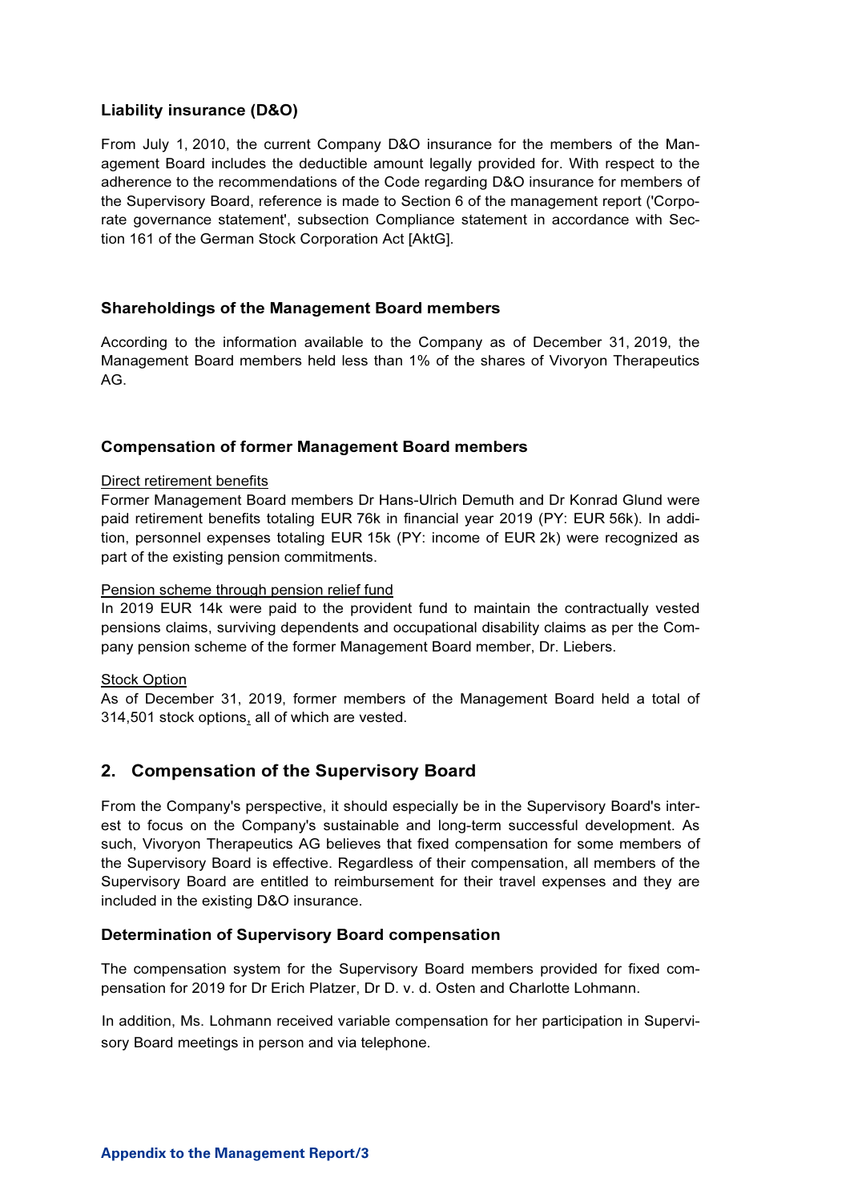### Liability insurance (D&O)

From July 1, 2010, the current Company D&O insurance for the members of the Management Board includes the deductible amount legally provided for. With respect to the adherence to the recommendations of the Code regarding D&O insurance for members of the Supervisory Board, reference is made to Section 6 of the management report ('Corporate governance statement', subsection Compliance statement in accordance with Section 161 of the German Stock Corporation Act [AktG].

### Shareholdings of the Management Board members

According to the information available to the Company as of December 31, 2019, the Management Board members held less than 1% of the shares of Vivoryon Therapeutics AG.

### Compensation of former Management Board members

Direct retirement benefits

Former Management Board members Dr Hans-Ulrich Demuth and Dr Konrad Glund were paid retirement benefits totaling EUR 76k in financial year 2019 (PY: EUR 56k). In addition, personnel expenses totaling EUR 15k (PY: income of EUR 2k) were recognized as part of the existing pension commitments.

Pension scheme through pension relief fund

In 2019 EUR 14k were paid to the provident fund to maintain the contractually vested pensions claims, surviving dependents and occupational disability claims as per the Company pension scheme of the former Management Board member, Dr. Liebers.

Stock Option

As of December 31, 2019, former members of the Management Board held a total of 314,501 stock options, all of which are vested.

## 2. Compensation of the Supervisory Board

From the Company's perspective, it should especially be in the Supervisory Board's interest to focus on the Company's sustainable and long-term successful development. As such, Vivoryon Therapeutics AG believes that fixed compensation for some members of the Supervisory Board is effective. Regardless of their compensation, all members of the Supervisory Board are entitled to reimbursement for their travel expenses and they are included in the existing D&O insurance.

### Determination of Supervisory Board compensation

The compensation system for the Supervisory Board members provided for fixed compensation for 2019 for Dr Erich Platzer, Dr D. v. d. Osten and Charlotte Lohmann.

In addition, Ms. Lohmann received variable compensation for her participation in Supervisory Board meetings in person and via telephone.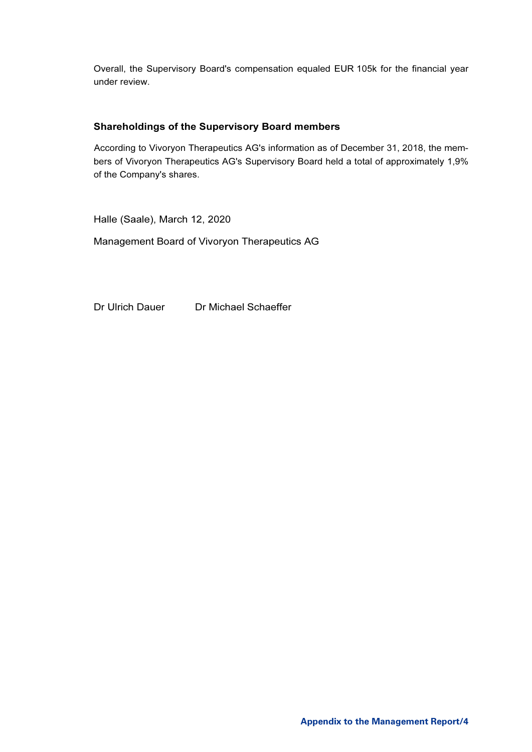Overall, the Supervisory Board's compensation equaled EUR 105k for the financial year under review.

### Shareholdings of the Supervisory Board members

According to Vivoryon Therapeutics AG's information as of December 31, 2018, the members of Vivoryon Therapeutics AG's Supervisory Board held a total of approximately 1,9% of the Company's shares.

Halle (Saale), March 12, 2020

Management Board of Vivoryon Therapeutics AG

Dr Ulrich Dauer Dr Michael Schaeffer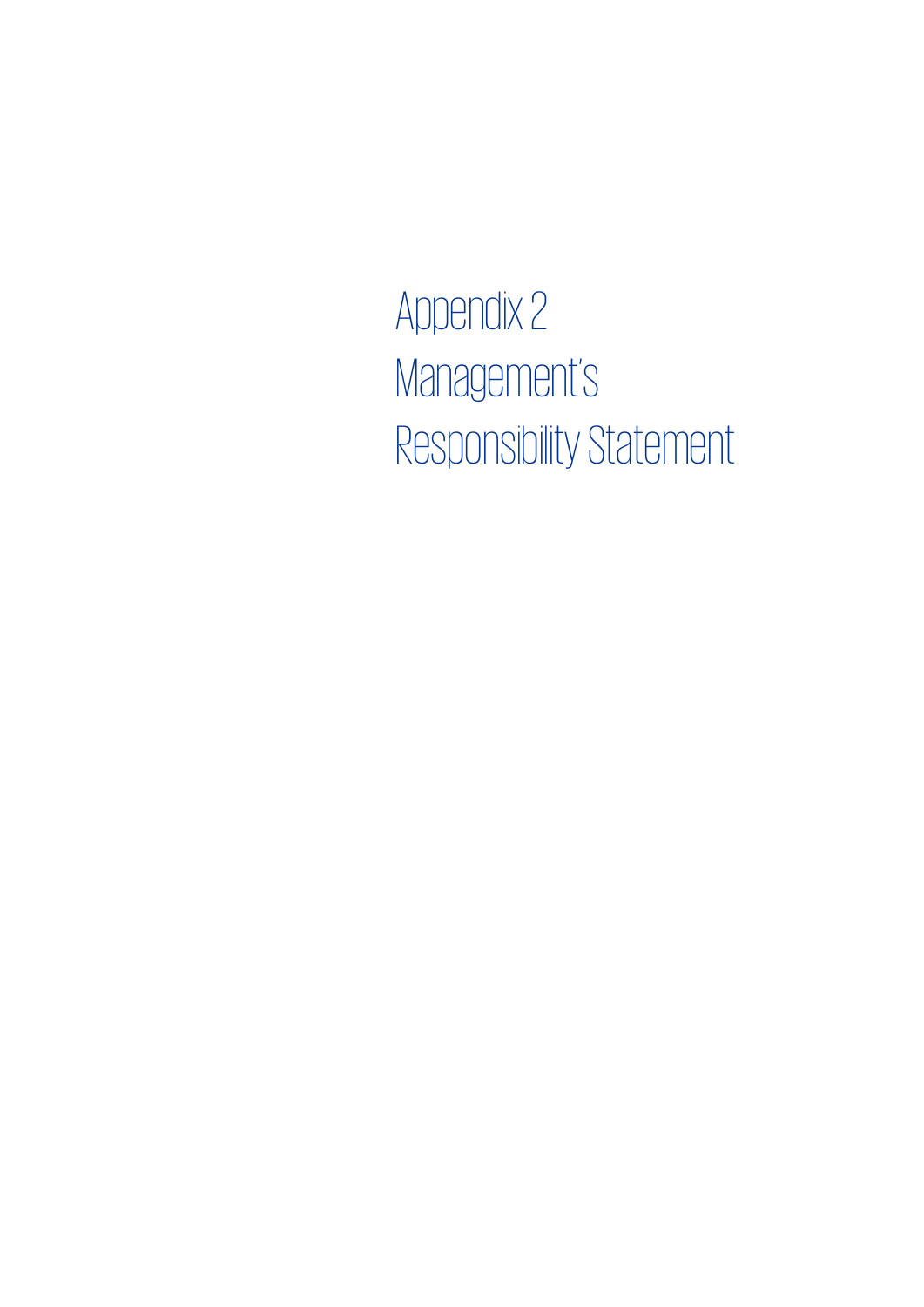# Appendix 2 Management's Responsibility Statement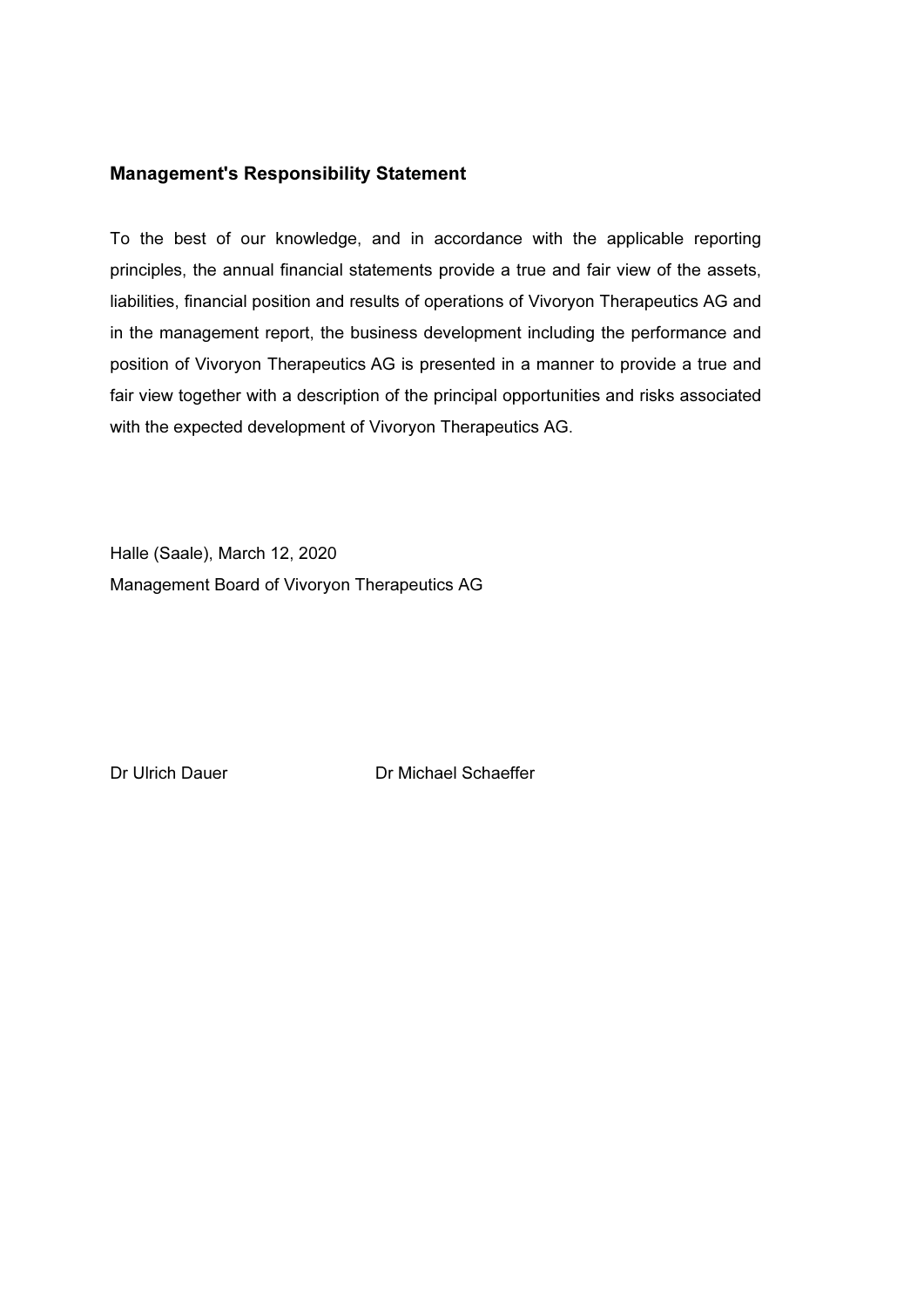## Management's Responsibility Statement

To the best of our knowledge, and in accordance with the applicable reporting principles, the annual financial statements provide a true and fair view of the assets, liabilities, financial position and results of operations of Vivoryon Therapeutics AG and in the management report, the business development including the performance and position of Vivoryon Therapeutics AG is presented in a manner to provide a true and fair view together with a description of the principal opportunities and risks associated with the expected development of Vivoryon Therapeutics AG.

Halle (Saale), March 12, 2020
Management Board of Vivoryon Therapeutics AG

Dr Ulrich Dauer Dr Michael Schaeffer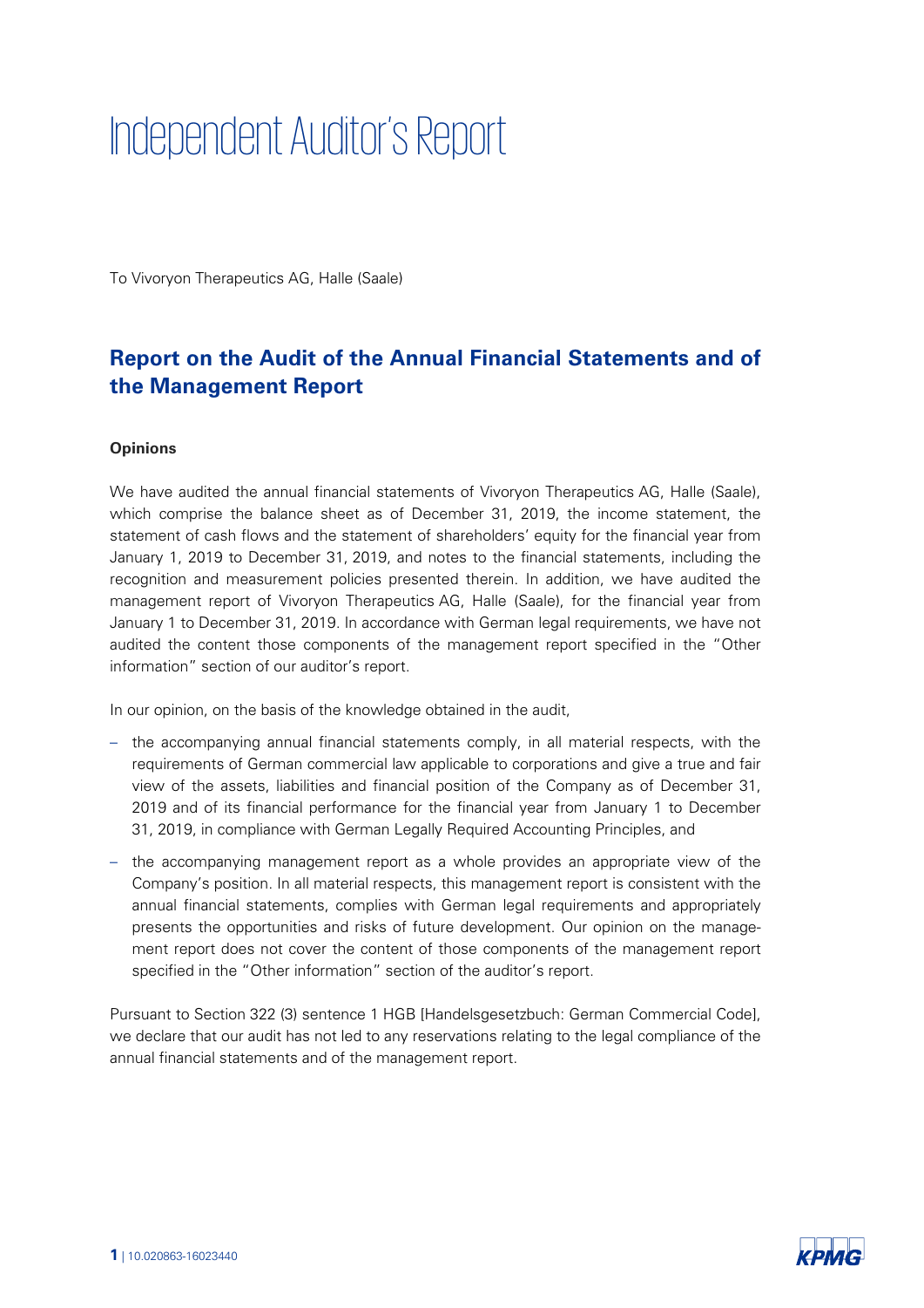# Independent Auditor's Report

To Vivoryon Therapeutics AG, Halle (Saale)

## Report on the Audit of the Annual Financial Statements and of the Management Report

### Opinions

We have audited the annual financial statements of Vivoryon Therapeutics AG, Halle (Saale), which comprise the balance sheet as of December 31, 2019, the income statement, the statement of cash flows and the statement of shareholders' equity for the financial year from January 1, 2019 to December 31, 2019, and notes to the financial statements, including the recognition and measurement policies presented therein. In addition, we have audited the management report of Vivoryon Therapeutics AG, Halle (Saale), for the financial year from January 1 to December 31, 2019. In accordance with German legal requirements, we have not audited the content those components of the management report specified in the "Other information" section of our auditor's report.

In our opinion, on the basis of the knowledge obtained in the audit,

- the accompanying annual financial statements comply, in all material respects, with the requirements of German commercial law applicable to corporations and give a true and fair view of the assets, liabilities and financial position of the Company as of December 31, 2019 and of its financial performance for the financial year from January 1 to December 31, 2019, in compliance with German Legally Required Accounting Principles, and
- the accompanying management report as a whole provides an appropriate view of the Company's position. In all material respects, this management report is consistent with the annual financial statements, complies with German legal requirements and appropriately presents the opportunities and risks of future development. Our opinion on the management report does not cover the content of those components of the management report specified in the "Other information" section of the auditor's report.

Pursuant to Section 322 (3) sentence 1 HGB [Handelsgesetzbuch: German Commercial Code], we declare that our audit has not led to any reservations relating to the legal compliance of the annual financial statements and of the management report.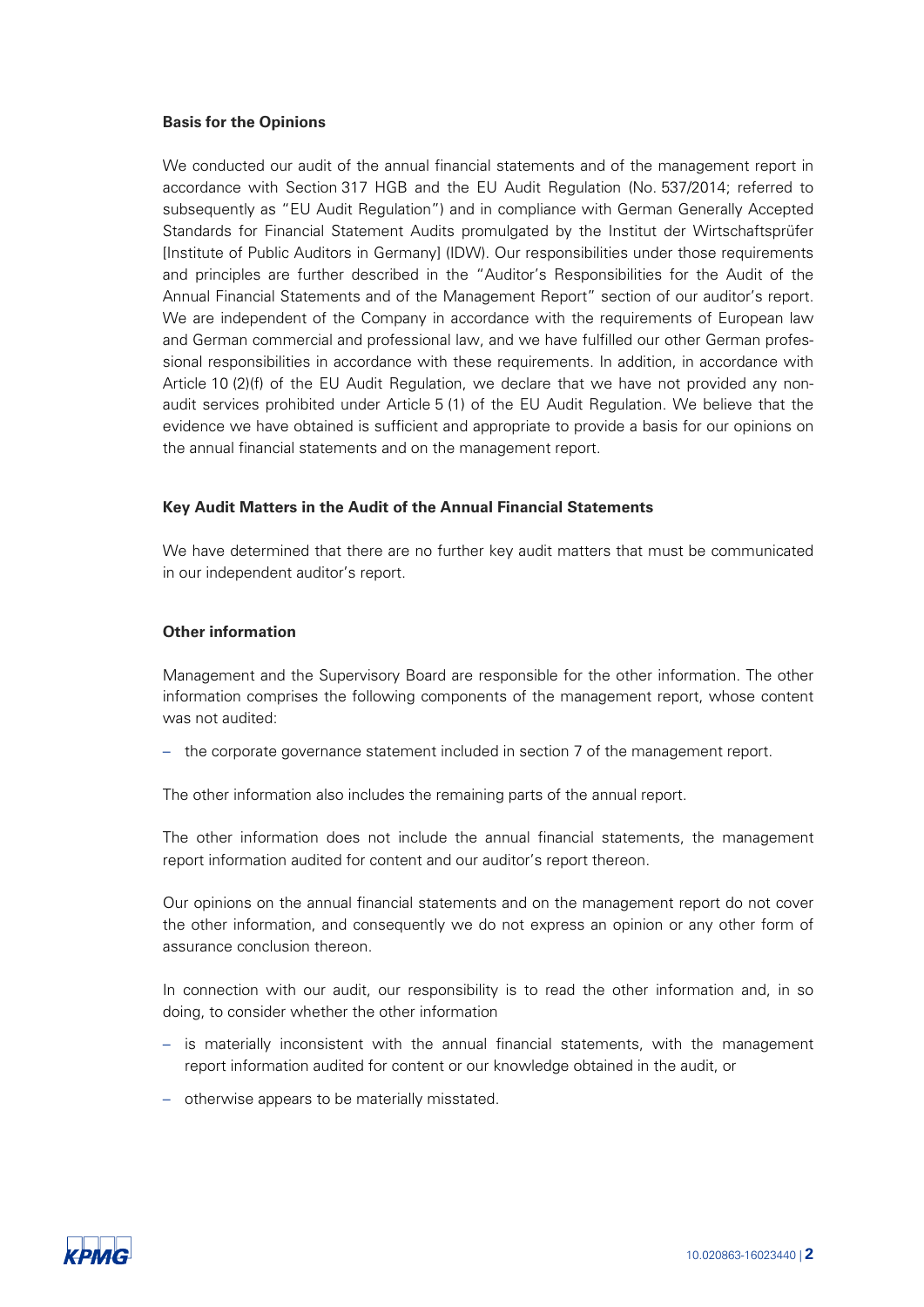**Basis for the Opinions**

We conducted our audit of the annual financial statements and of the management report in accordance with Section 317 HGB and the EU Audit Regulation (No. 537/2014; referred to subsequently as "EU Audit Regulation") and in compliance with German Generally Accepted Standards for Financial Statement Audits promulgated by the Institut der Wirtschaftsprüfer [Institute of Public Auditors in Germany] (IDW). Our responsibilities under those requirements and principles are further described in the "Auditor's Responsibilities for the Audit of the Annual Financial Statements and of the Management Report" section of our auditor's report. We are independent of the Company in accordance with the requirements of European law and German commercial and professional law, and we have fulfilled our other German professional responsibilities in accordance with these requirements. In addition, in accordance with Article 10 (2)(f) of the EU Audit Regulation, we declare that we have not provided any non-audit services prohibited under Article 5 (1) of the EU Audit Regulation. We believe that the evidence we have obtained is sufficient and appropriate to provide a basis for our opinions on the annual financial statements and on the management report.

**Key Audit Matters in the Audit of the Annual Financial Statements**

We have determined that there are no further key audit matters that must be communicated in our independent auditor's report.

**Other information**

Management and the Supervisory Board are responsible for the other information. The other information comprises the following components of the management report, whose content was not audited:

- the corporate governance statement included in section 7 of the management report.

The other information also includes the remaining parts of the annual report.

The other information does not include the annual financial statements, the management report information audited for content and our auditor's report thereon.

Our opinions on the annual financial statements and on the management report do not cover the other information, and consequently we do not express an opinion or any other form of assurance conclusion thereon.

In connection with our audit, our responsibility is to read the other information and, in so doing, to consider whether the other information

- is materially inconsistent with the annual financial statements, with the management report information audited for content or our knowledge obtained in the audit, or
- otherwise appears to be materially misstated.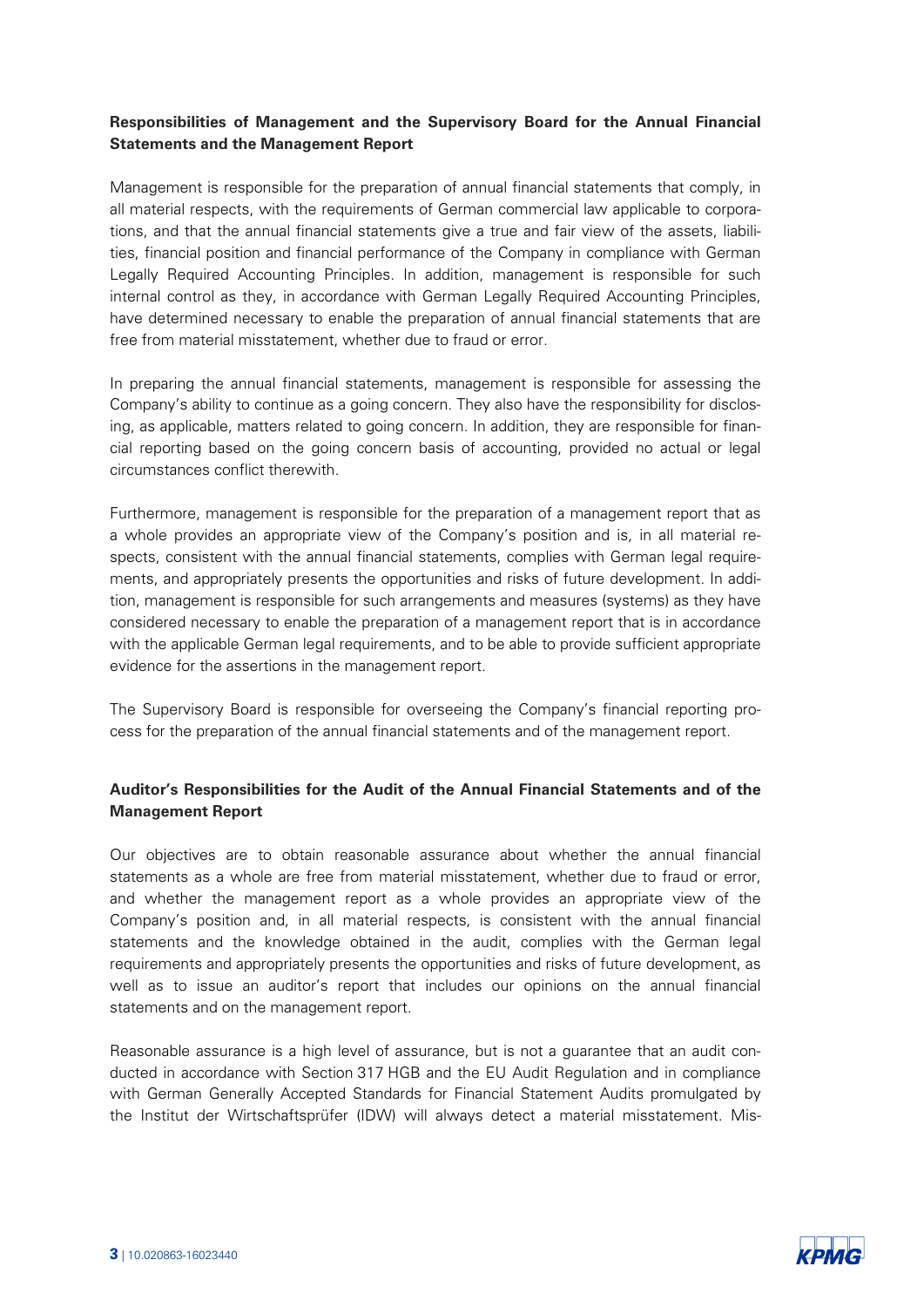**Responsibilities of Management and the Supervisory Board for the Annual Financial Statements and the Management Report**

Management is responsible for the preparation of annual financial statements that comply, in all material respects, with the requirements of German commercial law applicable to corporations, and that the annual financial statements give a true and fair view of the assets, liabilities, financial position and financial performance of the Company in compliance with German Legally Required Accounting Principles. In addition, management is responsible for such internal control as they, in accordance with German Legally Required Accounting Principles, have determined necessary to enable the preparation of annual financial statements that are free from material misstatement, whether due to fraud or error.

In preparing the annual financial statements, management is responsible for assessing the Company's ability to continue as a going concern. They also have the responsibility for disclosing, as applicable, matters related to going concern. In addition, they are responsible for financial reporting based on the going concern basis of accounting, provided no actual or legal circumstances conflict therewith.

Furthermore, management is responsible for the preparation of a management report that as a whole provides an appropriate view of the Company's position and is, in all material respects, consistent with the annual financial statements, complies with German legal requirements, and appropriately presents the opportunities and risks of future development. In addition, management is responsible for such arrangements and measures (systems) as they have considered necessary to enable the preparation of a management report that is in accordance with the applicable German legal requirements, and to be able to provide sufficient appropriate evidence for the assertions in the management report.

The Supervisory Board is responsible for overseeing the Company's financial reporting process for the preparation of the annual financial statements and of the management report.

**Auditor's Responsibilities for the Audit of the Annual Financial Statements and of the Management Report**

Our objectives are to obtain reasonable assurance about whether the annual financial statements as a whole are free from material misstatement, whether due to fraud or error, and whether the management report as a whole provides an appropriate view of the Company's position and, in all material respects, is consistent with the annual financial statements and the knowledge obtained in the audit, complies with the German legal requirements and appropriately presents the opportunities and risks of future development, as well as to issue an auditor's report that includes our opinions on the annual financial statements and on the management report.

Reasonable assurance is a high level of assurance, but is not a guarantee that an audit conducted in accordance with Section 317 HGB and the EU Audit Regulation and in compliance with German Generally Accepted Standards for Financial Statement Audits promulgated by the Institut der Wirtschaftsprüfer (IDW) will always detect a material misstatement. Mis-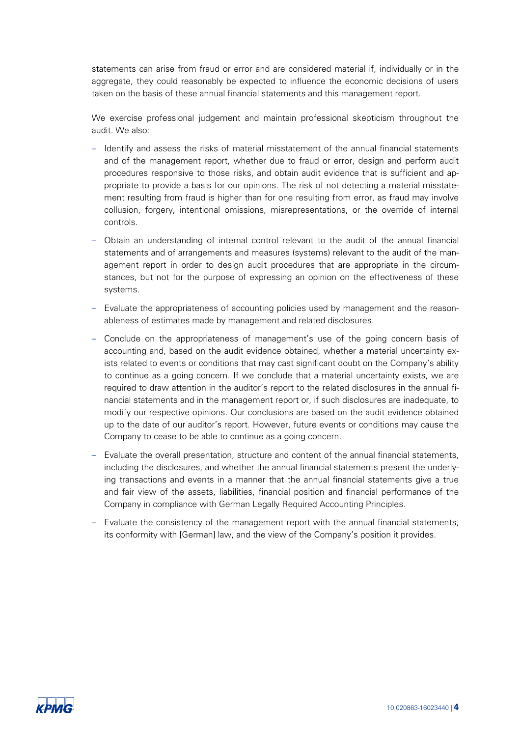statements can arise from fraud or error and are considered material if, individually or in the aggregate, they could reasonably be expected to influence the economic decisions of users taken on the basis of these annual financial statements and this management report.

We exercise professional judgement and maintain professional skepticism throughout the audit. We also:

- Identify and assess the risks of material misstatement of the annual financial statements and of the management report, whether due to fraud or error, design and perform audit procedures responsive to those risks, and obtain audit evidence that is sufficient and appropriate to provide a basis for our opinions. The risk of not detecting a material misstatement resulting from fraud is higher than for one resulting from error, as fraud may involve collusion, forgery, intentional omissions, misrepresentations, or the override of internal controls.
- Obtain an understanding of internal control relevant to the audit of the annual financial statements and of arrangements and measures (systems) relevant to the audit of the management report in order to design audit procedures that are appropriate in the circumstances, but not for the purpose of expressing an opinion on the effectiveness of these systems.
- Evaluate the appropriateness of accounting policies used by management and the reasonableness of estimates made by management and related disclosures.
- Conclude on the appropriateness of management's use of the going concern basis of accounting and, based on the audit evidence obtained, whether a material uncertainty exists related to events or conditions that may cast significant doubt on the Company's ability to continue as a going concern. If we conclude that a material uncertainty exists, we are required to draw attention in the auditor's report to the related disclosures in the annual financial statements and in the management report or, if such disclosures are inadequate, to modify our respective opinions. Our conclusions are based on the audit evidence obtained up to the date of our auditor's report. However, future events or conditions may cause the Company to cease to be able to continue as a going concern.
- Evaluate the overall presentation, structure and content of the annual financial statements, including the disclosures, and whether the annual financial statements present the underlying transactions and events in a manner that the annual financial statements give a true and fair view of the assets, liabilities, financial position and financial performance of the Company in compliance with German Legally Required Accounting Principles.
- Evaluate the consistency of the management report with the annual financial statements, its conformity with [German] law, and the view of the Company's position it provides.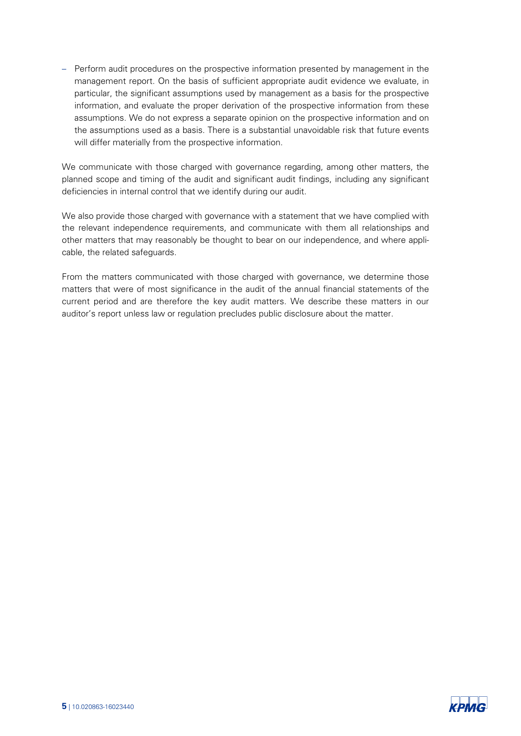- Perform audit procedures on the prospective information presented by management in the management report. On the basis of sufficient appropriate audit evidence we evaluate, in particular, the significant assumptions used by management as a basis for the prospective information, and evaluate the proper derivation of the prospective information from these assumptions. We do not express a separate opinion on the prospective information and on the assumptions used as a basis. There is a substantial unavoidable risk that future events will differ materially from the prospective information.

We communicate with those charged with governance regarding, among other matters, the planned scope and timing of the audit and significant audit findings, including any significant deficiencies in internal control that we identify during our audit.

We also provide those charged with governance with a statement that we have complied with the relevant independence requirements, and communicate with them all relationships and other matters that may reasonably be thought to bear on our independence, and where applicable, the related safeguards.

From the matters communicated with those charged with governance, we determine those matters that were of most significance in the audit of the annual financial statements of the current period and are therefore the key audit matters. We describe these matters in our auditor's report unless law or regulation precludes public disclosure about the matter.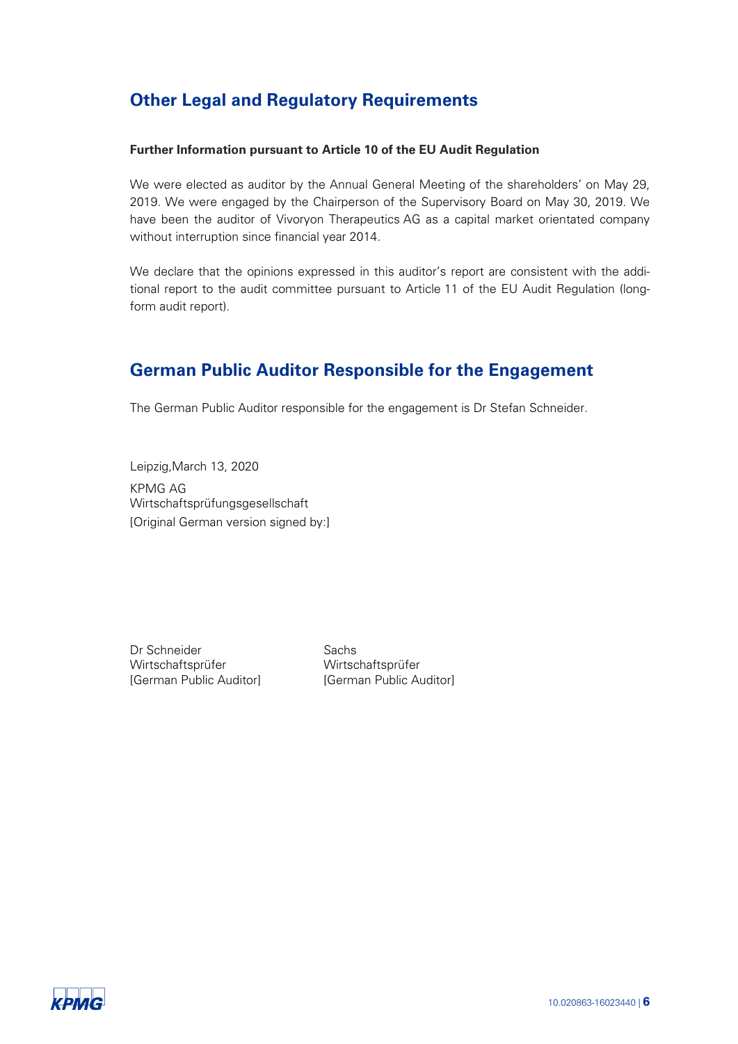## Other Legal and Regulatory Requirements

**Further Information pursuant to Article 10 of the EU Audit Regulation**

We were elected as auditor by the Annual General Meeting of the shareholders' on May 29, 2019. We were engaged by the Chairperson of the Supervisory Board on May 30, 2019. We have been the auditor of Vivoryon Therapeutics AG as a capital market orientated company without interruption since financial year 2014.

We declare that the opinions expressed in this auditor's report are consistent with the additional report to the audit committee pursuant to Article 11 of the EU Audit Regulation (long-form audit report).

## German Public Auditor Responsible for the Engagement

The German Public Auditor responsible for the engagement is Dr Stefan Schneider.

Leipzig,March 13, 2020

KPMG AG
Wirtschaftsprüfungsgesellschaft
[Original German version signed by:]

Dr Schneider
Wirtschaftsprüfer
[German Public Auditor]

Sachs
Wirtschaftsprüfer
[German Public Auditor]